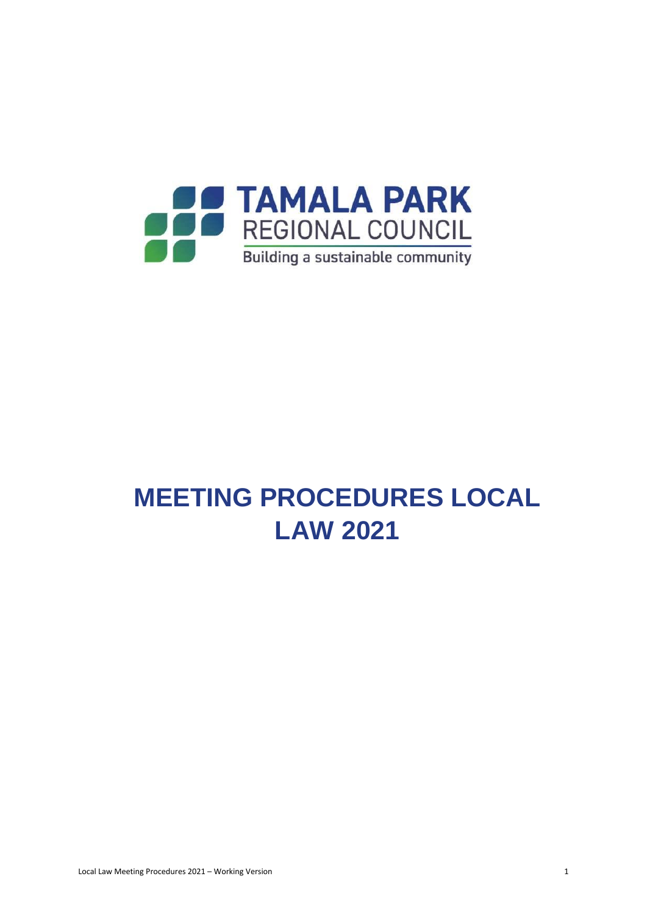TAMALA PARK
REGIONAL COUNCIL
Building a sustainable community

# MEETING PROCEDURES LOCAL LAW 2021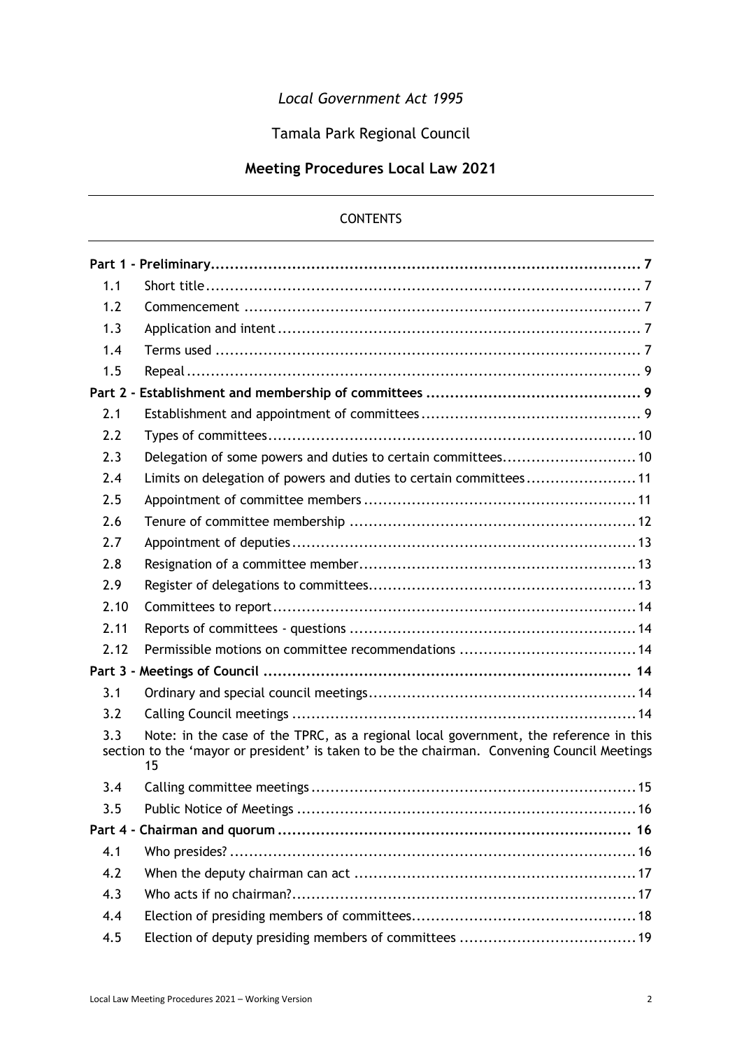*Local Government Act 1995*

Tamala Park Regional Council

**Meeting Procedures Local Law 2021**

CONTENTS

| | | |
|---|---|---|
| **Part 1 - Preliminary** | | **7** |
| 1.1 | Short title | 7 |
| 1.2 | Commencement | 7 |
| 1.3 | Application and intent | 7 |
| 1.4 | Terms used | 7 |
| 1.5 | Repeal | 9 |
| **Part 2 - Establishment and membership of committees** | | **9** |
| 2.1 | Establishment and appointment of committees | 9 |
| 2.2 | Types of committees | 10 |
| 2.3 | Delegation of some powers and duties to certain committees | 10 |
| 2.4 | Limits on delegation of powers and duties to certain committees | 11 |
| 2.5 | Appointment of committee members | 11 |
| 2.6 | Tenure of committee membership | 12 |
| 2.7 | Appointment of deputies | 13 |
| 2.8 | Resignation of a committee member | 13 |
| 2.9 | Register of delegations to committees | 13 |
| 2.10 | Committees to report | 14 |
| 2.11 | Reports of committees - questions | 14 |
| 2.12 | Permissible motions on committee recommendations | 14 |
| **Part 3 - Meetings of Council** | | **14** |
| 3.1 | Ordinary and special council meetings | 14 |
| 3.2 | Calling Council meetings | 14 |
| 3.3 | Note: in the case of the TPRC, as a regional local government, the reference in this section to the 'mayor or president' is taken to be the chairman. Convening Council Meetings | 15 |
| 3.4 | Calling committee meetings | 15 |
| 3.5 | Public Notice of Meetings | 16 |
| **Part 4 - Chairman and quorum** | | **16** |
| 4.1 | Who presides? | 16 |
| 4.2 | When the deputy chairman can act | 17 |
| 4.3 | Who acts if no chairman? | 17 |
| 4.4 | Election of presiding members of committees | 18 |
| 4.5 | Election of deputy presiding members of committees | 19 |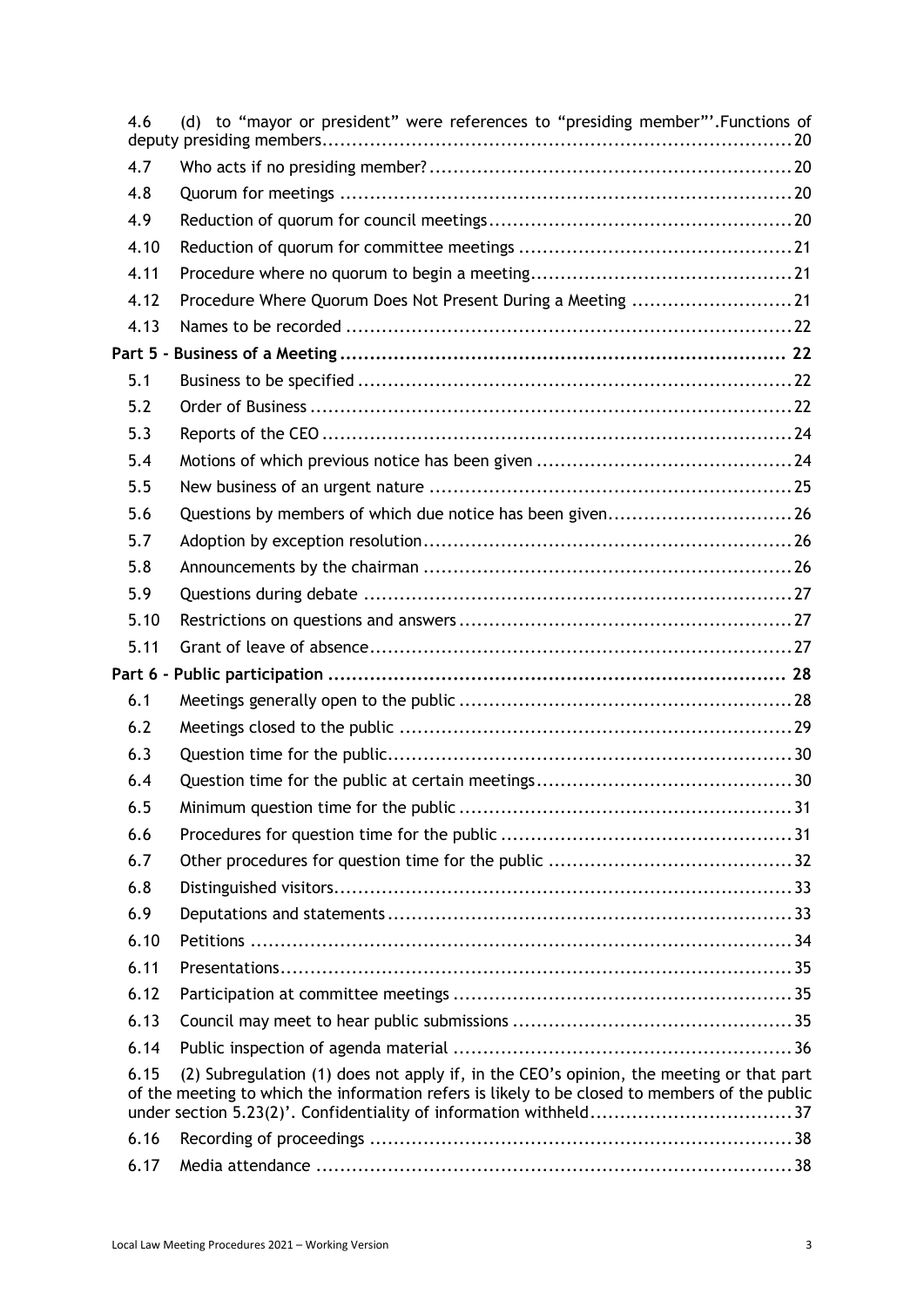| | | |
|---|---|---|
| 4.6 | (d) to "mayor or president" were references to "presiding member"'.Functions of deputy presiding members | 20 |
| 4.7 | Who acts if no presiding member? | 20 |
| 4.8 | Quorum for meetings | 20 |
| 4.9 | Reduction of quorum for council meetings | 20 |
| 4.10 | Reduction of quorum for committee meetings | 21 |
| 4.11 | Procedure where no quorum to begin a meeting | 21 |
| 4.12 | Procedure Where Quorum Does Not Present During a Meeting | 21 |
| 4.13 | Names to be recorded | 22 |
| **Part 5 - Business of a Meeting** | | **22** |
| 5.1 | Business to be specified | 22 |
| 5.2 | Order of Business | 22 |
| 5.3 | Reports of the CEO | 24 |
| 5.4 | Motions of which previous notice has been given | 24 |
| 5.5 | New business of an urgent nature | 25 |
| 5.6 | Questions by members of which due notice has been given | 26 |
| 5.7 | Adoption by exception resolution | 26 |
| 5.8 | Announcements by the chairman | 26 |
| 5.9 | Questions during debate | 27 |
| 5.10 | Restrictions on questions and answers | 27 |
| 5.11 | Grant of leave of absence | 27 |
| **Part 6 - Public participation** | | **28** |
| 6.1 | Meetings generally open to the public | 28 |
| 6.2 | Meetings closed to the public | 29 |
| 6.3 | Question time for the public | 30 |
| 6.4 | Question time for the public at certain meetings | 30 |
| 6.5 | Minimum question time for the public | 31 |
| 6.6 | Procedures for question time for the public | 31 |
| 6.7 | Other procedures for question time for the public | 32 |
| 6.8 | Distinguished visitors | 33 |
| 6.9 | Deputations and statements | 33 |
| 6.10 | Petitions | 34 |
| 6.11 | Presentations | 35 |
| 6.12 | Participation at committee meetings | 35 |
| 6.13 | Council may meet to hear public submissions | 35 |
| 6.14 | Public inspection of agenda material | 36 |
| 6.15 | (2) Subregulation (1) does not apply if, in the CEO's opinion, the meeting or that part of the meeting to which the information refers is likely to be closed to members of the public under section 5.23(2)'. Confidentiality of information withheld | 37 |
| 6.16 | Recording of proceedings | 38 |
| 6.17 | Media attendance | 38 |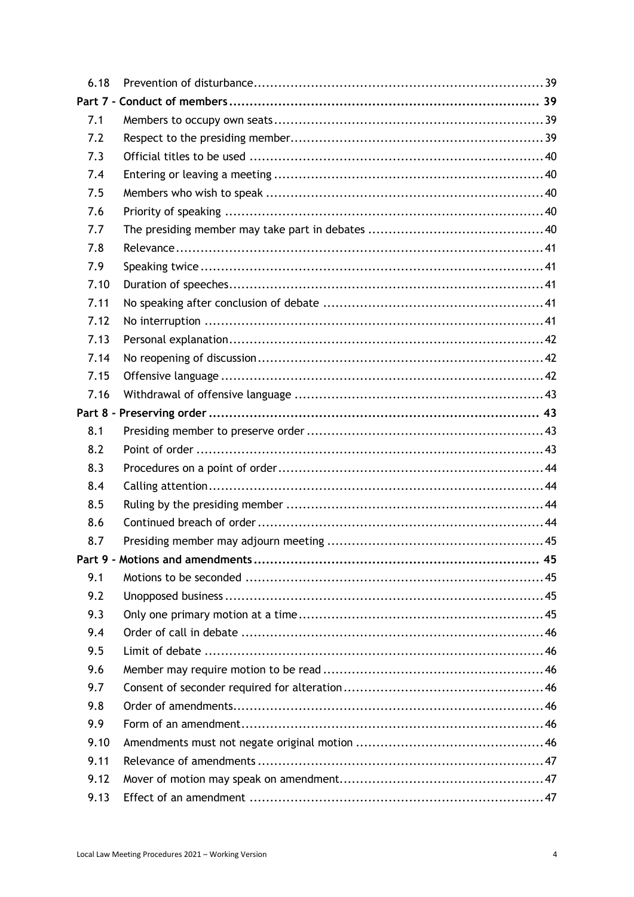| | | |
|---|---|---|
| 6.18 | Prevention of disturbance | 39 |
| **Part 7 - Conduct of members** | | **39** |
| 7.1 | Members to occupy own seats | 39 |
| 7.2 | Respect to the presiding member | 39 |
| 7.3 | Official titles to be used | 40 |
| 7.4 | Entering or leaving a meeting | 40 |
| 7.5 | Members who wish to speak | 40 |
| 7.6 | Priority of speaking | 40 |
| 7.7 | The presiding member may take part in debates | 40 |
| 7.8 | Relevance | 41 |
| 7.9 | Speaking twice | 41 |
| 7.10 | Duration of speeches | 41 |
| 7.11 | No speaking after conclusion of debate | 41 |
| 7.12 | No interruption | 41 |
| 7.13 | Personal explanation | 42 |
| 7.14 | No reopening of discussion | 42 |
| 7.15 | Offensive language | 42 |
| 7.16 | Withdrawal of offensive language | 43 |
| **Part 8 - Preserving order** | | **43** |
| 8.1 | Presiding member to preserve order | 43 |
| 8.2 | Point of order | 43 |
| 8.3 | Procedures on a point of order | 44 |
| 8.4 | Calling attention | 44 |
| 8.5 | Ruling by the presiding member | 44 |
| 8.6 | Continued breach of order | 44 |
| 8.7 | Presiding member may adjourn meeting | 45 |
| **Part 9 - Motions and amendments** | | **45** |
| 9.1 | Motions to be seconded | 45 |
| 9.2 | Unopposed business | 45 |
| 9.3 | Only one primary motion at a time | 45 |
| 9.4 | Order of call in debate | 46 |
| 9.5 | Limit of debate | 46 |
| 9.6 | Member may require motion to be read | 46 |
| 9.7 | Consent of seconder required for alteration | 46 |
| 9.8 | Order of amendments | 46 |
| 9.9 | Form of an amendment | 46 |
| 9.10 | Amendments must not negate original motion | 46 |
| 9.11 | Relevance of amendments | 47 |
| 9.12 | Mover of motion may speak on amendment | 47 |
| 9.13 | Effect of an amendment | 47 |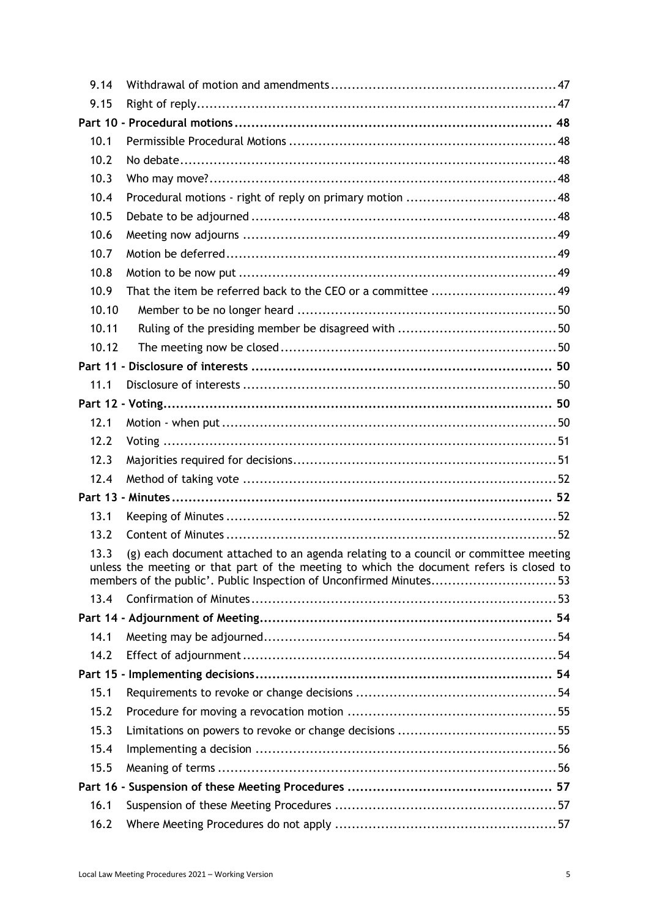| | | |
|---|---|---|
| 9.14 | Withdrawal of motion and amendments | 47 |
| 9.15 | Right of reply | 47 |
| **Part 10 - Procedural motions** | | **48** |
| 10.1 | Permissible Procedural Motions | 48 |
| 10.2 | No debate | 48 |
| 10.3 | Who may move? | 48 |
| 10.4 | Procedural motions - right of reply on primary motion | 48 |
| 10.5 | Debate to be adjourned | 48 |
| 10.6 | Meeting now adjourns | 49 |
| 10.7 | Motion be deferred | 49 |
| 10.8 | Motion to be now put | 49 |
| 10.9 | That the item be referred back to the CEO or a committee | 49 |
| 10.10 | Member to be no longer heard | 50 |
| 10.11 | Ruling of the presiding member be disagreed with | 50 |
| 10.12 | The meeting now be closed | 50 |
| **Part 11 - Disclosure of interests** | | **50** |
| 11.1 | Disclosure of interests | 50 |
| **Part 12 - Voting** | | **50** |
| 12.1 | Motion - when put | 50 |
| 12.2 | Voting | 51 |
| 12.3 | Majorities required for decisions | 51 |
| 12.4 | Method of taking vote | 52 |
| **Part 13 - Minutes** | | **52** |
| 13.1 | Keeping of Minutes | 52 |
| 13.2 | Content of Minutes | 52 |
| 13.3 | (g) each document attached to an agenda relating to a council or committee meeting unless the meeting or that part of the meeting to which the document refers is closed to members of the public'. Public Inspection of Unconfirmed Minutes | 53 |
| 13.4 | Confirmation of Minutes | 53 |
| **Part 14 - Adjournment of Meeting** | | **54** |
| 14.1 | Meeting may be adjourned | 54 |
| 14.2 | Effect of adjournment | 54 |
| **Part 15 - Implementing decisions** | | **54** |
| 15.1 | Requirements to revoke or change decisions | 54 |
| 15.2 | Procedure for moving a revocation motion | 55 |
| 15.3 | Limitations on powers to revoke or change decisions | 55 |
| 15.4 | Implementing a decision | 56 |
| 15.5 | Meaning of terms | 56 |
| **Part 16 - Suspension of these Meeting Procedures** | | **57** |
| 16.1 | Suspension of these Meeting Procedures | 57 |
| 16.2 | Where Meeting Procedures do not apply | 57 |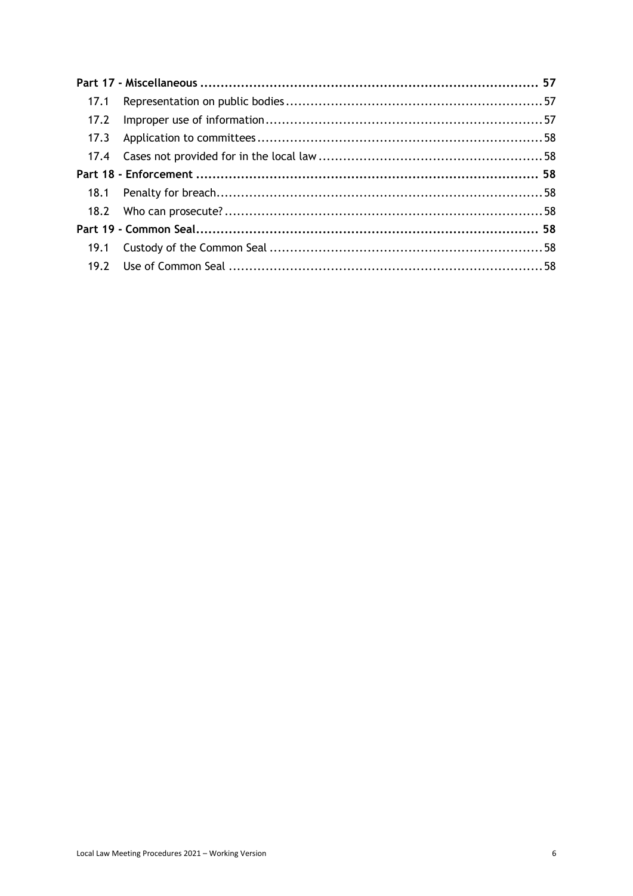**Part 17 - Miscellaneous** ........................................................................................ **57**

17.1 Representation on public bodies ........................................................................ 57

17.2 Improper use of information ............................................................................... 57

17.3 Application to committees .................................................................................. 58

17.4 Cases not provided for in the local law ............................................................... 58

**Part 18 - Enforcement** ............................................................................................ **58**

18.1 Penalty for breach ............................................................................................... 58

18.2 Who can prosecute? ............................................................................................ 58

**Part 19 - Common Seal** ........................................................................................... **58**

19.1 Custody of the Common Seal ............................................................................... 58

19.2 Use of Common Seal ............................................................................................ 58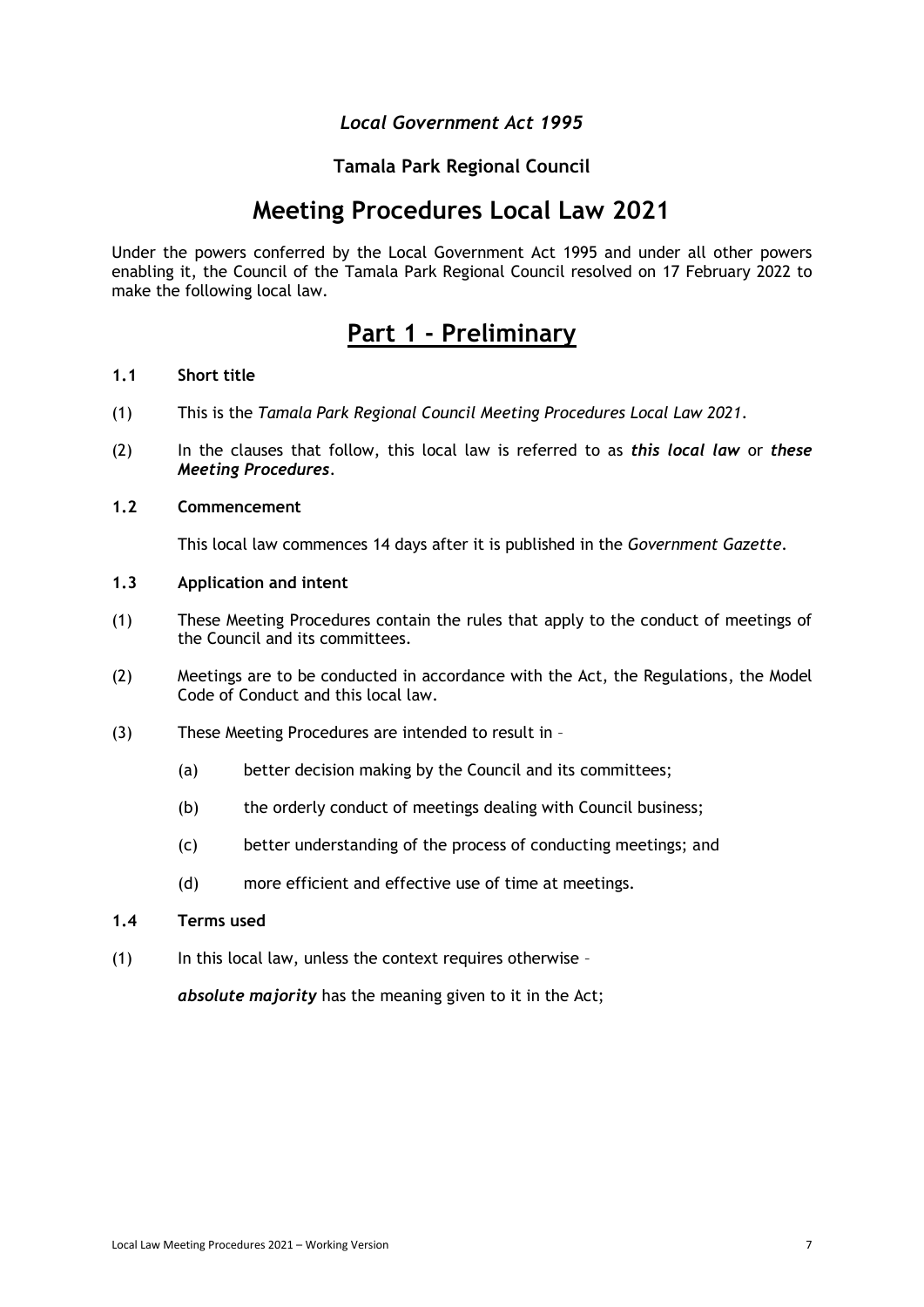*Local Government Act 1995*

**Tamala Park Regional Council**

# Meeting Procedures Local Law 2021

Under the powers conferred by the Local Government Act 1995 and under all other powers enabling it, the Council of the Tamala Park Regional Council resolved on 17 February 2022 to make the following local law.

## Part 1 - Preliminary

### 1.1 Short title

(1) This is the *Tamala Park Regional Council Meeting Procedures Local Law 2021*.

(2) In the clauses that follow, this local law is referred to as ***this local law*** or ***these Meeting Procedures***.

### 1.2 Commencement

This local law commences 14 days after it is published in the *Government Gazette*.

### 1.3 Application and intent

(1) These Meeting Procedures contain the rules that apply to the conduct of meetings of the Council and its committees.

(2) Meetings are to be conducted in accordance with the Act, the Regulations, the Model Code of Conduct and this local law.

(3) These Meeting Procedures are intended to result in –

(a) better decision making by the Council and its committees;

(b) the orderly conduct of meetings dealing with Council business;

(c) better understanding of the process of conducting meetings; and

(d) more efficient and effective use of time at meetings.

### 1.4 Terms used

(1) In this local law, unless the context requires otherwise –

***absolute majority*** has the meaning given to it in the Act;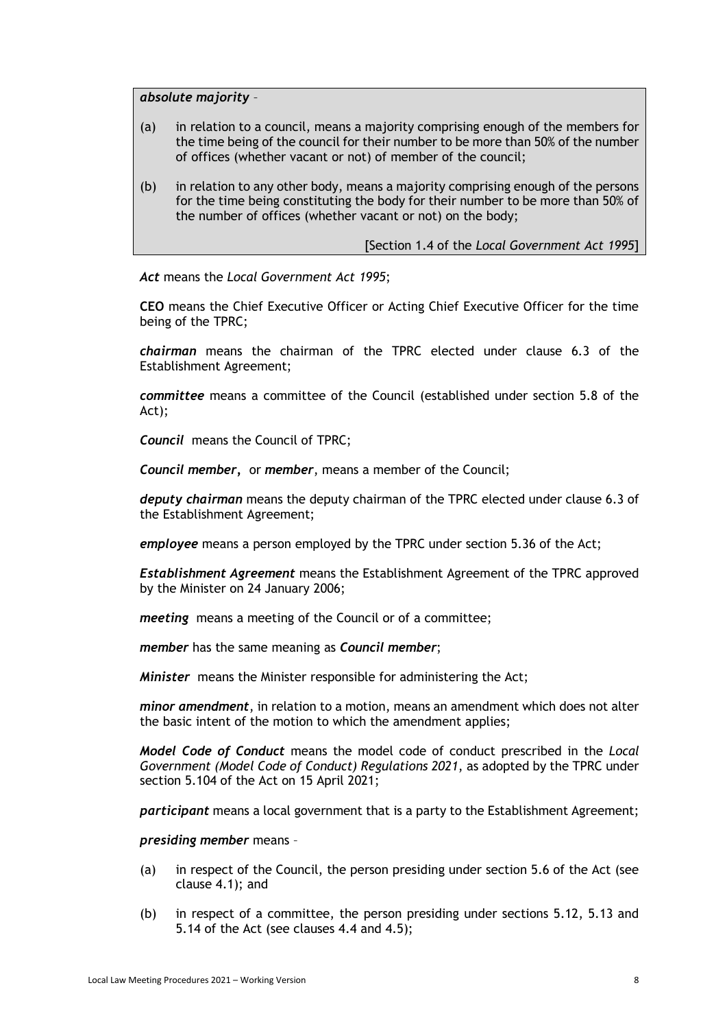***absolute majority*** –

(a) in relation to a council, means a majority comprising enough of the members for the time being of the council for their number to be more than 50% of the number of offices (whether vacant or not) of member of the council;

(b) in relation to any other body, means a majority comprising enough of the persons for the time being constituting the body for their number to be more than 50% of the number of offices (whether vacant or not) on the body;

[Section 1.4 of the *Local Government Act 1995*]

***Act*** means the *Local Government Act 1995*;

**CEO** means the Chief Executive Officer or Acting Chief Executive Officer for the time being of the TPRC;

***chairman*** means the chairman of the TPRC elected under clause 6.3 of the Establishment Agreement;

***committee*** means a committee of the Council (established under section 5.8 of the Act);

***Council*** means the Council of TPRC;

***Council member*, or *member***, means a member of the Council;

***deputy chairman*** means the deputy chairman of the TPRC elected under clause 6.3 of the Establishment Agreement;

***employee*** means a person employed by the TPRC under section 5.36 of the Act;

***Establishment Agreement*** means the Establishment Agreement of the TPRC approved by the Minister on 24 January 2006;

***meeting*** means a meeting of the Council or of a committee;

***member*** has the same meaning as ***Council member***;

***Minister*** means the Minister responsible for administering the Act;

***minor amendment***, in relation to a motion, means an amendment which does not alter the basic intent of the motion to which the amendment applies;

***Model Code of Conduct*** means the model code of conduct prescribed in the *Local Government (Model Code of Conduct) Regulations 2021*, as adopted by the TPRC under section 5.104 of the Act on 15 April 2021;

***participant*** means a local government that is a party to the Establishment Agreement;

***presiding member*** means –

(a) in respect of the Council, the person presiding under section 5.6 of the Act (see clause 4.1); and

(b) in respect of a committee, the person presiding under sections 5.12, 5.13 and 5.14 of the Act (see clauses 4.4 and 4.5);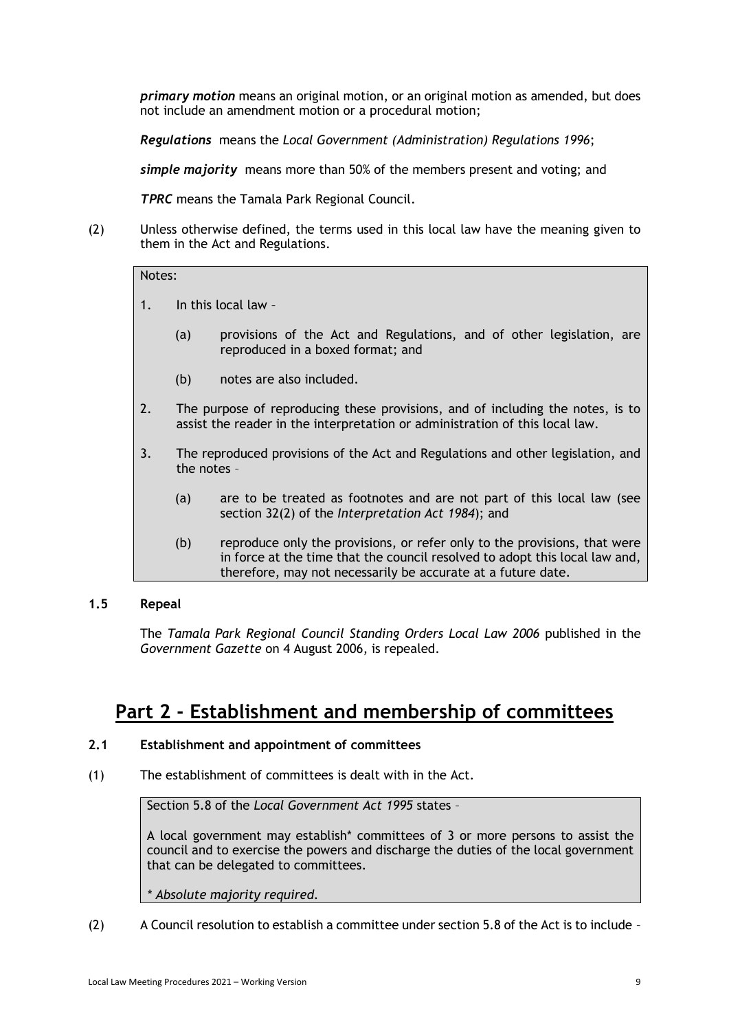***primary motion*** means an original motion, or an original motion as amended, but does not include an amendment motion or a procedural motion;

***Regulations*** means the *Local Government (Administration) Regulations 1996*;

***simple majority*** means more than 50% of the members present and voting; and

***TPRC*** means the Tamala Park Regional Council.

(2) Unless otherwise defined, the terms used in this local law have the meaning given to them in the Act and Regulations.

> Notes:
>
> 1. In this local law –
>
>    (a) provisions of the Act and Regulations, and of other legislation, are reproduced in a boxed format; and
>
>    (b) notes are also included.
>
> 2. The purpose of reproducing these provisions, and of including the notes, is to assist the reader in the interpretation or administration of this local law.
>
> 3. The reproduced provisions of the Act and Regulations and other legislation, and the notes –
>
>    (a) are to be treated as footnotes and are not part of this local law (see section 32(2) of the *Interpretation Act 1984*); and
>
>    (b) reproduce only the provisions, or refer only to the provisions, that were in force at the time that the council resolved to adopt this local law and, therefore, may not necessarily be accurate at a future date.

### 1.5 Repeal

The *Tamala Park Regional Council Standing Orders Local Law 2006* published in the *Government Gazette* on 4 August 2006, is repealed.

## Part 2 – Establishment and membership of committees

### 2.1 Establishment and appointment of committees

(1) The establishment of committees is dealt with in the Act.

> Section 5.8 of the *Local Government Act 1995* states –
>
> A local government may establish* committees of 3 or more persons to assist the council and to exercise the powers and discharge the duties of the local government that can be delegated to committees.
>
> ** Absolute majority required.*

(2) A Council resolution to establish a committee under section 5.8 of the Act is to include –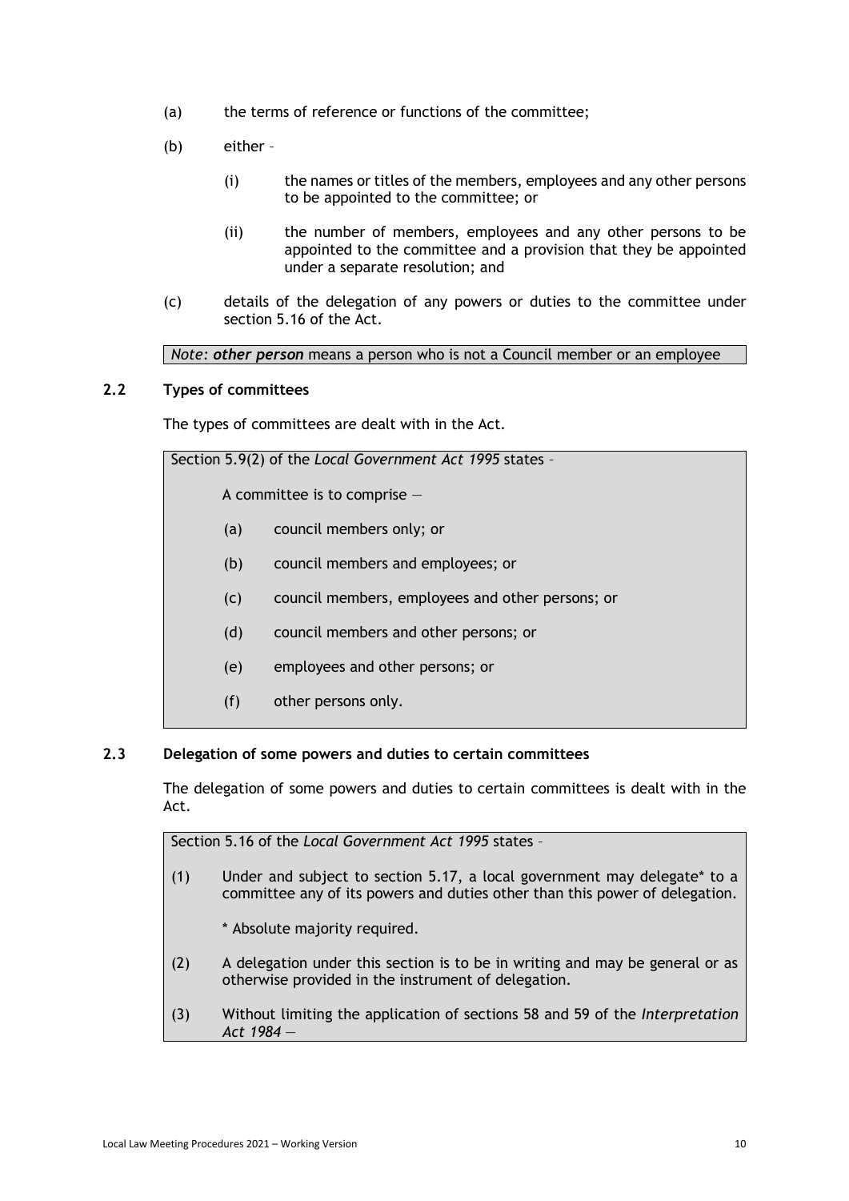(a) the terms of reference or functions of the committee;

(b) either –

  (i) the names or titles of the members, employees and any other persons to be appointed to the committee; or

  (ii) the number of members, employees and any other persons to be appointed to the committee and a provision that they be appointed under a separate resolution; and

(c) details of the delegation of any powers or duties to the committee under section 5.16 of the Act.

> *Note: **other person*** means a person who is not a Council member or an employee

### 2.2 Types of committees

The types of committees are dealt with in the Act.

> Section 5.9(2) of the *Local Government Act 1995* states –
>
> A committee is to comprise —
>
> (a) council members only; or
>
> (b) council members and employees; or
>
> (c) council members, employees and other persons; or
>
> (d) council members and other persons; or
>
> (e) employees and other persons; or
>
> (f) other persons only.

### 2.3 Delegation of some powers and duties to certain committees

The delegation of some powers and duties to certain committees is dealt with in the Act.

> Section 5.16 of the *Local Government Act 1995* states –
>
> (1) Under and subject to section 5.17, a local government may delegate* to a committee any of its powers and duties other than this power of delegation.
>
>   * Absolute majority required.
>
> (2) A delegation under this section is to be in writing and may be general or as otherwise provided in the instrument of delegation.
>
> (3) Without limiting the application of sections 58 and 59 of the *Interpretation Act 1984* —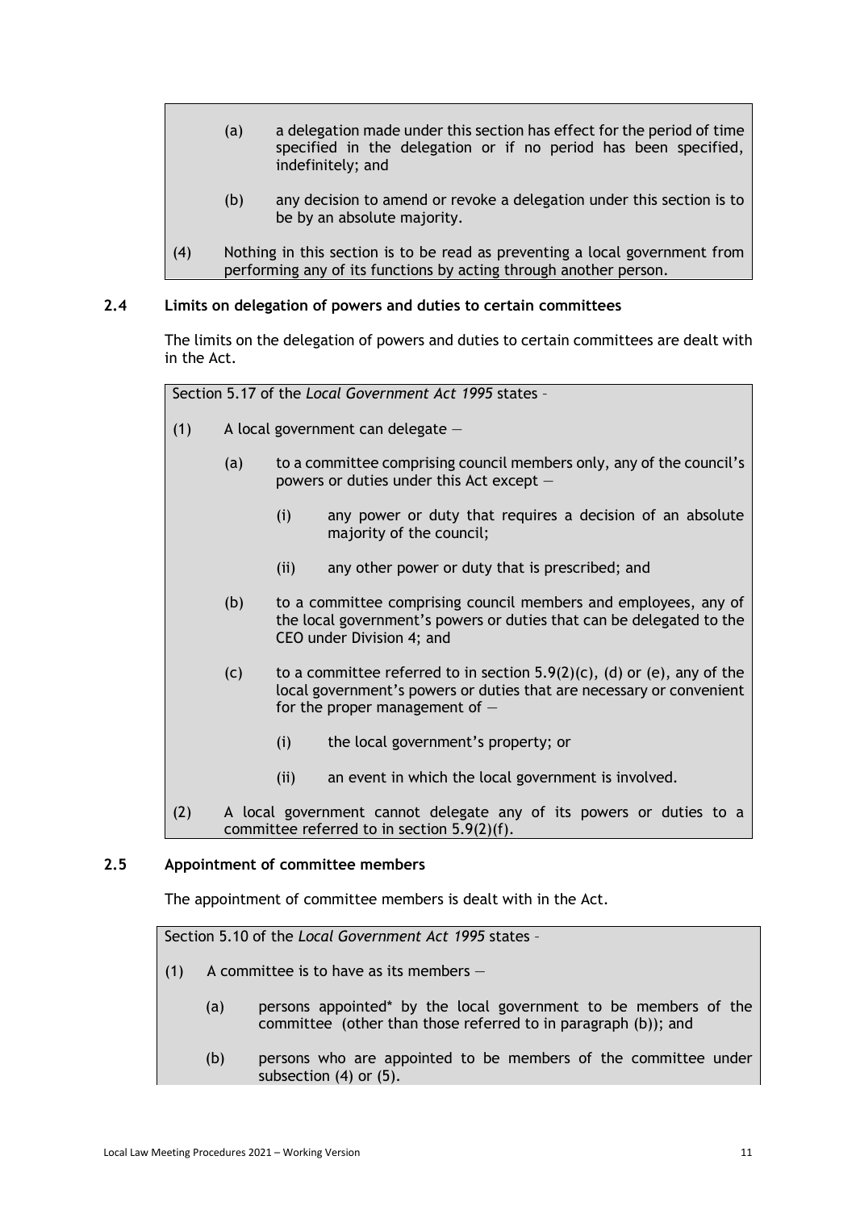(a) a delegation made under this section has effect for the period of time specified in the delegation or if no period has been specified, indefinitely; and

(b) any decision to amend or revoke a delegation under this section is to be by an absolute majority.

(4) Nothing in this section is to be read as preventing a local government from performing any of its functions by acting through another person.

### 2.4 Limits on delegation of powers and duties to certain committees

The limits on the delegation of powers and duties to certain committees are dealt with in the Act.

> Section 5.17 of the *Local Government Act 1995* states –
>
> (1) A local government can delegate —
>
> (a) to a committee comprising council members only, any of the council's powers or duties under this Act except —
>
> (i) any power or duty that requires a decision of an absolute majority of the council;
>
> (ii) any other power or duty that is prescribed; and
>
> (b) to a committee comprising council members and employees, any of the local government's powers or duties that can be delegated to the CEO under Division 4; and
>
> (c) to a committee referred to in section 5.9(2)(c), (d) or (e), any of the local government's powers or duties that are necessary or convenient for the proper management of —
>
> (i) the local government's property; or
>
> (ii) an event in which the local government is involved.
>
> (2) A local government cannot delegate any of its powers or duties to a committee referred to in section 5.9(2)(f).

### 2.5 Appointment of committee members

The appointment of committee members is dealt with in the Act.

> Section 5.10 of the *Local Government Act 1995* states –
>
> (1) A committee is to have as its members —
>
> (a) persons appointed* by the local government to be members of the committee (other than those referred to in paragraph (b)); and
>
> (b) persons who are appointed to be members of the committee under subsection (4) or (5).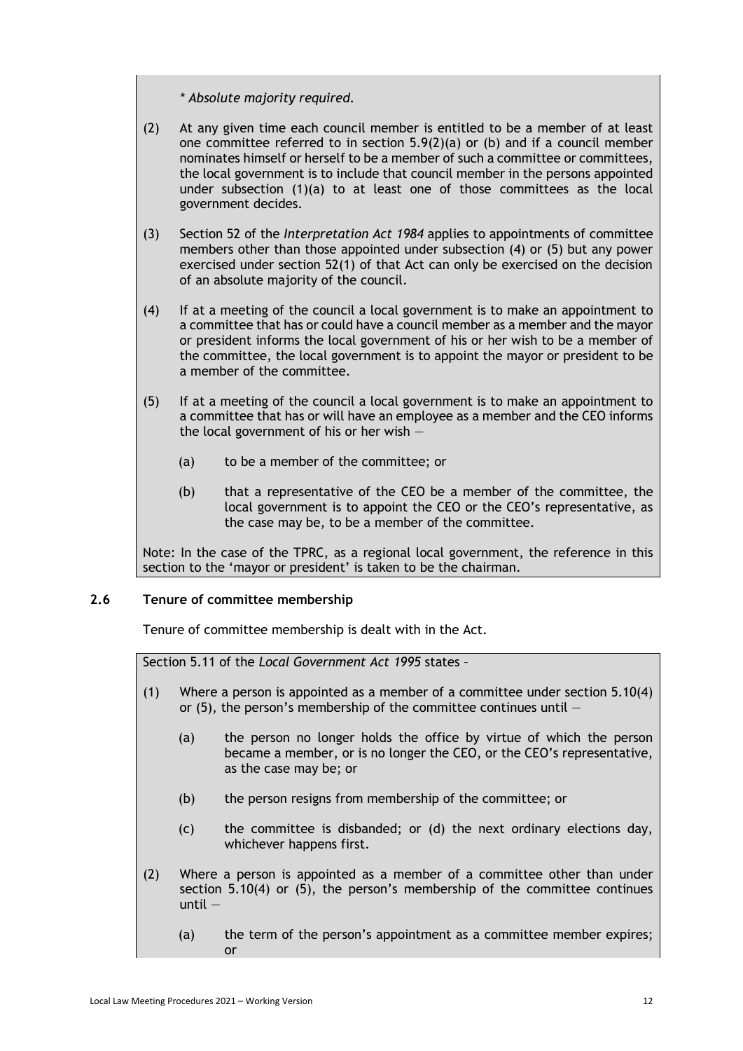*\* Absolute majority required.*

(2) At any given time each council member is entitled to be a member of at least one committee referred to in section 5.9(2)(a) or (b) and if a council member nominates himself or herself to be a member of such a committee or committees, the local government is to include that council member in the persons appointed under subsection (1)(a) to at least one of those committees as the local government decides.

(3) Section 52 of the *Interpretation Act 1984* applies to appointments of committee members other than those appointed under subsection (4) or (5) but any power exercised under section 52(1) of that Act can only be exercised on the decision of an absolute majority of the council.

(4) If at a meeting of the council a local government is to make an appointment to a committee that has or could have a council member as a member and the mayor or president informs the local government of his or her wish to be a member of the committee, the local government is to appoint the mayor or president to be a member of the committee.

(5) If at a meeting of the council a local government is to make an appointment to a committee that has or will have an employee as a member and the CEO informs the local government of his or her wish —

- (a) to be a member of the committee; or
- (b) that a representative of the CEO be a member of the committee, the local government is to appoint the CEO or the CEO's representative, as the case may be, to be a member of the committee.

Note: In the case of the TPRC, as a regional local government, the reference in this section to the 'mayor or president' is taken to be the chairman.

## 2.6 Tenure of committee membership

Tenure of committee membership is dealt with in the Act.

Section 5.11 of the *Local Government Act 1995* states –

(1) Where a person is appointed as a member of a committee under section 5.10(4) or (5), the person's membership of the committee continues until —

- (a) the person no longer holds the office by virtue of which the person became a member, or is no longer the CEO, or the CEO's representative, as the case may be; or
- (b) the person resigns from membership of the committee; or
- (c) the committee is disbanded; or (d) the next ordinary elections day, whichever happens first.

(2) Where a person is appointed as a member of a committee other than under section 5.10(4) or (5), the person's membership of the committee continues until —

- (a) the term of the person's appointment as a committee member expires; or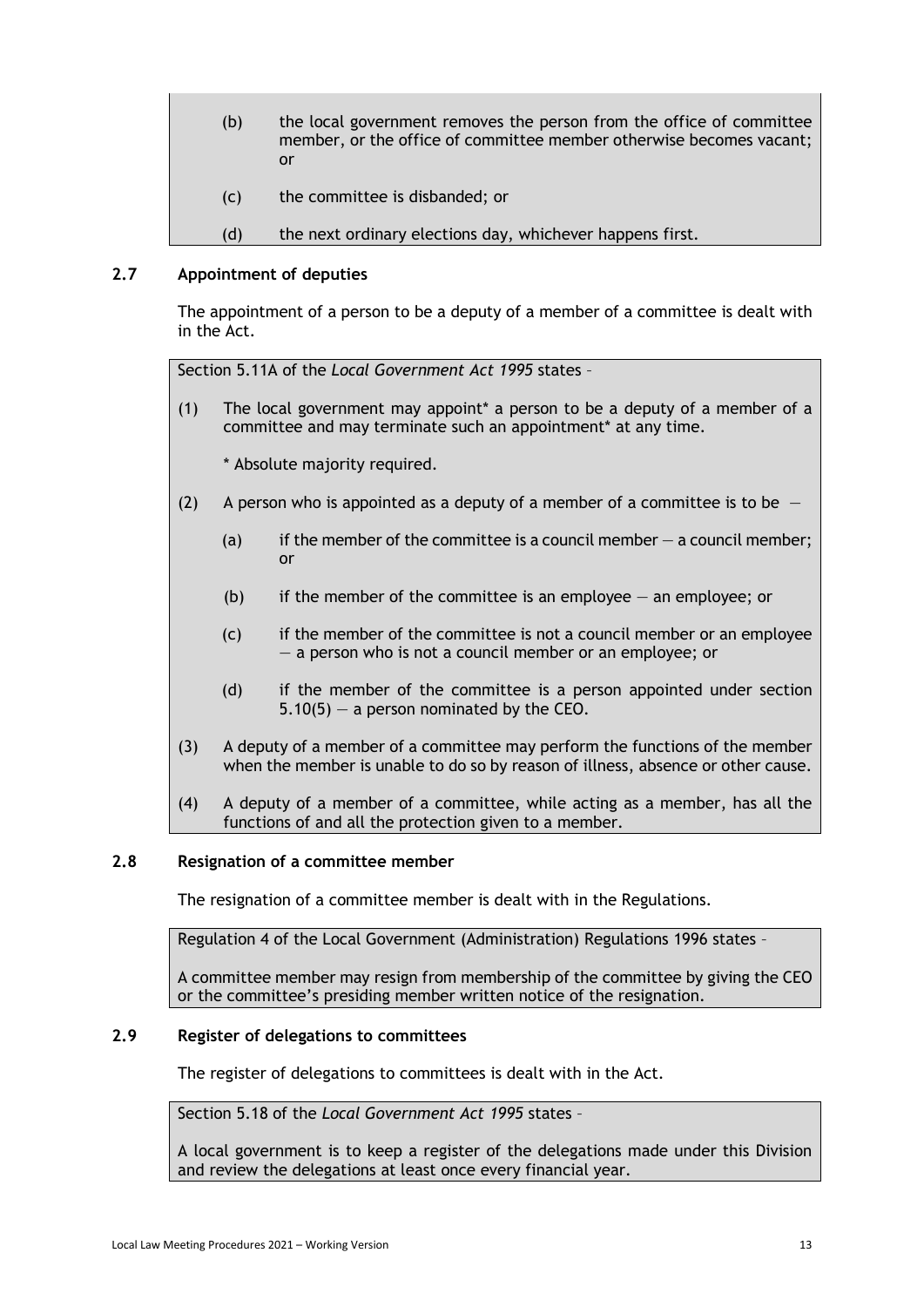(b) the local government removes the person from the office of committee member, or the office of committee member otherwise becomes vacant; or

(c) the committee is disbanded; or

(d) the next ordinary elections day, whichever happens first.

### 2.7 Appointment of deputies

The appointment of a person to be a deputy of a member of a committee is dealt with in the Act.

Section 5.11A of the *Local Government Act 1995* states –

(1) The local government may appoint* a person to be a deputy of a member of a committee and may terminate such an appointment* at any time.

\* Absolute majority required.

(2) A person who is appointed as a deputy of a member of a committee is to be —

(a) if the member of the committee is a council member — a council member; or

(b) if the member of the committee is an employee — an employee; or

(c) if the member of the committee is not a council member or an employee — a person who is not a council member or an employee; or

(d) if the member of the committee is a person appointed under section 5.10(5) — a person nominated by the CEO.

(3) A deputy of a member of a committee may perform the functions of the member when the member is unable to do so by reason of illness, absence or other cause.

(4) A deputy of a member of a committee, while acting as a member, has all the functions of and all the protection given to a member.

### 2.8 Resignation of a committee member

The resignation of a committee member is dealt with in the Regulations.

Regulation 4 of the Local Government (Administration) Regulations 1996 states –

A committee member may resign from membership of the committee by giving the CEO or the committee's presiding member written notice of the resignation.

### 2.9 Register of delegations to committees

The register of delegations to committees is dealt with in the Act.

Section 5.18 of the *Local Government Act 1995* states –

A local government is to keep a register of the delegations made under this Division and review the delegations at least once every financial year.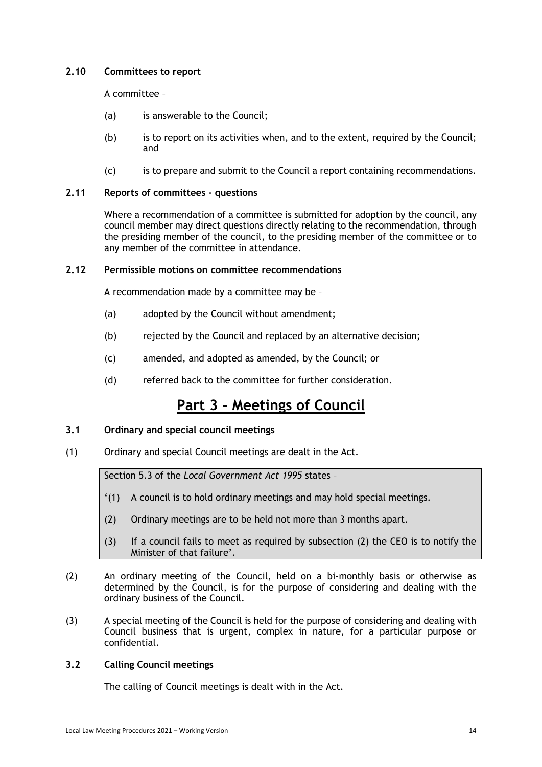### 2.10 Committees to report

A committee –

(a) is answerable to the Council;

(b) is to report on its activities when, and to the extent, required by the Council; and

(c) is to prepare and submit to the Council a report containing recommendations.

### 2.11 Reports of committees - questions

Where a recommendation of a committee is submitted for adoption by the council, any council member may direct questions directly relating to the recommendation, through the presiding member of the council, to the presiding member of the committee or to any member of the committee in attendance.

### 2.12 Permissible motions on committee recommendations

A recommendation made by a committee may be –

(a) adopted by the Council without amendment;

(b) rejected by the Council and replaced by an alternative decision;

(c) amended, and adopted as amended, by the Council; or

(d) referred back to the committee for further consideration.

# Part 3 - Meetings of Council

### 3.1 Ordinary and special council meetings

(1) Ordinary and special Council meetings are dealt in the Act.

> Section 5.3 of the *Local Government Act 1995* states –
>
> '(1) A council is to hold ordinary meetings and may hold special meetings.
>
> (2) Ordinary meetings are to be held not more than 3 months apart.
>
> (3) If a council fails to meet as required by subsection (2) the CEO is to notify the Minister of that failure'.

(2) An ordinary meeting of the Council, held on a bi-monthly basis or otherwise as determined by the Council, is for the purpose of considering and dealing with the ordinary business of the Council.

(3) A special meeting of the Council is held for the purpose of considering and dealing with Council business that is urgent, complex in nature, for a particular purpose or confidential.

### 3.2 Calling Council meetings

The calling of Council meetings is dealt with in the Act.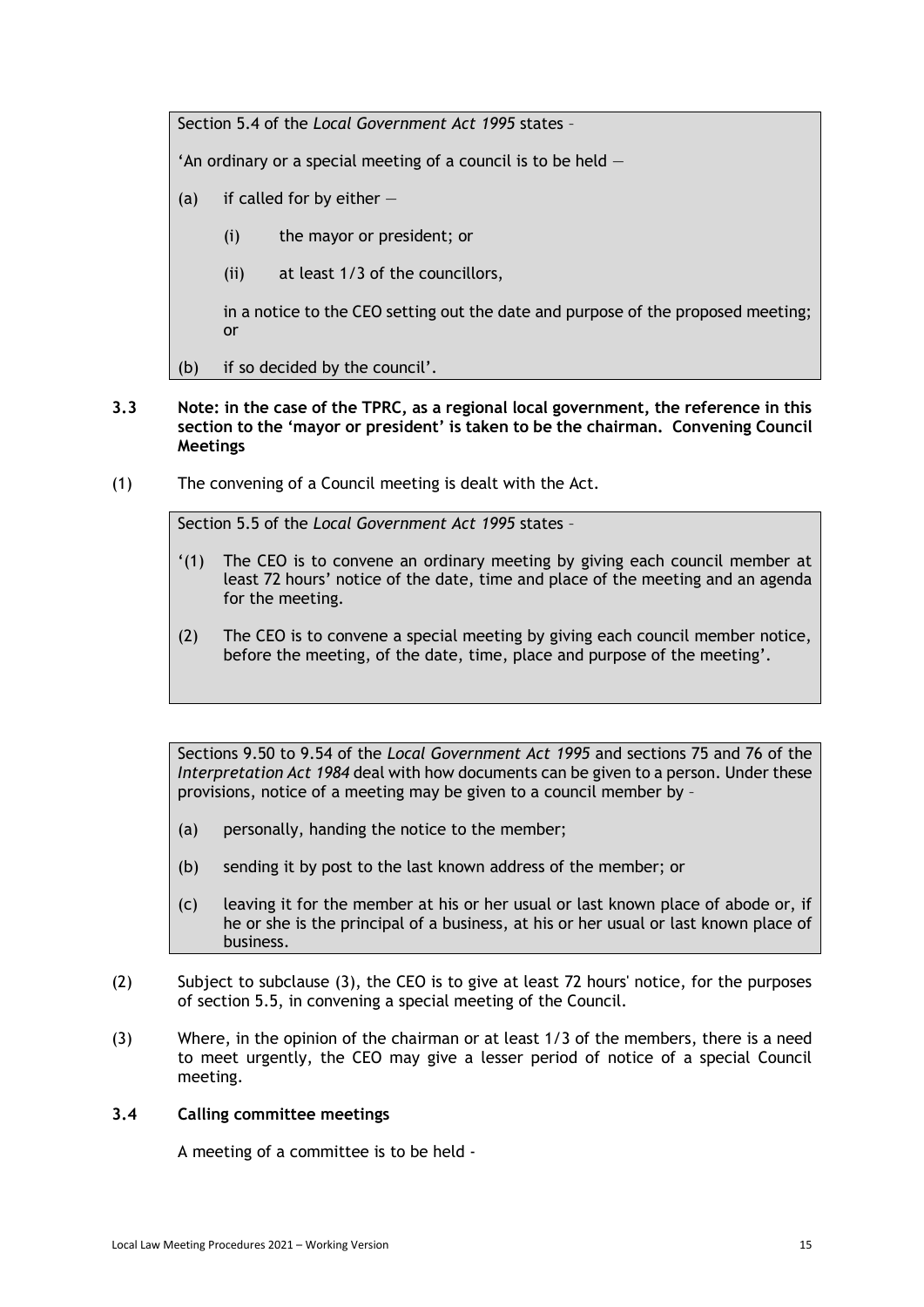> Section 5.4 of the *Local Government Act 1995* states –
>
> 'An ordinary or a special meeting of a council is to be held —
>
> (a) if called for by either —
>
> (i) the mayor or president; or
>
> (ii) at least 1/3 of the councillors,
>
> in a notice to the CEO setting out the date and purpose of the proposed meeting; or
>
> (b) if so decided by the council'.

**3.3 Note: in the case of the TPRC, as a regional local government, the reference in this section to the 'mayor or president' is taken to be the chairman. Convening Council Meetings**

(1) The convening of a Council meeting is dealt with the Act.

> Section 5.5 of the *Local Government Act 1995* states –
>
> '(1) The CEO is to convene an ordinary meeting by giving each council member at least 72 hours' notice of the date, time and place of the meeting and an agenda for the meeting.
>
> (2) The CEO is to convene a special meeting by giving each council member notice, before the meeting, of the date, time, place and purpose of the meeting'.

> Sections 9.50 to 9.54 of the *Local Government Act 1995* and sections 75 and 76 of the *Interpretation Act 1984* deal with how documents can be given to a person. Under these provisions, notice of a meeting may be given to a council member by –
>
> (a) personally, handing the notice to the member;
>
> (b) sending it by post to the last known address of the member; or
>
> (c) leaving it for the member at his or her usual or last known place of abode or, if he or she is the principal of a business, at his or her usual or last known place of business.

(2) Subject to subclause (3), the CEO is to give at least 72 hours' notice, for the purposes of section 5.5, in convening a special meeting of the Council.

(3) Where, in the opinion of the chairman or at least 1/3 of the members, there is a need to meet urgently, the CEO may give a lesser period of notice of a special Council meeting.

**3.4 Calling committee meetings**

A meeting of a committee is to be held -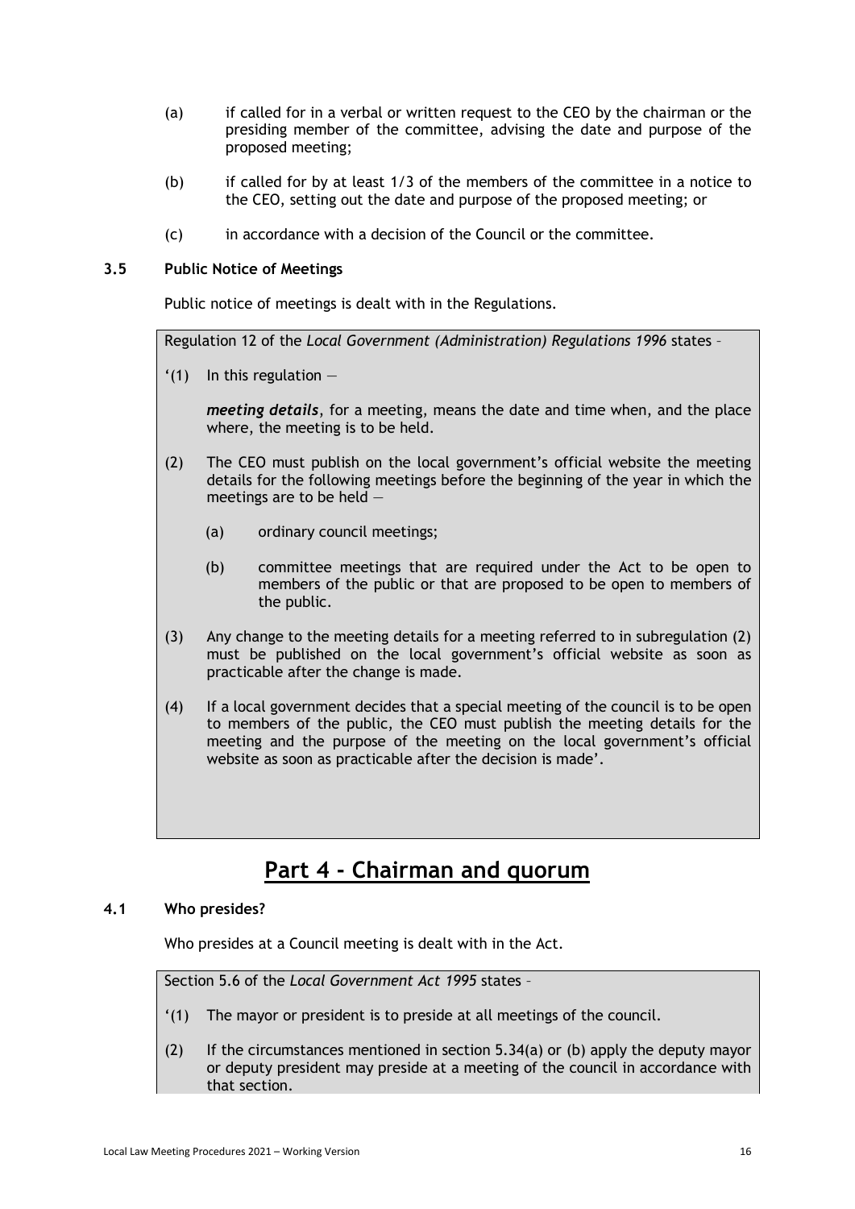(a) if called for in a verbal or written request to the CEO by the chairman or the presiding member of the committee, advising the date and purpose of the proposed meeting;

(b) if called for by at least 1/3 of the members of the committee in a notice to the CEO, setting out the date and purpose of the proposed meeting; or

(c) in accordance with a decision of the Council or the committee.

### 3.5 Public Notice of Meetings

Public notice of meetings is dealt with in the Regulations.

> Regulation 12 of the *Local Government (Administration) Regulations 1996* states –
>
> '(1) In this regulation —
>
> ***meeting details***, for a meeting, means the date and time when, and the place where, the meeting is to be held.
>
> (2) The CEO must publish on the local government's official website the meeting details for the following meetings before the beginning of the year in which the meetings are to be held —
>
> (a) ordinary council meetings;
>
> (b) committee meetings that are required under the Act to be open to members of the public or that are proposed to be open to members of the public.
>
> (3) Any change to the meeting details for a meeting referred to in subregulation (2) must be published on the local government's official website as soon as practicable after the change is made.
>
> (4) If a local government decides that a special meeting of the council is to be open to members of the public, the CEO must publish the meeting details for the meeting and the purpose of the meeting on the local government's official website as soon as practicable after the decision is made'.

## Part 4 - Chairman and quorum

### 4.1 Who presides?

Who presides at a Council meeting is dealt with in the Act.

> Section 5.6 of the *Local Government Act 1995* states –
>
> '(1) The mayor or president is to preside at all meetings of the council.
>
> (2) If the circumstances mentioned in section 5.34(a) or (b) apply the deputy mayor or deputy president may preside at a meeting of the council in accordance with that section.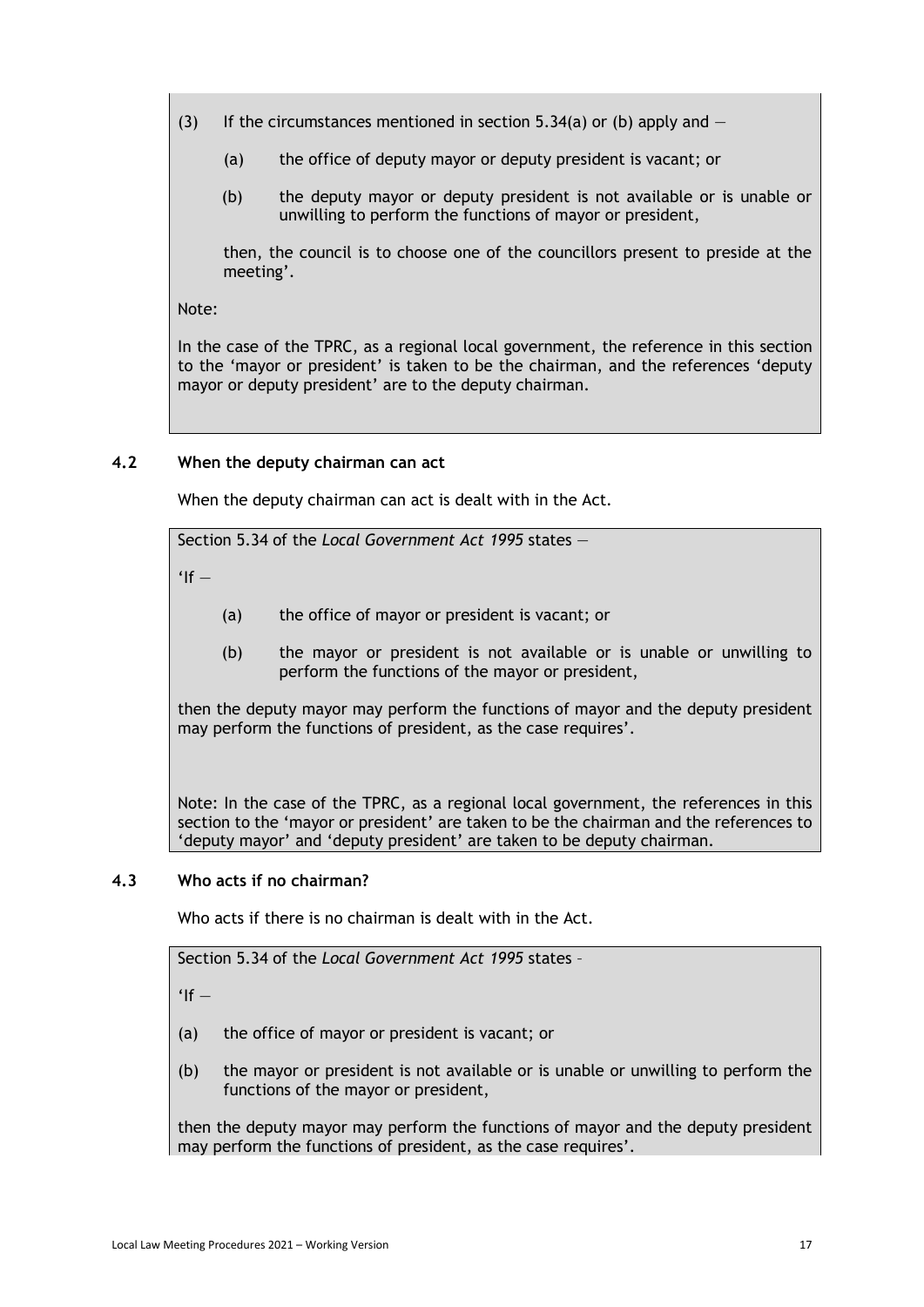(3) If the circumstances mentioned in section 5.34(a) or (b) apply and —

(a) the office of deputy mayor or deputy president is vacant; or

(b) the deputy mayor or deputy president is not available or is unable or unwilling to perform the functions of mayor or president,

then, the council is to choose one of the councillors present to preside at the meeting'.

Note:

In the case of the TPRC, as a regional local government, the reference in this section to the 'mayor or president' is taken to be the chairman, and the references 'deputy mayor or deputy president' are to the deputy chairman.

### 4.2 When the deputy chairman can act

When the deputy chairman can act is dealt with in the Act.

Section 5.34 of the *Local Government Act 1995* states —

'If —

(a) the office of mayor or president is vacant; or

(b) the mayor or president is not available or is unable or unwilling to perform the functions of the mayor or president,

then the deputy mayor may perform the functions of mayor and the deputy president may perform the functions of president, as the case requires'.

Note: In the case of the TPRC, as a regional local government, the references in this section to the 'mayor or president' are taken to be the chairman and the references to 'deputy mayor' and 'deputy president' are taken to be deputy chairman.

### 4.3 Who acts if no chairman?

Who acts if there is no chairman is dealt with in the Act.

Section 5.34 of the *Local Government Act 1995* states –

'If —

(a) the office of mayor or president is vacant; or

(b) the mayor or president is not available or is unable or unwilling to perform the functions of the mayor or president,

then the deputy mayor may perform the functions of mayor and the deputy president may perform the functions of president, as the case requires'.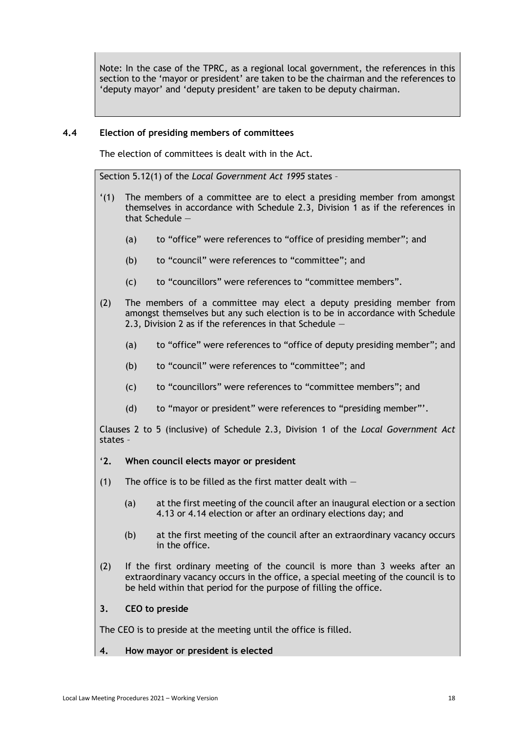Note: In the case of the TPRC, as a regional local government, the references in this section to the 'mayor or president' are taken to be the chairman and the references to 'deputy mayor' and 'deputy president' are taken to be deputy chairman.

## 4.4 Election of presiding members of committees

The election of committees is dealt with in the Act.

Section 5.12(1) of the *Local Government Act 1995* states –

'(1) The members of a committee are to elect a presiding member from amongst themselves in accordance with Schedule 2.3, Division 1 as if the references in that Schedule —

(a) to "office" were references to "office of presiding member"; and

(b) to "council" were references to "committee"; and

(c) to "councillors" were references to "committee members".

(2) The members of a committee may elect a deputy presiding member from amongst themselves but any such election is to be in accordance with Schedule 2.3, Division 2 as if the references in that Schedule —

(a) to "office" were references to "office of deputy presiding member"; and

(b) to "council" were references to "committee"; and

(c) to "councillors" were references to "committee members"; and

(d) to "mayor or president" were references to "presiding member"'.

Clauses 2 to 5 (inclusive) of Schedule 2.3, Division 1 of the *Local Government Act* states –

'**2. When council elects mayor or president**

(1) The office is to be filled as the first matter dealt with —

(a) at the first meeting of the council after an inaugural election or a section 4.13 or 4.14 election or after an ordinary elections day; and

(b) at the first meeting of the council after an extraordinary vacancy occurs in the office.

(2) If the first ordinary meeting of the council is more than 3 weeks after an extraordinary vacancy occurs in the office, a special meeting of the council is to be held within that period for the purpose of filling the office.

**3. CEO to preside**

The CEO is to preside at the meeting until the office is filled.

**4. How mayor or president is elected**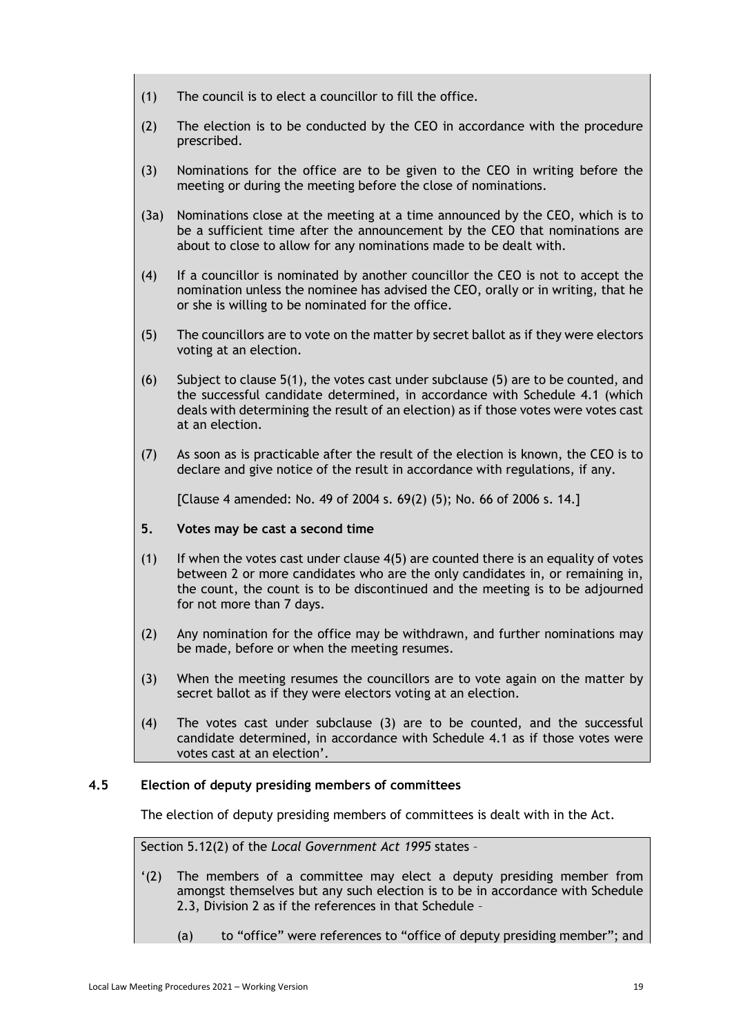(1) The council is to elect a councillor to fill the office.

(2) The election is to be conducted by the CEO in accordance with the procedure prescribed.

(3) Nominations for the office are to be given to the CEO in writing before the meeting or during the meeting before the close of nominations.

(3a) Nominations close at the meeting at a time announced by the CEO, which is to be a sufficient time after the announcement by the CEO that nominations are about to close to allow for any nominations made to be dealt with.

(4) If a councillor is nominated by another councillor the CEO is not to accept the nomination unless the nominee has advised the CEO, orally or in writing, that he or she is willing to be nominated for the office.

(5) The councillors are to vote on the matter by secret ballot as if they were electors voting at an election.

(6) Subject to clause 5(1), the votes cast under subclause (5) are to be counted, and the successful candidate determined, in accordance with Schedule 4.1 (which deals with determining the result of an election) as if those votes were votes cast at an election.

(7) As soon as is practicable after the result of the election is known, the CEO is to declare and give notice of the result in accordance with regulations, if any.

[Clause 4 amended: No. 49 of 2004 s. 69(2) (5); No. 66 of 2006 s. 14.]

**5. Votes may be cast a second time**

(1) If when the votes cast under clause 4(5) are counted there is an equality of votes between 2 or more candidates who are the only candidates in, or remaining in, the count, the count is to be discontinued and the meeting is to be adjourned for not more than 7 days.

(2) Any nomination for the office may be withdrawn, and further nominations may be made, before or when the meeting resumes.

(3) When the meeting resumes the councillors are to vote again on the matter by secret ballot as if they were electors voting at an election.

(4) The votes cast under subclause (3) are to be counted, and the successful candidate determined, in accordance with Schedule 4.1 as if those votes were votes cast at an election'.

### 4.5 Election of deputy presiding members of committees

The election of deputy presiding members of committees is dealt with in the Act.

Section 5.12(2) of the *Local Government Act 1995* states –

'(2) The members of a committee may elect a deputy presiding member from amongst themselves but any such election is to be in accordance with Schedule 2.3, Division 2 as if the references in that Schedule –

(a) to "office" were references to "office of deputy presiding member"; and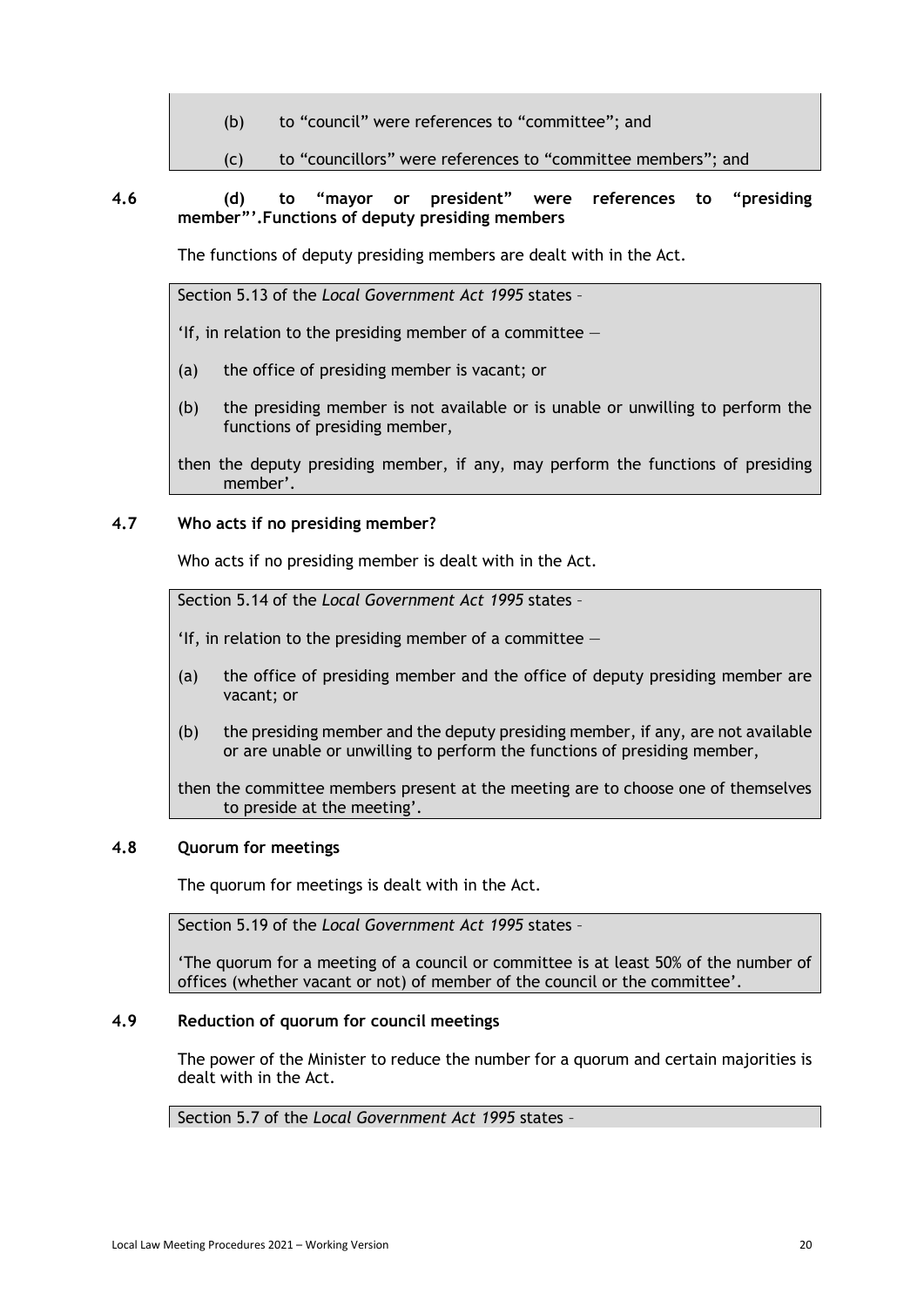(b) to "council" were references to "committee"; and

(c) to "councillors" were references to "committee members"; and

(d) to "mayor or president" were references to "presiding member"'.

### 4.6 Functions of deputy presiding members

The functions of deputy presiding members are dealt with in the Act.

Section 5.13 of the *Local Government Act 1995* states –

'If, in relation to the presiding member of a committee —

(a) the office of presiding member is vacant; or

(b) the presiding member is not available or is unable or unwilling to perform the functions of presiding member,

then the deputy presiding member, if any, may perform the functions of presiding member'.

### 4.7 Who acts if no presiding member?

Who acts if no presiding member is dealt with in the Act.

Section 5.14 of the *Local Government Act 1995* states –

'If, in relation to the presiding member of a committee —

(a) the office of presiding member and the office of deputy presiding member are vacant; or

(b) the presiding member and the deputy presiding member, if any, are not available or are unable or unwilling to perform the functions of presiding member,

then the committee members present at the meeting are to choose one of themselves to preside at the meeting'.

### 4.8 Quorum for meetings

The quorum for meetings is dealt with in the Act.

Section 5.19 of the *Local Government Act 1995* states –

'The quorum for a meeting of a council or committee is at least 50% of the number of offices (whether vacant or not) of member of the council or the committee'.

### 4.9 Reduction of quorum for council meetings

The power of the Minister to reduce the number for a quorum and certain majorities is dealt with in the Act.

Section 5.7 of the *Local Government Act 1995* states –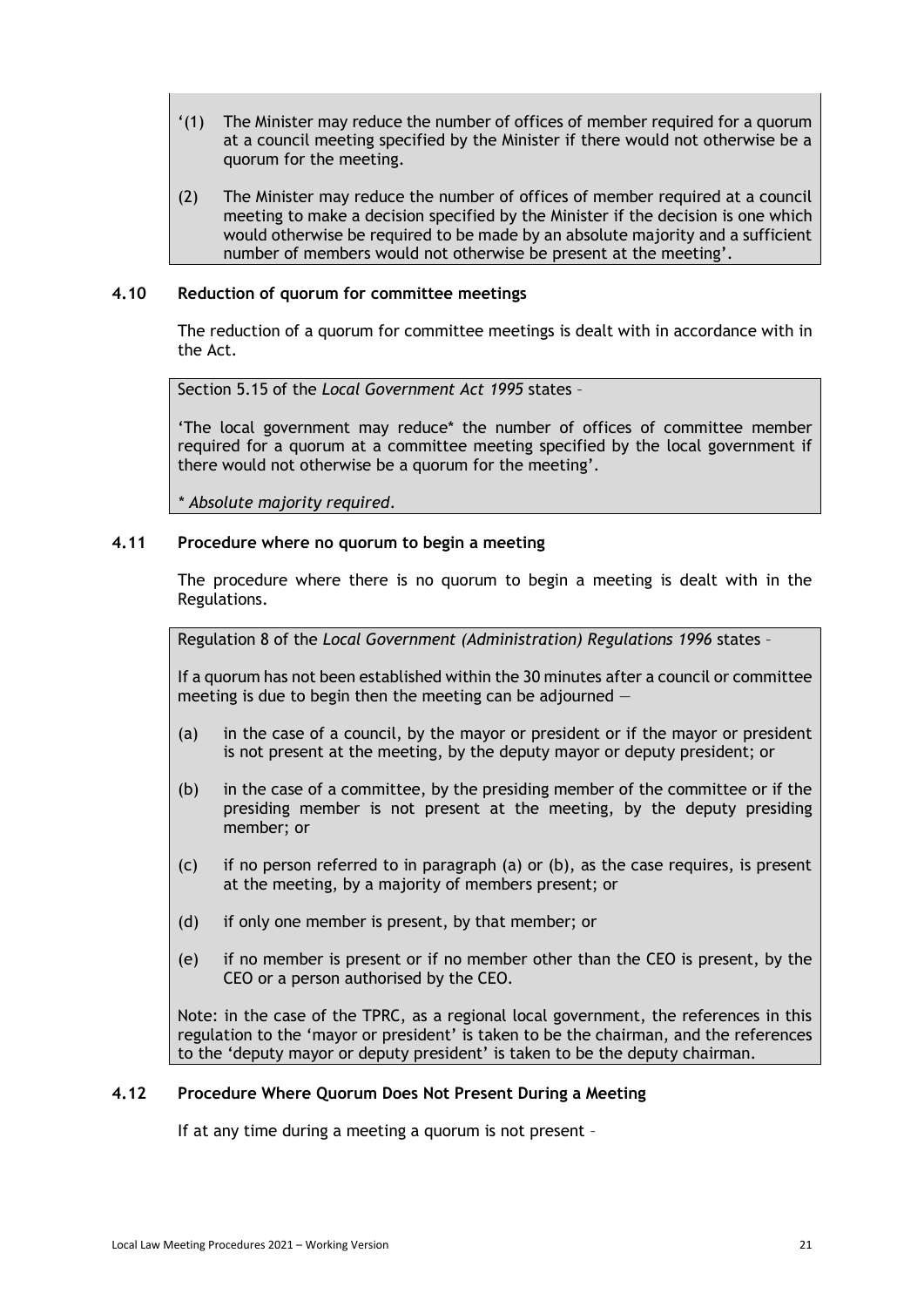'(1) The Minister may reduce the number of offices of member required for a quorum at a council meeting specified by the Minister if there would not otherwise be a quorum for the meeting.

(2) The Minister may reduce the number of offices of member required at a council meeting to make a decision specified by the Minister if the decision is one which would otherwise be required to be made by an absolute majority and a sufficient number of members would not otherwise be present at the meeting'.

### 4.10 Reduction of quorum for committee meetings

The reduction of a quorum for committee meetings is dealt with in accordance with in the Act.

Section 5.15 of the *Local Government Act 1995* states –

'The local government may reduce* the number of offices of committee member required for a quorum at a committee meeting specified by the local government if there would not otherwise be a quorum for the meeting'.

*\* Absolute majority required.*

### 4.11 Procedure where no quorum to begin a meeting

The procedure where there is no quorum to begin a meeting is dealt with in the Regulations.

Regulation 8 of the *Local Government (Administration) Regulations 1996* states –

If a quorum has not been established within the 30 minutes after a council or committee meeting is due to begin then the meeting can be adjourned —

(a) in the case of a council, by the mayor or president or if the mayor or president is not present at the meeting, by the deputy mayor or deputy president; or

(b) in the case of a committee, by the presiding member of the committee or if the presiding member is not present at the meeting, by the deputy presiding member; or

(c) if no person referred to in paragraph (a) or (b), as the case requires, is present at the meeting, by a majority of members present; or

(d) if only one member is present, by that member; or

(e) if no member is present or if no member other than the CEO is present, by the CEO or a person authorised by the CEO.

Note: in the case of the TPRC, as a regional local government, the references in this regulation to the 'mayor or president' is taken to be the chairman, and the references to the 'deputy mayor or deputy president' is taken to be the deputy chairman.

### 4.12 Procedure Where Quorum Does Not Present During a Meeting

If at any time during a meeting a quorum is not present –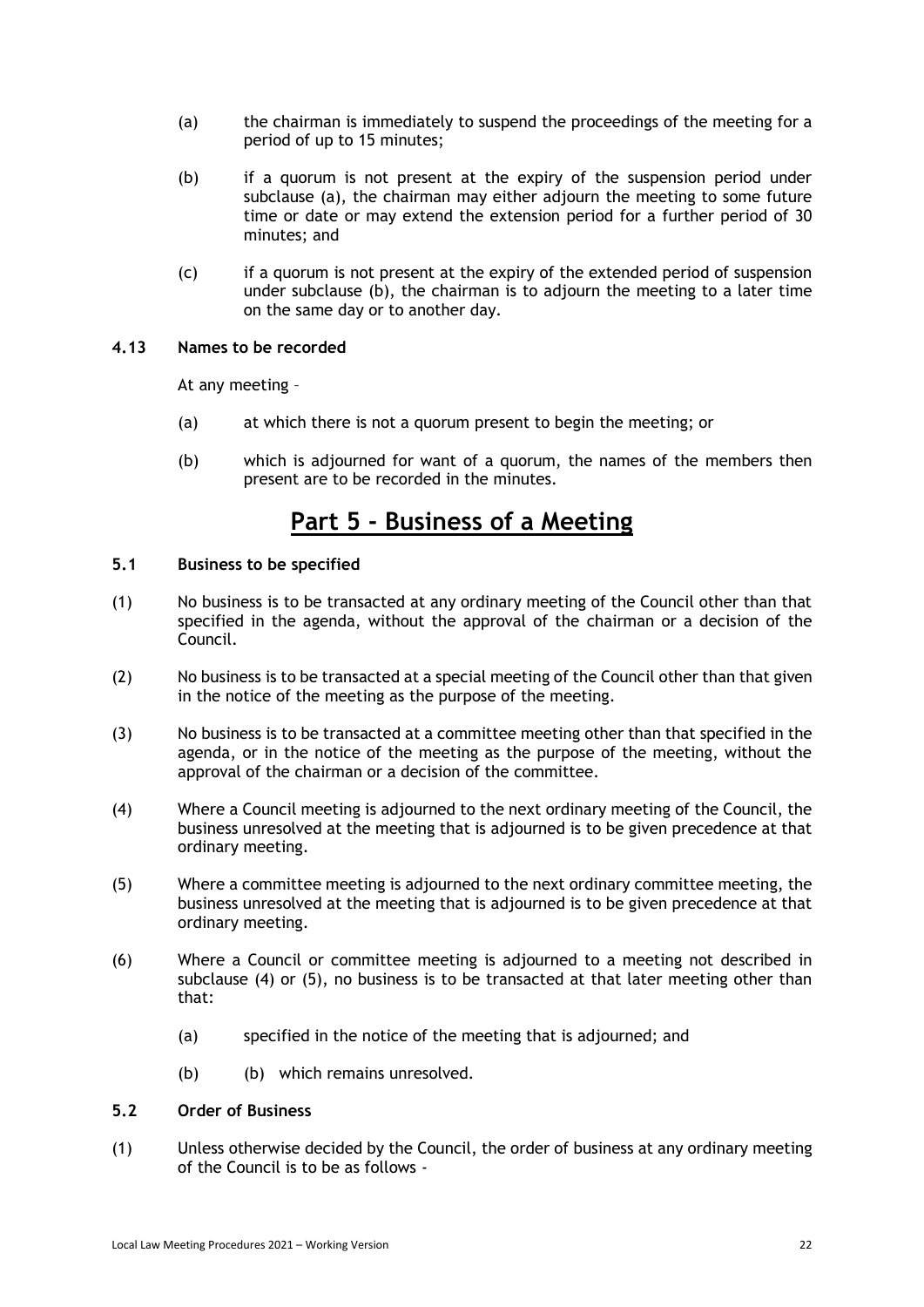(a) the chairman is immediately to suspend the proceedings of the meeting for a period of up to 15 minutes;

(b) if a quorum is not present at the expiry of the suspension period under subclause (a), the chairman may either adjourn the meeting to some future time or date or may extend the extension period for a further period of 30 minutes; and

(c) if a quorum is not present at the expiry of the extended period of suspension under subclause (b), the chairman is to adjourn the meeting to a later time on the same day or to another day.

**4.13 Names to be recorded**

At any meeting –

(a) at which there is not a quorum present to begin the meeting; or

(b) which is adjourned for want of a quorum, the names of the members then present are to be recorded in the minutes.

# Part 5 - Business of a Meeting

**5.1 Business to be specified**

(1) No business is to be transacted at any ordinary meeting of the Council other than that specified in the agenda, without the approval of the chairman or a decision of the Council.

(2) No business is to be transacted at a special meeting of the Council other than that given in the notice of the meeting as the purpose of the meeting.

(3) No business is to be transacted at a committee meeting other than that specified in the agenda, or in the notice of the meeting as the purpose of the meeting, without the approval of the chairman or a decision of the committee.

(4) Where a Council meeting is adjourned to the next ordinary meeting of the Council, the business unresolved at the meeting that is adjourned is to be given precedence at that ordinary meeting.

(5) Where a committee meeting is adjourned to the next ordinary committee meeting, the business unresolved at the meeting that is adjourned is to be given precedence at that ordinary meeting.

(6) Where a Council or committee meeting is adjourned to a meeting not described in subclause (4) or (5), no business is to be transacted at that later meeting other than that:

(a) specified in the notice of the meeting that is adjourned; and

(b) (b) which remains unresolved.

**5.2 Order of Business**

(1) Unless otherwise decided by the Council, the order of business at any ordinary meeting of the Council is to be as follows -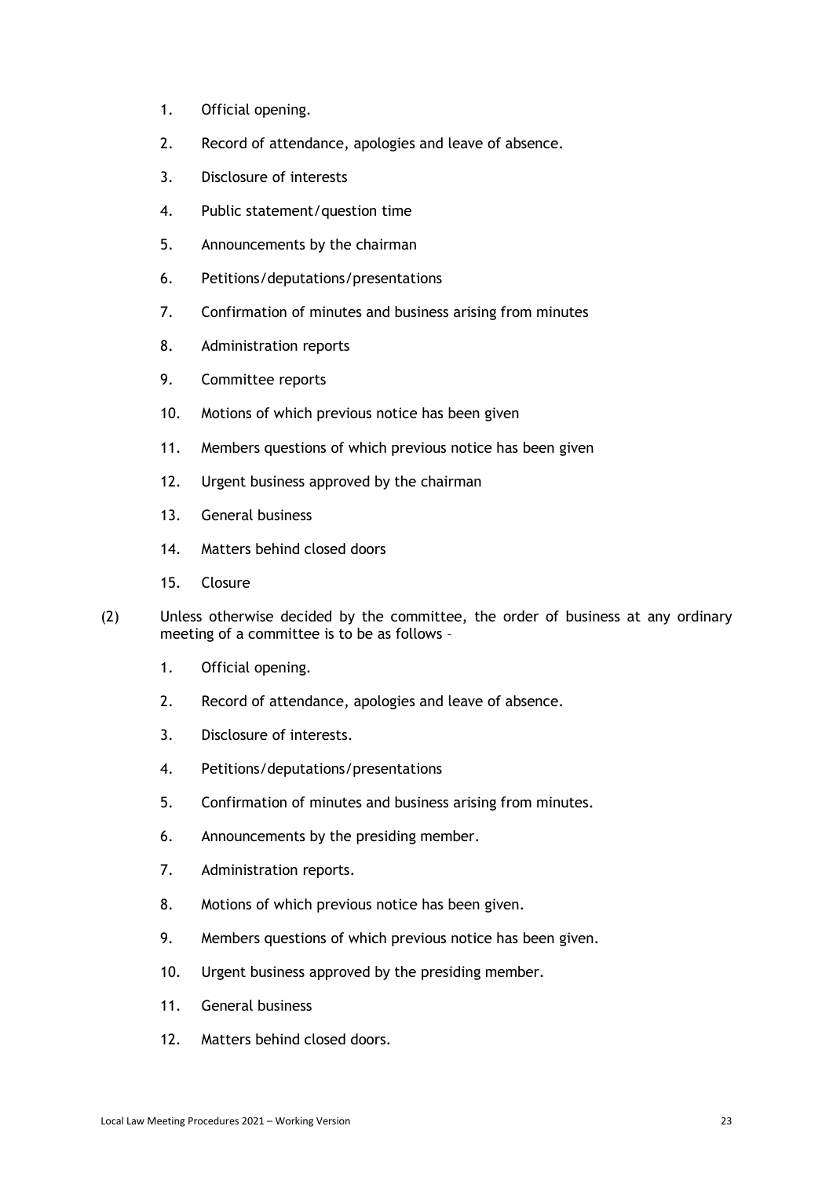1. Official opening.
2. Record of attendance, apologies and leave of absence.
3. Disclosure of interests
4. Public statement/question time
5. Announcements by the chairman
6. Petitions/deputations/presentations
7. Confirmation of minutes and business arising from minutes
8. Administration reports
9. Committee reports
10. Motions of which previous notice has been given
11. Members questions of which previous notice has been given
12. Urgent business approved by the chairman
13. General business
14. Matters behind closed doors
15. Closure

(2) Unless otherwise decided by the committee, the order of business at any ordinary meeting of a committee is to be as follows –

1. Official opening.
2. Record of attendance, apologies and leave of absence.
3. Disclosure of interests.
4. Petitions/deputations/presentations
5. Confirmation of minutes and business arising from minutes.
6. Announcements by the presiding member.
7. Administration reports.
8. Motions of which previous notice has been given.
9. Members questions of which previous notice has been given.
10. Urgent business approved by the presiding member.
11. General business
12. Matters behind closed doors.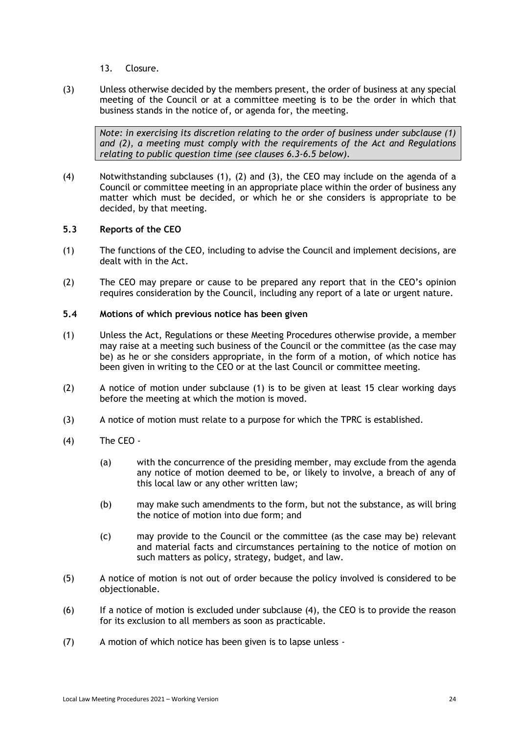13. Closure.

(3) Unless otherwise decided by the members present, the order of business at any special meeting of the Council or at a committee meeting is to be the order in which that business stands in the notice of, or agenda for, the meeting.

> *Note: in exercising its discretion relating to the order of business under subclause (1) and (2), a meeting must comply with the requirements of the Act and Regulations relating to public question time (see clauses 6.3-6.5 below).*

(4) Notwithstanding subclauses (1), (2) and (3), the CEO may include on the agenda of a Council or committee meeting in an appropriate place within the order of business any matter which must be decided, or which he or she considers is appropriate to be decided, by that meeting.

### 5.3 Reports of the CEO

(1) The functions of the CEO, including to advise the Council and implement decisions, are dealt with in the Act.

(2) The CEO may prepare or cause to be prepared any report that in the CEO's opinion requires consideration by the Council, including any report of a late or urgent nature.

### 5.4 Motions of which previous notice has been given

(1) Unless the Act, Regulations or these Meeting Procedures otherwise provide, a member may raise at a meeting such business of the Council or the committee (as the case may be) as he or she considers appropriate, in the form of a motion, of which notice has been given in writing to the CEO or at the last Council or committee meeting.

(2) A notice of motion under subclause (1) is to be given at least 15 clear working days before the meeting at which the motion is moved.

(3) A notice of motion must relate to a purpose for which the TPRC is established.

(4) The CEO -

(a) with the concurrence of the presiding member, may exclude from the agenda any notice of motion deemed to be, or likely to involve, a breach of any of this local law or any other written law;

(b) may make such amendments to the form, but not the substance, as will bring the notice of motion into due form; and

(c) may provide to the Council or the committee (as the case may be) relevant and material facts and circumstances pertaining to the notice of motion on such matters as policy, strategy, budget, and law.

(5) A notice of motion is not out of order because the policy involved is considered to be objectionable.

(6) If a notice of motion is excluded under subclause (4), the CEO is to provide the reason for its exclusion to all members as soon as practicable.

(7) A motion of which notice has been given is to lapse unless -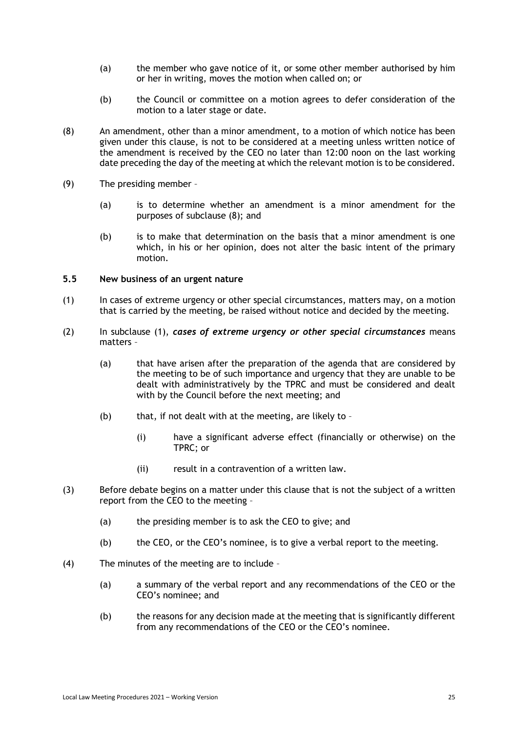(a) the member who gave notice of it, or some other member authorised by him or her in writing, moves the motion when called on; or

(b) the Council or committee on a motion agrees to defer consideration of the motion to a later stage or date.

(8) An amendment, other than a minor amendment, to a motion of which notice has been given under this clause, is not to be considered at a meeting unless written notice of the amendment is received by the CEO no later than 12:00 noon on the last working date preceding the day of the meeting at which the relevant motion is to be considered.

(9) The presiding member –

(a) is to determine whether an amendment is a minor amendment for the purposes of subclause (8); and

(b) is to make that determination on the basis that a minor amendment is one which, in his or her opinion, does not alter the basic intent of the primary motion.

### 5.5 New business of an urgent nature

(1) In cases of extreme urgency or other special circumstances, matters may, on a motion that is carried by the meeting, be raised without notice and decided by the meeting.

(2) In subclause (1), ***cases of extreme urgency or other special circumstances*** means matters –

(a) that have arisen after the preparation of the agenda that are considered by the meeting to be of such importance and urgency that they are unable to be dealt with administratively by the TPRC and must be considered and dealt with by the Council before the next meeting; and

(b) that, if not dealt with at the meeting, are likely to –

(i) have a significant adverse effect (financially or otherwise) on the TPRC; or

(ii) result in a contravention of a written law.

(3) Before debate begins on a matter under this clause that is not the subject of a written report from the CEO to the meeting –

(a) the presiding member is to ask the CEO to give; and

(b) the CEO, or the CEO's nominee, is to give a verbal report to the meeting.

(4) The minutes of the meeting are to include –

(a) a summary of the verbal report and any recommendations of the CEO or the CEO's nominee; and

(b) the reasons for any decision made at the meeting that is significantly different from any recommendations of the CEO or the CEO's nominee.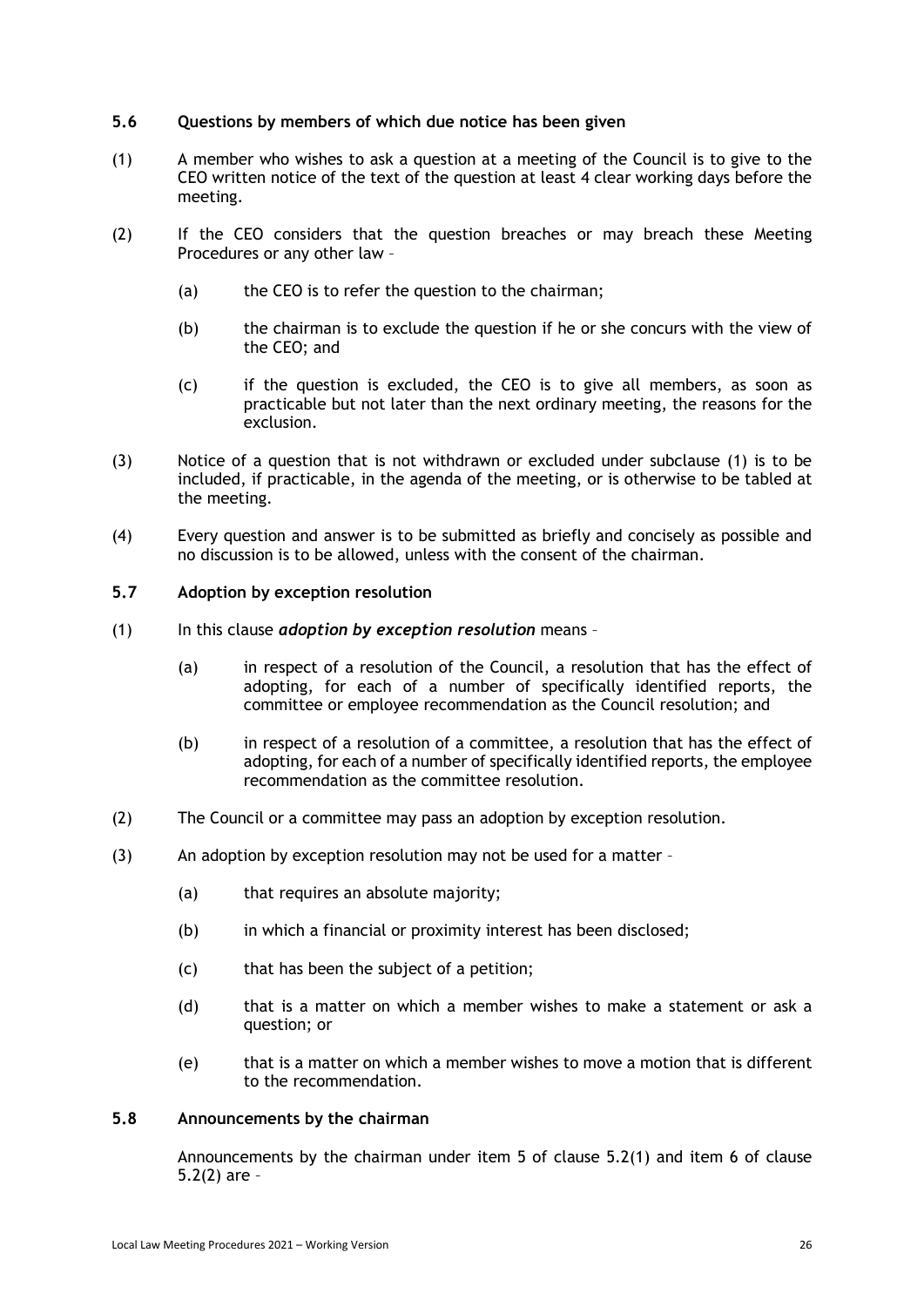### 5.6 Questions by members of which due notice has been given

(1) A member who wishes to ask a question at a meeting of the Council is to give to the CEO written notice of the text of the question at least 4 clear working days before the meeting.

(2) If the CEO considers that the question breaches or may breach these Meeting Procedures or any other law –

- (a) the CEO is to refer the question to the chairman;
- (b) the chairman is to exclude the question if he or she concurs with the view of the CEO; and
- (c) if the question is excluded, the CEO is to give all members, as soon as practicable but not later than the next ordinary meeting, the reasons for the exclusion.

(3) Notice of a question that is not withdrawn or excluded under subclause (1) is to be included, if practicable, in the agenda of the meeting, or is otherwise to be tabled at the meeting.

(4) Every question and answer is to be submitted as briefly and concisely as possible and no discussion is to be allowed, unless with the consent of the chairman.

### 5.7 Adoption by exception resolution

(1) In this clause ***adoption by exception resolution*** means –

- (a) in respect of a resolution of the Council, a resolution that has the effect of adopting, for each of a number of specifically identified reports, the committee or employee recommendation as the Council resolution; and
- (b) in respect of a resolution of a committee, a resolution that has the effect of adopting, for each of a number of specifically identified reports, the employee recommendation as the committee resolution.

(2) The Council or a committee may pass an adoption by exception resolution.

(3) An adoption by exception resolution may not be used for a matter –

- (a) that requires an absolute majority;
- (b) in which a financial or proximity interest has been disclosed;
- (c) that has been the subject of a petition;
- (d) that is a matter on which a member wishes to make a statement or ask a question; or
- (e) that is a matter on which a member wishes to move a motion that is different to the recommendation.

### 5.8 Announcements by the chairman

Announcements by the chairman under item 5 of clause 5.2(1) and item 6 of clause 5.2(2) are –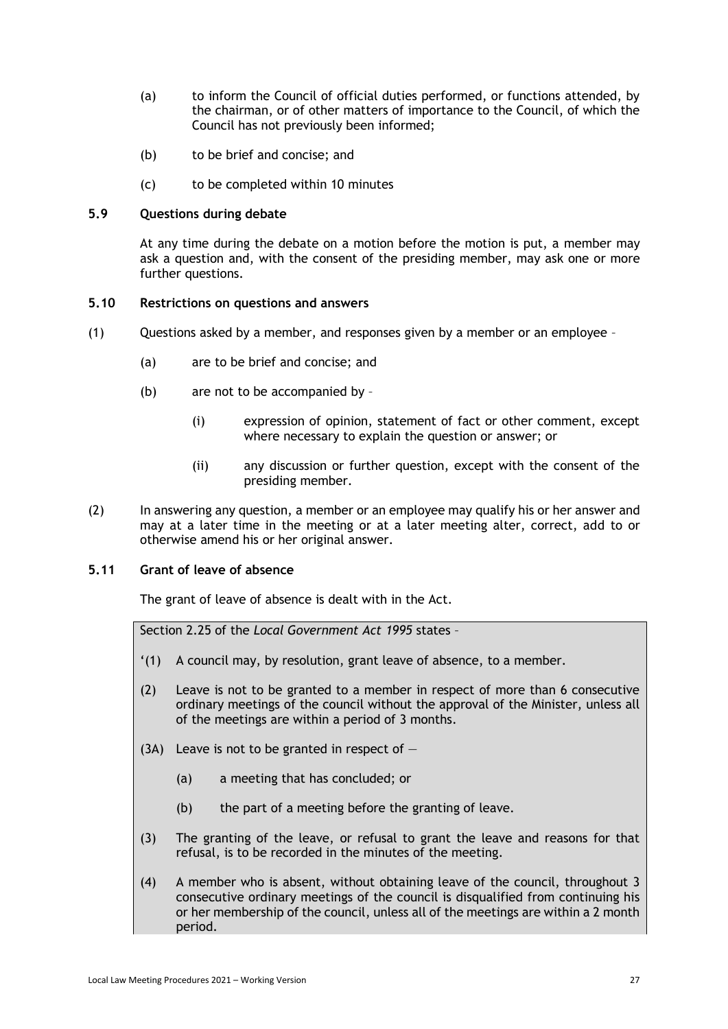(a) to inform the Council of official duties performed, or functions attended, by the chairman, or of other matters of importance to the Council, of which the Council has not previously been informed;

(b) to be brief and concise; and

(c) to be completed within 10 minutes

### 5.9 Questions during debate

At any time during the debate on a motion before the motion is put, a member may ask a question and, with the consent of the presiding member, may ask one or more further questions.

### 5.10 Restrictions on questions and answers

(1) Questions asked by a member, and responses given by a member or an employee –

- (a) are to be brief and concise; and
- (b) are not to be accompanied by –
  - (i) expression of opinion, statement of fact or other comment, except where necessary to explain the question or answer; or
  - (ii) any discussion or further question, except with the consent of the presiding member.

(2) In answering any question, a member or an employee may qualify his or her answer and may at a later time in the meeting or at a later meeting alter, correct, add to or otherwise amend his or her original answer.

### 5.11 Grant of leave of absence

The grant of leave of absence is dealt with in the Act.

> Section 2.25 of the *Local Government Act 1995* states –
>
> '(1) A council may, by resolution, grant leave of absence, to a member.
>
> (2) Leave is not to be granted to a member in respect of more than 6 consecutive ordinary meetings of the council without the approval of the Minister, unless all of the meetings are within a period of 3 months.
>
> (3A) Leave is not to be granted in respect of —
>
> (a) a meeting that has concluded; or
>
> (b) the part of a meeting before the granting of leave.
>
> (3) The granting of the leave, or refusal to grant the leave and reasons for that refusal, is to be recorded in the minutes of the meeting.
>
> (4) A member who is absent, without obtaining leave of the council, throughout 3 consecutive ordinary meetings of the council is disqualified from continuing his or her membership of the council, unless all of the meetings are within a 2 month period.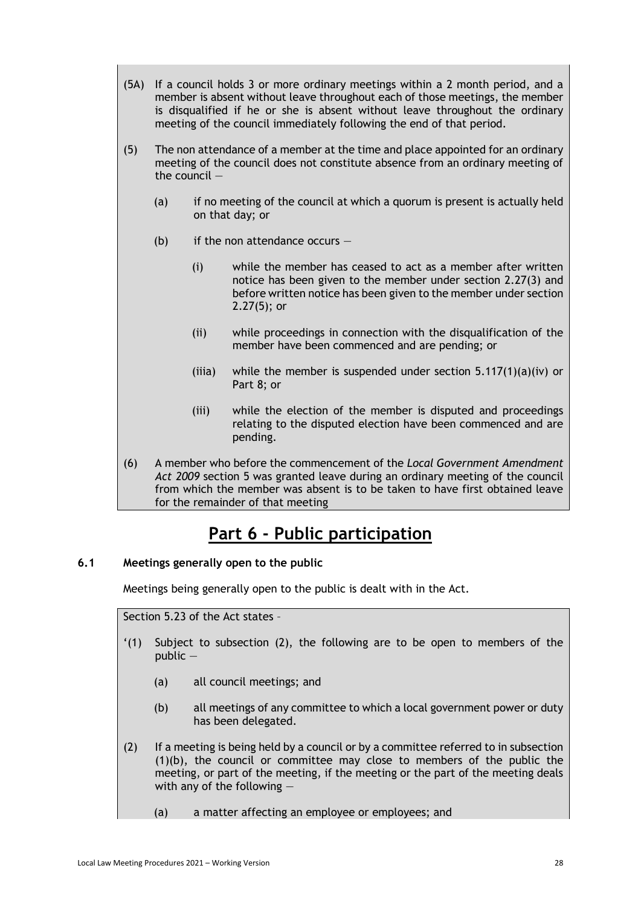(5A) If a council holds 3 or more ordinary meetings within a 2 month period, and a member is absent without leave throughout each of those meetings, the member is disqualified if he or she is absent without leave throughout the ordinary meeting of the council immediately following the end of that period.

(5) The non attendance of a member at the time and place appointed for an ordinary meeting of the council does not constitute absence from an ordinary meeting of the council —

  (a) if no meeting of the council at which a quorum is present is actually held on that day; or

  (b) if the non attendance occurs —

    (i) while the member has ceased to act as a member after written notice has been given to the member under section 2.27(3) and before written notice has been given to the member under section 2.27(5); or

    (ii) while proceedings in connection with the disqualification of the member have been commenced and are pending; or

    (iiia) while the member is suspended under section 5.117(1)(a)(iv) or Part 8; or

    (iii) while the election of the member is disputed and proceedings relating to the disputed election have been commenced and are pending.

(6) A member who before the commencement of the *Local Government Amendment Act 2009* section 5 was granted leave during an ordinary meeting of the council from which the member was absent is to be taken to have first obtained leave for the remainder of that meeting

# Part 6 - Public participation

### 6.1 Meetings generally open to the public

Meetings being generally open to the public is dealt with in the Act.

Section 5.23 of the Act states –

'(1) Subject to subsection (2), the following are to be open to members of the public —

  (a) all council meetings; and

  (b) all meetings of any committee to which a local government power or duty has been delegated.

(2) If a meeting is being held by a council or by a committee referred to in subsection (1)(b), the council or committee may close to members of the public the meeting, or part of the meeting, if the meeting or the part of the meeting deals with any of the following —

  (a) a matter affecting an employee or employees; and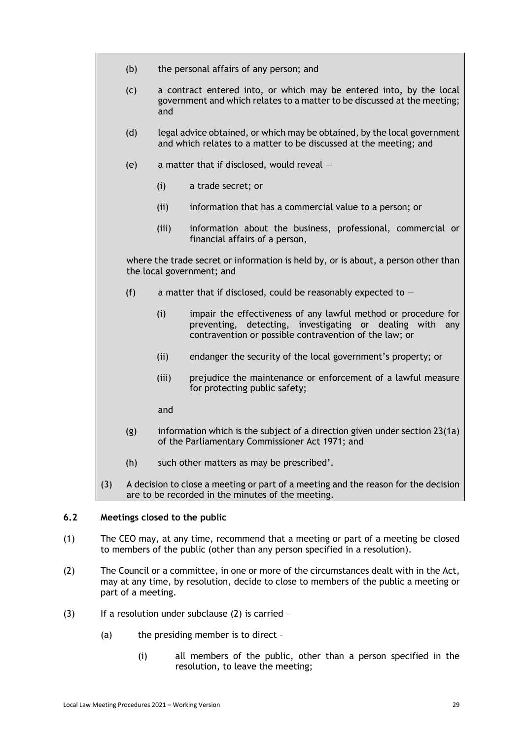(b) the personal affairs of any person; and

(c) a contract entered into, or which may be entered into, by the local government and which relates to a matter to be discussed at the meeting; and

(d) legal advice obtained, or which may be obtained, by the local government and which relates to a matter to be discussed at the meeting; and

(e) a matter that if disclosed, would reveal —

  (i) a trade secret; or

  (ii) information that has a commercial value to a person; or

  (iii) information about the business, professional, commercial or financial affairs of a person,

where the trade secret or information is held by, or is about, a person other than the local government; and

(f) a matter that if disclosed, could be reasonably expected to —

  (i) impair the effectiveness of any lawful method or procedure for preventing, detecting, investigating or dealing with any contravention or possible contravention of the law; or

  (ii) endanger the security of the local government's property; or

  (iii) prejudice the maintenance or enforcement of a lawful measure for protecting public safety;

  and

(g) information which is the subject of a direction given under section 23(1a) of the Parliamentary Commissioner Act 1971; and

(h) such other matters as may be prescribed'.

(3) A decision to close a meeting or part of a meeting and the reason for the decision are to be recorded in the minutes of the meeting.

### 6.2 Meetings closed to the public

(1) The CEO may, at any time, recommend that a meeting or part of a meeting be closed to members of the public (other than any person specified in a resolution).

(2) The Council or a committee, in one or more of the circumstances dealt with in the Act, may at any time, by resolution, decide to close to members of the public a meeting or part of a meeting.

(3) If a resolution under subclause (2) is carried –

  (a) the presiding member is to direct –

    (i) all members of the public, other than a person specified in the resolution, to leave the meeting;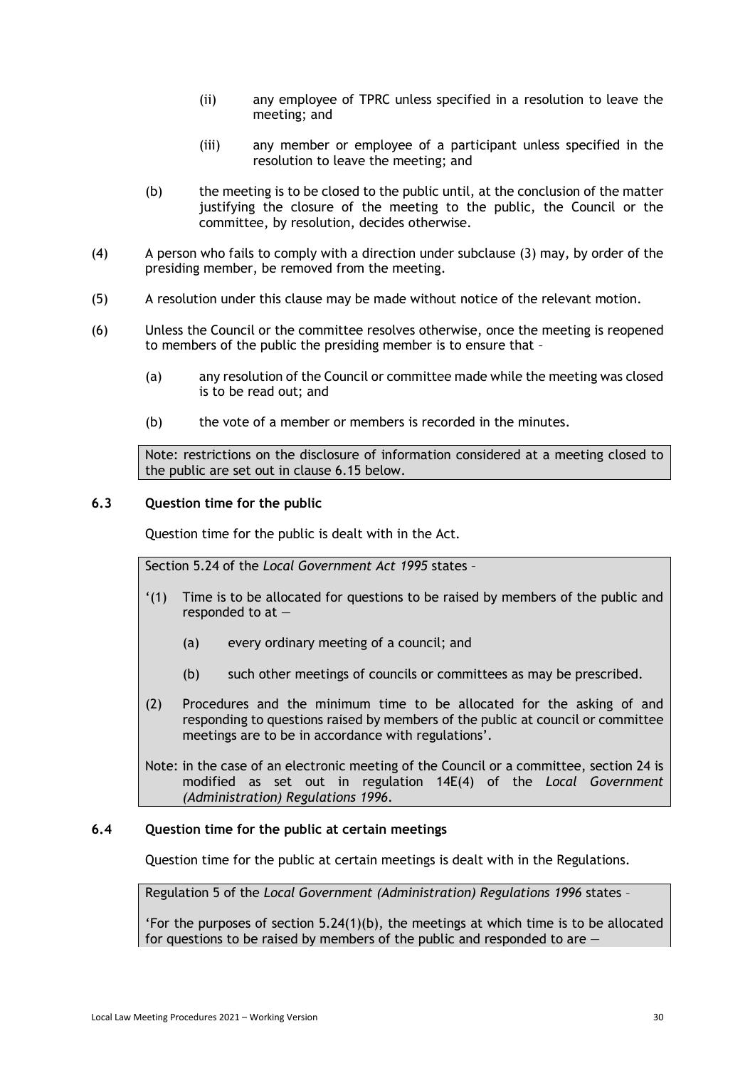(ii) any employee of TPRC unless specified in a resolution to leave the meeting; and

(iii) any member or employee of a participant unless specified in the resolution to leave the meeting; and

(b) the meeting is to be closed to the public until, at the conclusion of the matter justifying the closure of the meeting to the public, the Council or the committee, by resolution, decides otherwise.

(4) A person who fails to comply with a direction under subclause (3) may, by order of the presiding member, be removed from the meeting.

(5) A resolution under this clause may be made without notice of the relevant motion.

(6) Unless the Council or the committee resolves otherwise, once the meeting is reopened to members of the public the presiding member is to ensure that –

(a) any resolution of the Council or committee made while the meeting was closed is to be read out; and

(b) the vote of a member or members is recorded in the minutes.

> Note: restrictions on the disclosure of information considered at a meeting closed to the public are set out in clause 6.15 below.

### 6.3 Question time for the public

Question time for the public is dealt with in the Act.

> Section 5.24 of the *Local Government Act 1995* states –
>
> '(1) Time is to be allocated for questions to be raised by members of the public and responded to at —
>
> (a) every ordinary meeting of a council; and
>
> (b) such other meetings of councils or committees as may be prescribed.
>
> (2) Procedures and the minimum time to be allocated for the asking of and responding to questions raised by members of the public at council or committee meetings are to be in accordance with regulations'.
>
> Note: in the case of an electronic meeting of the Council or a committee, section 24 is modified as set out in regulation 14E(4) of the *Local Government (Administration) Regulations 1996*.

### 6.4 Question time for the public at certain meetings

Question time for the public at certain meetings is dealt with in the Regulations.

> Regulation 5 of the *Local Government (Administration) Regulations 1996* states –
>
> 'For the purposes of section 5.24(1)(b), the meetings at which time is to be allocated for questions to be raised by members of the public and responded to are —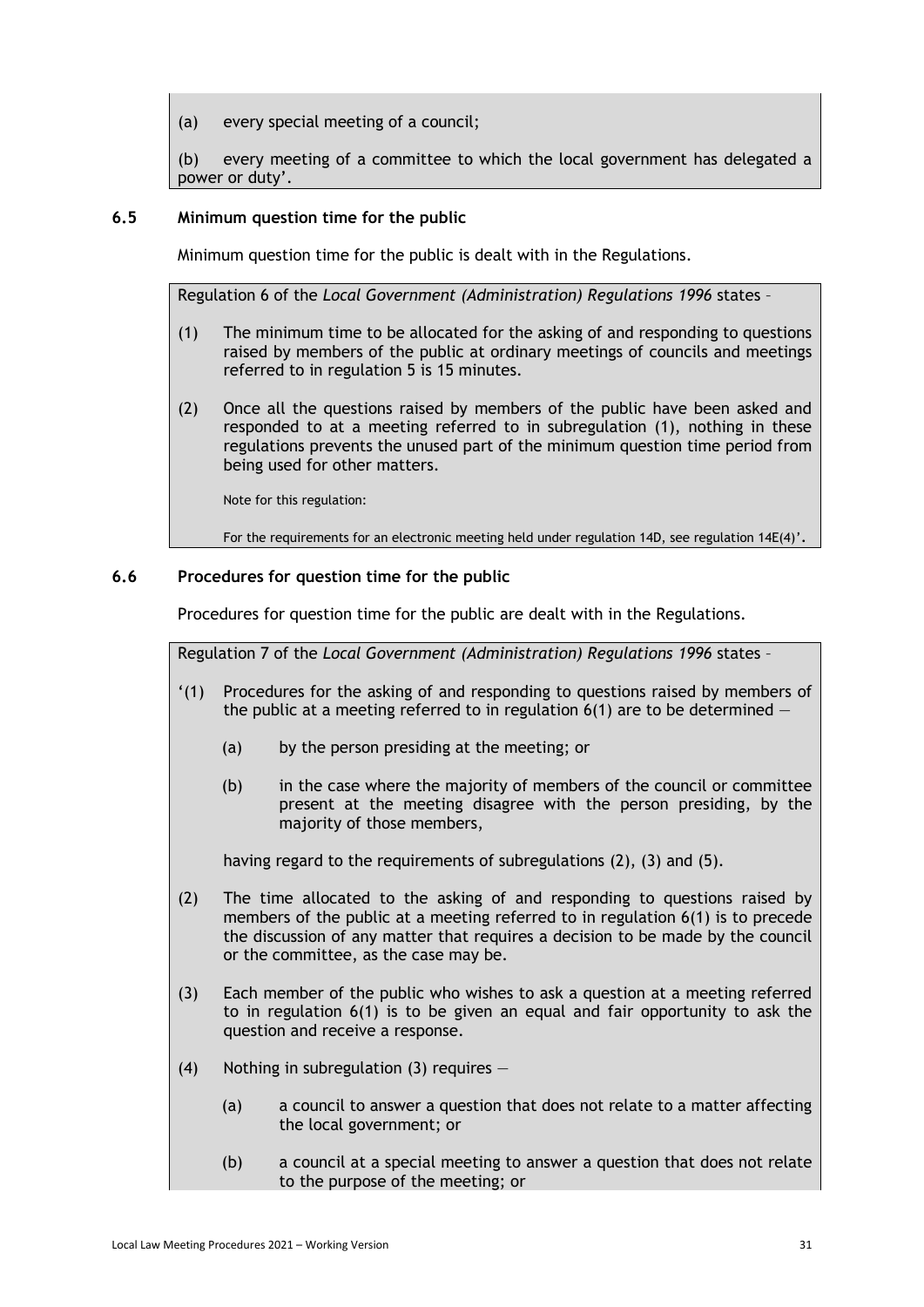(a) every special meeting of a council;

(b) every meeting of a committee to which the local government has delegated a power or duty'.

### 6.5 Minimum question time for the public

Minimum question time for the public is dealt with in the Regulations.

Regulation 6 of the *Local Government (Administration) Regulations 1996* states –

(1) The minimum time to be allocated for the asking of and responding to questions raised by members of the public at ordinary meetings of councils and meetings referred to in regulation 5 is 15 minutes.

(2) Once all the questions raised by members of the public have been asked and responded to at a meeting referred to in subregulation (1), nothing in these regulations prevents the unused part of the minimum question time period from being used for other matters.

Note for this regulation:

For the requirements for an electronic meeting held under regulation 14D, see regulation 14E(4)'.

### 6.6 Procedures for question time for the public

Procedures for question time for the public are dealt with in the Regulations.

Regulation 7 of the *Local Government (Administration) Regulations 1996* states –

'(1) Procedures for the asking of and responding to questions raised by members of the public at a meeting referred to in regulation 6(1) are to be determined —

(a) by the person presiding at the meeting; or

(b) in the case where the majority of members of the council or committee present at the meeting disagree with the person presiding, by the majority of those members,

having regard to the requirements of subregulations (2), (3) and (5).

(2) The time allocated to the asking of and responding to questions raised by members of the public at a meeting referred to in regulation 6(1) is to precede the discussion of any matter that requires a decision to be made by the council or the committee, as the case may be.

(3) Each member of the public who wishes to ask a question at a meeting referred to in regulation 6(1) is to be given an equal and fair opportunity to ask the question and receive a response.

(4) Nothing in subregulation (3) requires —

(a) a council to answer a question that does not relate to a matter affecting the local government; or

(b) a council at a special meeting to answer a question that does not relate to the purpose of the meeting; or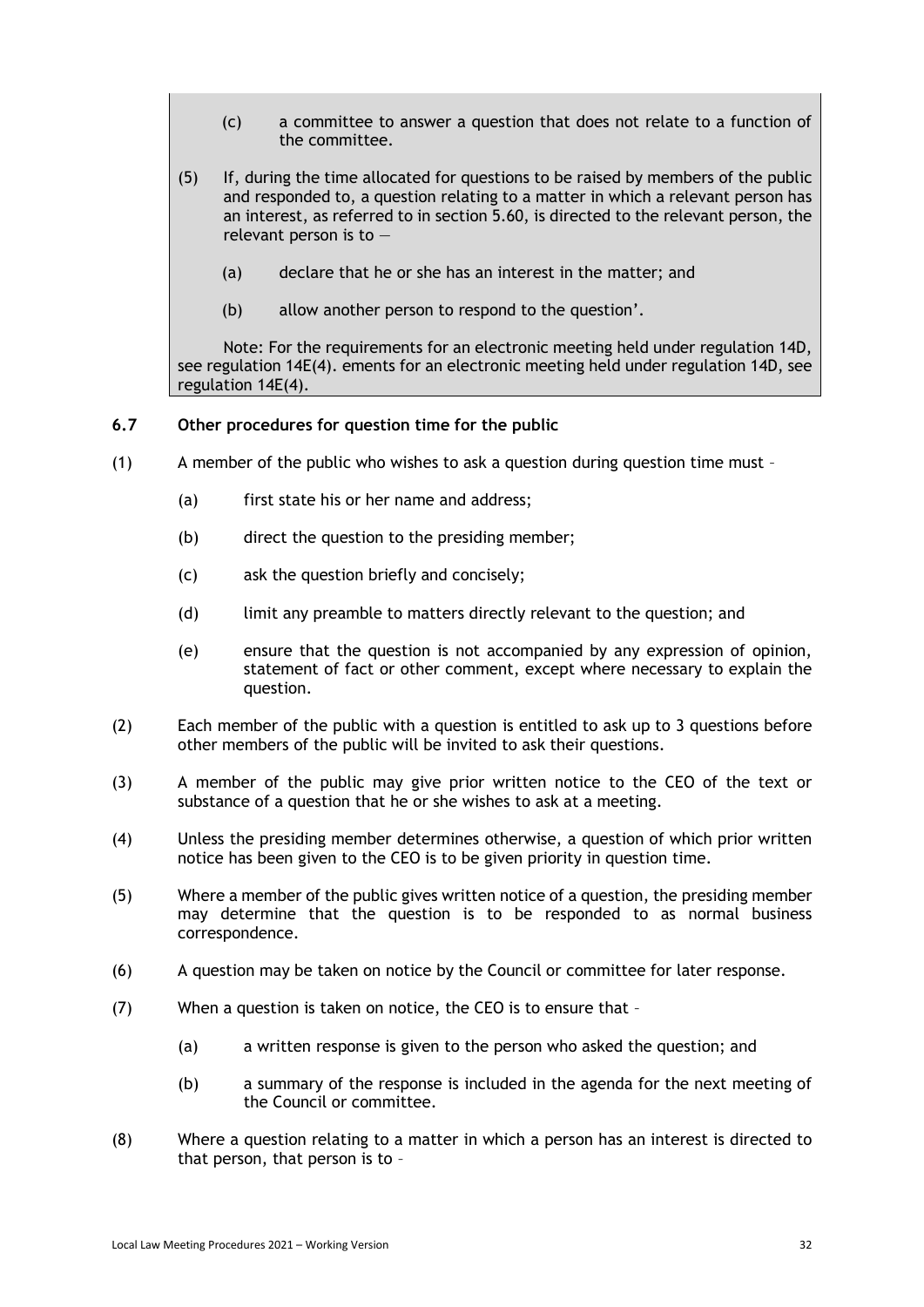(c) a committee to answer a question that does not relate to a function of the committee.

(5) If, during the time allocated for questions to be raised by members of the public and responded to, a question relating to a matter in which a relevant person has an interest, as referred to in section 5.60, is directed to the relevant person, the relevant person is to —

(a) declare that he or she has an interest in the matter; and

(b) allow another person to respond to the question'.

Note: For the requirements for an electronic meeting held under regulation 14D, see regulation 14E(4). ements for an electronic meeting held under regulation 14D, see regulation 14E(4).

### 6.7 Other procedures for question time for the public

(1) A member of the public who wishes to ask a question during question time must –

(a) first state his or her name and address;

(b) direct the question to the presiding member;

(c) ask the question briefly and concisely;

(d) limit any preamble to matters directly relevant to the question; and

(e) ensure that the question is not accompanied by any expression of opinion, statement of fact or other comment, except where necessary to explain the question.

(2) Each member of the public with a question is entitled to ask up to 3 questions before other members of the public will be invited to ask their questions.

(3) A member of the public may give prior written notice to the CEO of the text or substance of a question that he or she wishes to ask at a meeting.

(4) Unless the presiding member determines otherwise, a question of which prior written notice has been given to the CEO is to be given priority in question time.

(5) Where a member of the public gives written notice of a question, the presiding member may determine that the question is to be responded to as normal business correspondence.

(6) A question may be taken on notice by the Council or committee for later response.

(7) When a question is taken on notice, the CEO is to ensure that –

(a) a written response is given to the person who asked the question; and

(b) a summary of the response is included in the agenda for the next meeting of the Council or committee.

(8) Where a question relating to a matter in which a person has an interest is directed to that person, that person is to –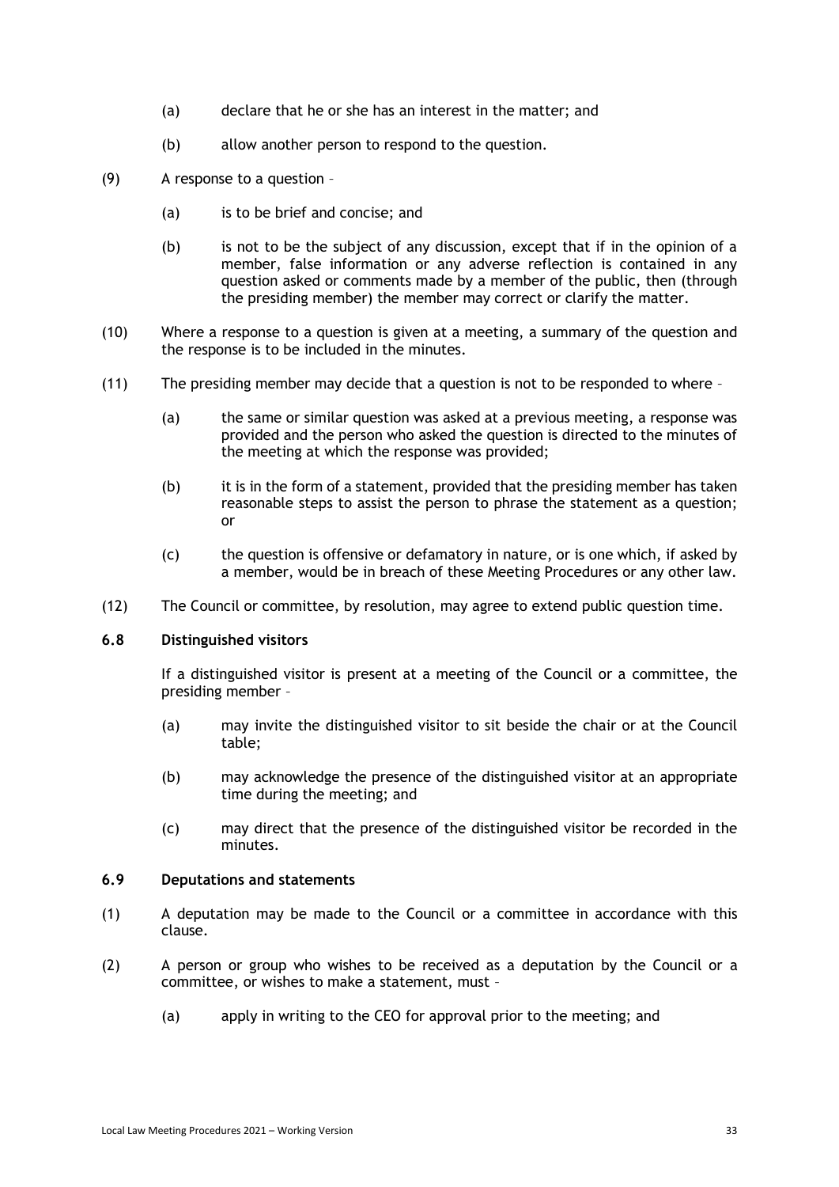(a) declare that he or she has an interest in the matter; and

(b) allow another person to respond to the question.

(9) A response to a question –

(a) is to be brief and concise; and

(b) is not to be the subject of any discussion, except that if in the opinion of a member, false information or any adverse reflection is contained in any question asked or comments made by a member of the public, then (through the presiding member) the member may correct or clarify the matter.

(10) Where a response to a question is given at a meeting, a summary of the question and the response is to be included in the minutes.

(11) The presiding member may decide that a question is not to be responded to where –

(a) the same or similar question was asked at a previous meeting, a response was provided and the person who asked the question is directed to the minutes of the meeting at which the response was provided;

(b) it is in the form of a statement, provided that the presiding member has taken reasonable steps to assist the person to phrase the statement as a question; or

(c) the question is offensive or defamatory in nature, or is one which, if asked by a member, would be in breach of these Meeting Procedures or any other law.

(12) The Council or committee, by resolution, may agree to extend public question time.

### 6.8 Distinguished visitors

If a distinguished visitor is present at a meeting of the Council or a committee, the presiding member –

(a) may invite the distinguished visitor to sit beside the chair or at the Council table;

(b) may acknowledge the presence of the distinguished visitor at an appropriate time during the meeting; and

(c) may direct that the presence of the distinguished visitor be recorded in the minutes.

### 6.9 Deputations and statements

(1) A deputation may be made to the Council or a committee in accordance with this clause.

(2) A person or group who wishes to be received as a deputation by the Council or a committee, or wishes to make a statement, must –

(a) apply in writing to the CEO for approval prior to the meeting; and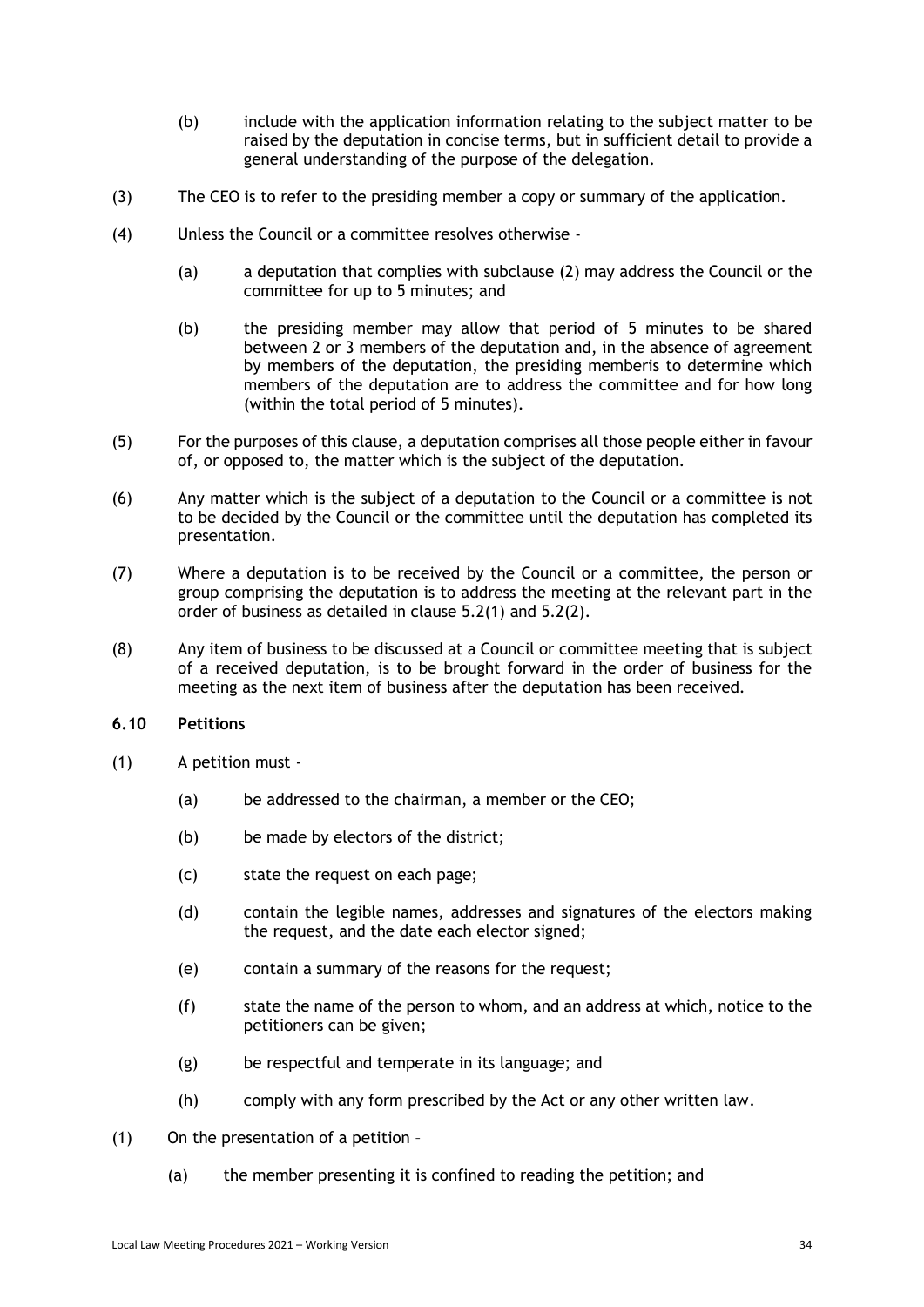(b) include with the application information relating to the subject matter to be raised by the deputation in concise terms, but in sufficient detail to provide a general understanding of the purpose of the delegation.

(3) The CEO is to refer to the presiding member a copy or summary of the application.

(4) Unless the Council or a committee resolves otherwise -

(a) a deputation that complies with subclause (2) may address the Council or the committee for up to 5 minutes; and

(b) the presiding member may allow that period of 5 minutes to be shared between 2 or 3 members of the deputation and, in the absence of agreement by members of the deputation, the presiding memberis to determine which members of the deputation are to address the committee and for how long (within the total period of 5 minutes).

(5) For the purposes of this clause, a deputation comprises all those people either in favour of, or opposed to, the matter which is the subject of the deputation.

(6) Any matter which is the subject of a deputation to the Council or a committee is not to be decided by the Council or the committee until the deputation has completed its presentation.

(7) Where a deputation is to be received by the Council or a committee, the person or group comprising the deputation is to address the meeting at the relevant part in the order of business as detailed in clause 5.2(1) and 5.2(2).

(8) Any item of business to be discussed at a Council or committee meeting that is subject of a received deputation, is to be brought forward in the order of business for the meeting as the next item of business after the deputation has been received.

**6.10 Petitions**

(1) A petition must -

(a) be addressed to the chairman, a member or the CEO;

(b) be made by electors of the district;

(c) state the request on each page;

(d) contain the legible names, addresses and signatures of the electors making the request, and the date each elector signed;

(e) contain a summary of the reasons for the request;

(f) state the name of the person to whom, and an address at which, notice to the petitioners can be given;

(g) be respectful and temperate in its language; and

(h) comply with any form prescribed by the Act or any other written law.

(1) On the presentation of a petition –

(a) the member presenting it is confined to reading the petition; and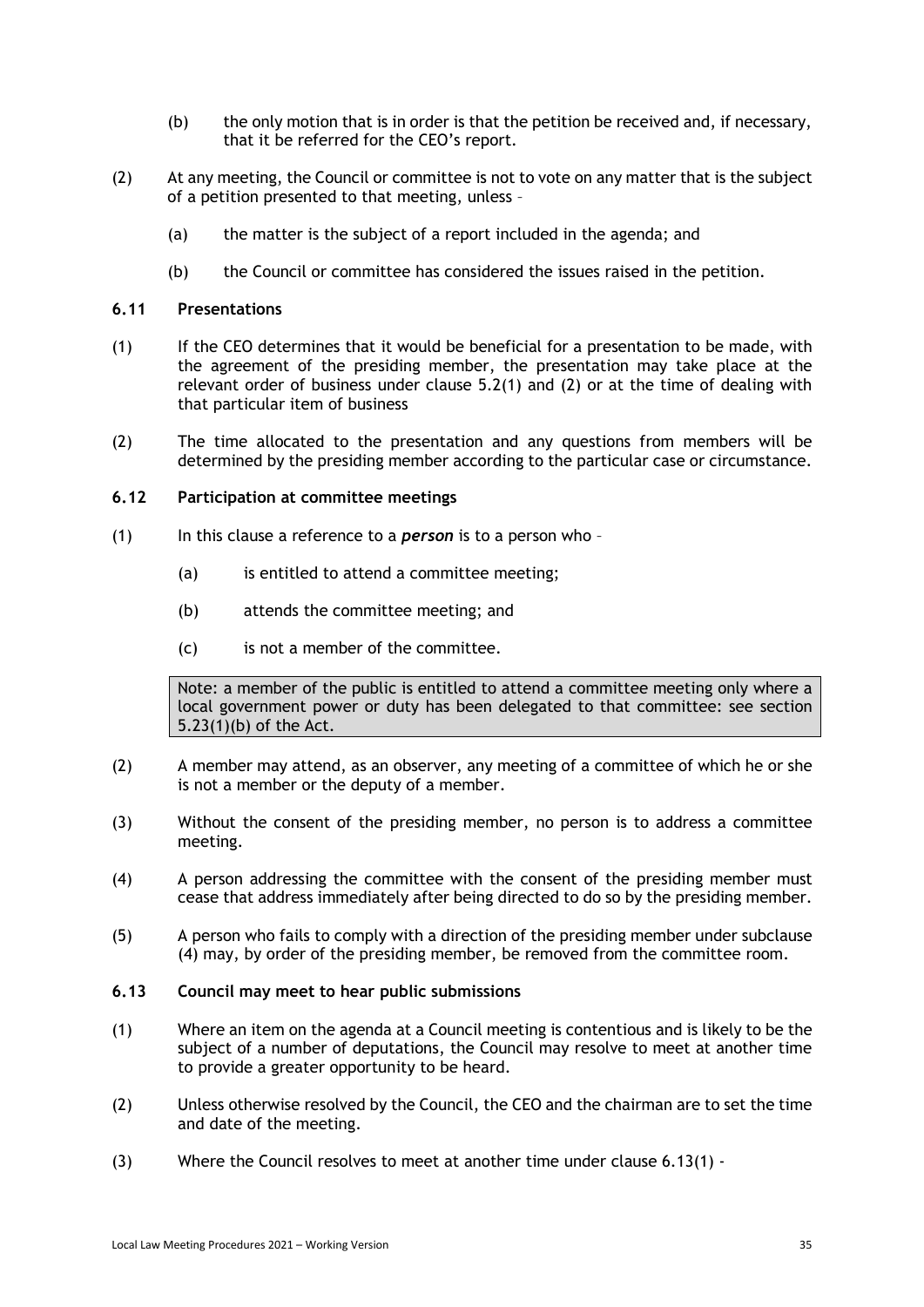(b) the only motion that is in order is that the petition be received and, if necessary, that it be referred for the CEO's report.

(2) At any meeting, the Council or committee is not to vote on any matter that is the subject of a petition presented to that meeting, unless –

(a) the matter is the subject of a report included in the agenda; and

(b) the Council or committee has considered the issues raised in the petition.

### 6.11 Presentations

(1) If the CEO determines that it would be beneficial for a presentation to be made, with the agreement of the presiding member, the presentation may take place at the relevant order of business under clause 5.2(1) and (2) or at the time of dealing with that particular item of business

(2) The time allocated to the presentation and any questions from members will be determined by the presiding member according to the particular case or circumstance.

### 6.12 Participation at committee meetings

(1) In this clause a reference to a ***person*** is to a person who –

(a) is entitled to attend a committee meeting;

(b) attends the committee meeting; and

(c) is not a member of the committee.

> Note: a member of the public is entitled to attend a committee meeting only where a local government power or duty has been delegated to that committee: see section 5.23(1)(b) of the Act.

(2) A member may attend, as an observer, any meeting of a committee of which he or she is not a member or the deputy of a member.

(3) Without the consent of the presiding member, no person is to address a committee meeting.

(4) A person addressing the committee with the consent of the presiding member must cease that address immediately after being directed to do so by the presiding member.

(5) A person who fails to comply with a direction of the presiding member under subclause (4) may, by order of the presiding member, be removed from the committee room.

### 6.13 Council may meet to hear public submissions

(1) Where an item on the agenda at a Council meeting is contentious and is likely to be the subject of a number of deputations, the Council may resolve to meet at another time to provide a greater opportunity to be heard.

(2) Unless otherwise resolved by the Council, the CEO and the chairman are to set the time and date of the meeting.

(3) Where the Council resolves to meet at another time under clause 6.13(1) -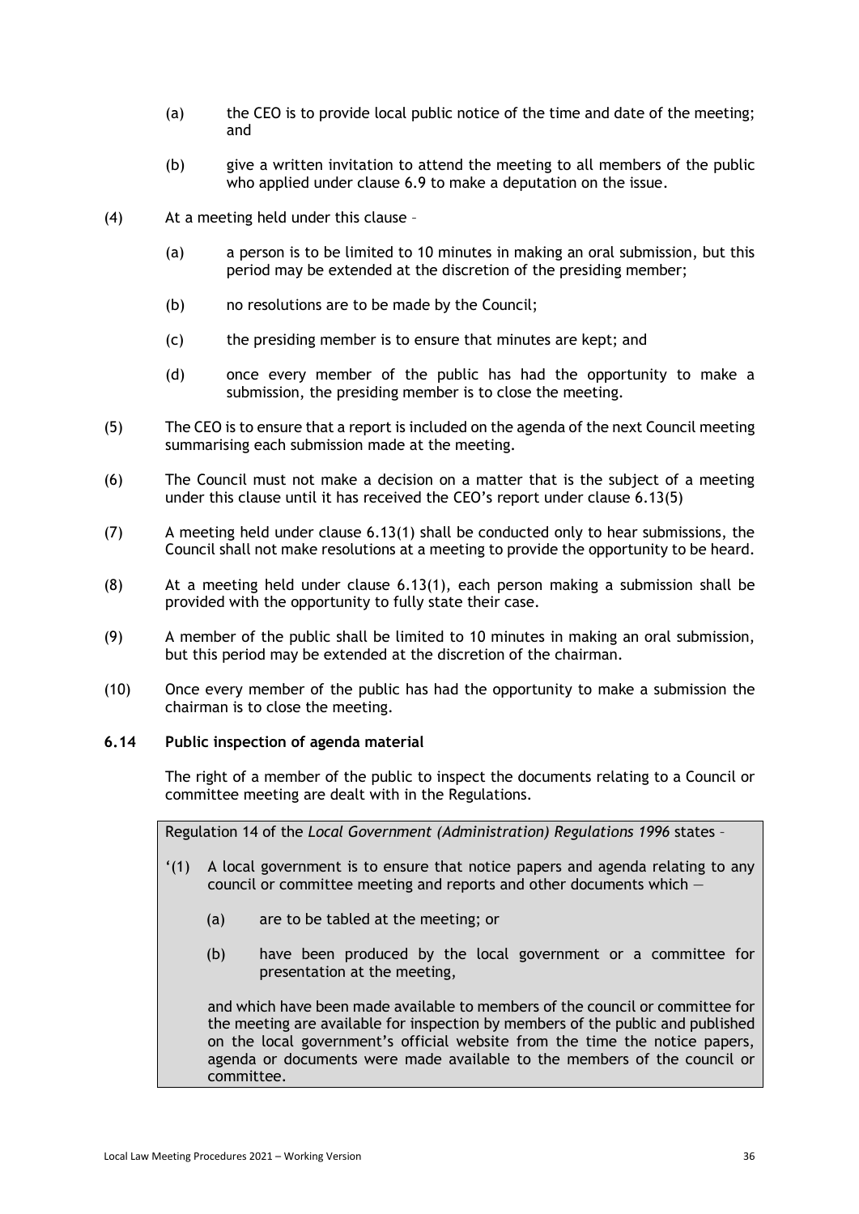(a) the CEO is to provide local public notice of the time and date of the meeting; and

(b) give a written invitation to attend the meeting to all members of the public who applied under clause 6.9 to make a deputation on the issue.

(4) At a meeting held under this clause –

(a) a person is to be limited to 10 minutes in making an oral submission, but this period may be extended at the discretion of the presiding member;

(b) no resolutions are to be made by the Council;

(c) the presiding member is to ensure that minutes are kept; and

(d) once every member of the public has had the opportunity to make a submission, the presiding member is to close the meeting.

(5) The CEO is to ensure that a report is included on the agenda of the next Council meeting summarising each submission made at the meeting.

(6) The Council must not make a decision on a matter that is the subject of a meeting under this clause until it has received the CEO's report under clause 6.13(5)

(7) A meeting held under clause 6.13(1) shall be conducted only to hear submissions, the Council shall not make resolutions at a meeting to provide the opportunity to be heard.

(8) At a meeting held under clause 6.13(1), each person making a submission shall be provided with the opportunity to fully state their case.

(9) A member of the public shall be limited to 10 minutes in making an oral submission, but this period may be extended at the discretion of the chairman.

(10) Once every member of the public has had the opportunity to make a submission the chairman is to close the meeting.

### 6.14 Public inspection of agenda material

The right of a member of the public to inspect the documents relating to a Council or committee meeting are dealt with in the Regulations.

> Regulation 14 of the *Local Government (Administration) Regulations 1996* states –
>
> '(1) A local government is to ensure that notice papers and agenda relating to any council or committee meeting and reports and other documents which —
>
> (a) are to be tabled at the meeting; or
>
> (b) have been produced by the local government or a committee for presentation at the meeting,
>
> and which have been made available to members of the council or committee for the meeting are available for inspection by members of the public and published on the local government's official website from the time the notice papers, agenda or documents were made available to the members of the council or committee.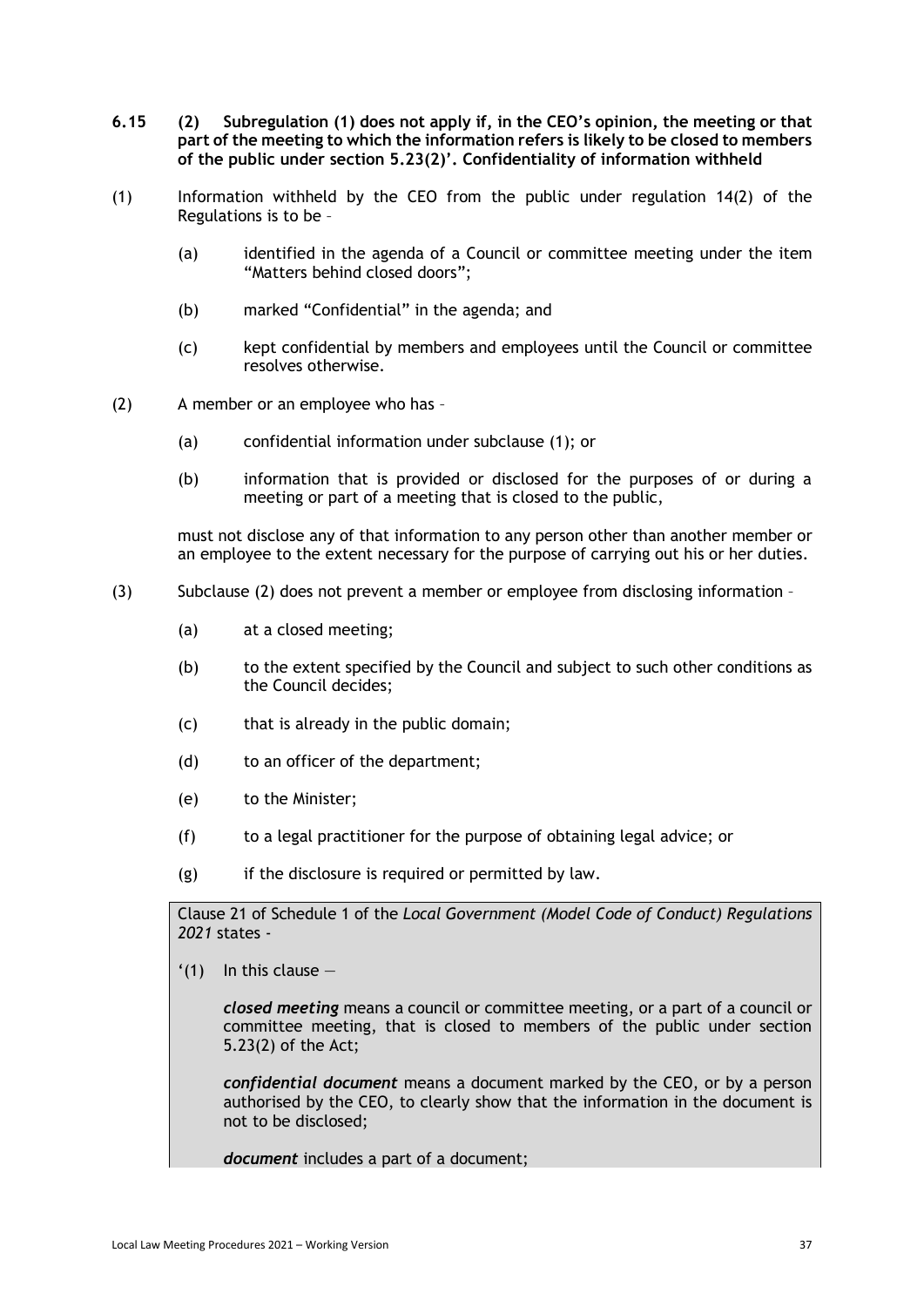**6.15 (2) Subregulation (1) does not apply if, in the CEO's opinion, the meeting or that part of the meeting to which the information refers is likely to be closed to members of the public under section 5.23(2)'. Confidentiality of information withheld**

(1) Information withheld by the CEO from the public under regulation 14(2) of the Regulations is to be –

(a) identified in the agenda of a Council or committee meeting under the item "Matters behind closed doors";

(b) marked "Confidential" in the agenda; and

(c) kept confidential by members and employees until the Council or committee resolves otherwise.

(2) A member or an employee who has –

(a) confidential information under subclause (1); or

(b) information that is provided or disclosed for the purposes of or during a meeting or part of a meeting that is closed to the public,

must not disclose any of that information to any person other than another member or an employee to the extent necessary for the purpose of carrying out his or her duties.

(3) Subclause (2) does not prevent a member or employee from disclosing information –

(a) at a closed meeting;

(b) to the extent specified by the Council and subject to such other conditions as the Council decides;

(c) that is already in the public domain;

(d) to an officer of the department;

(e) to the Minister;

(f) to a legal practitioner for the purpose of obtaining legal advice; or

(g) if the disclosure is required or permitted by law.

> Clause 21 of Schedule 1 of the *Local Government (Model Code of Conduct) Regulations 2021* states -
>
> '(1) In this clause —
>
> ***closed meeting*** means a council or committee meeting, or a part of a council or committee meeting, that is closed to members of the public under section 5.23(2) of the Act;
>
> ***confidential document*** means a document marked by the CEO, or by a person authorised by the CEO, to clearly show that the information in the document is not to be disclosed;
>
> ***document*** includes a part of a document;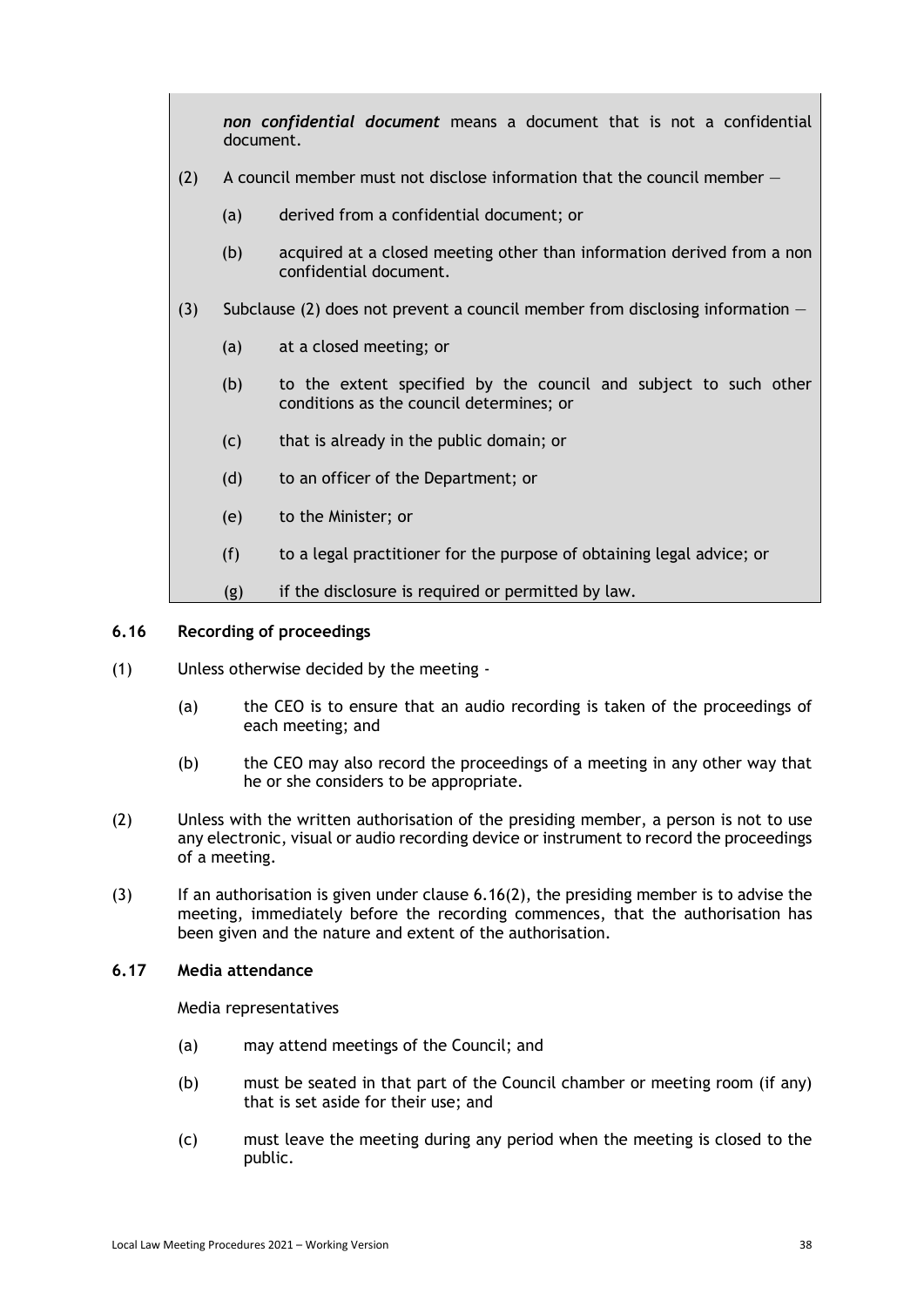***non confidential document*** means a document that is not a confidential document.

(2) A council member must not disclose information that the council member —

(a) derived from a confidential document; or

(b) acquired at a closed meeting other than information derived from a non confidential document.

(3) Subclause (2) does not prevent a council member from disclosing information —

(a) at a closed meeting; or

(b) to the extent specified by the council and subject to such other conditions as the council determines; or

(c) that is already in the public domain; or

(d) to an officer of the Department; or

(e) to the Minister; or

(f) to a legal practitioner for the purpose of obtaining legal advice; or

(g) if the disclosure is required or permitted by law.

**6.16 Recording of proceedings**

(1) Unless otherwise decided by the meeting -

(a) the CEO is to ensure that an audio recording is taken of the proceedings of each meeting; and

(b) the CEO may also record the proceedings of a meeting in any other way that he or she considers to be appropriate.

(2) Unless with the written authorisation of the presiding member, a person is not to use any electronic, visual or audio recording device or instrument to record the proceedings of a meeting.

(3) If an authorisation is given under clause 6.16(2), the presiding member is to advise the meeting, immediately before the recording commences, that the authorisation has been given and the nature and extent of the authorisation.

**6.17 Media attendance**

Media representatives

(a) may attend meetings of the Council; and

(b) must be seated in that part of the Council chamber or meeting room (if any) that is set aside for their use; and

(c) must leave the meeting during any period when the meeting is closed to the public.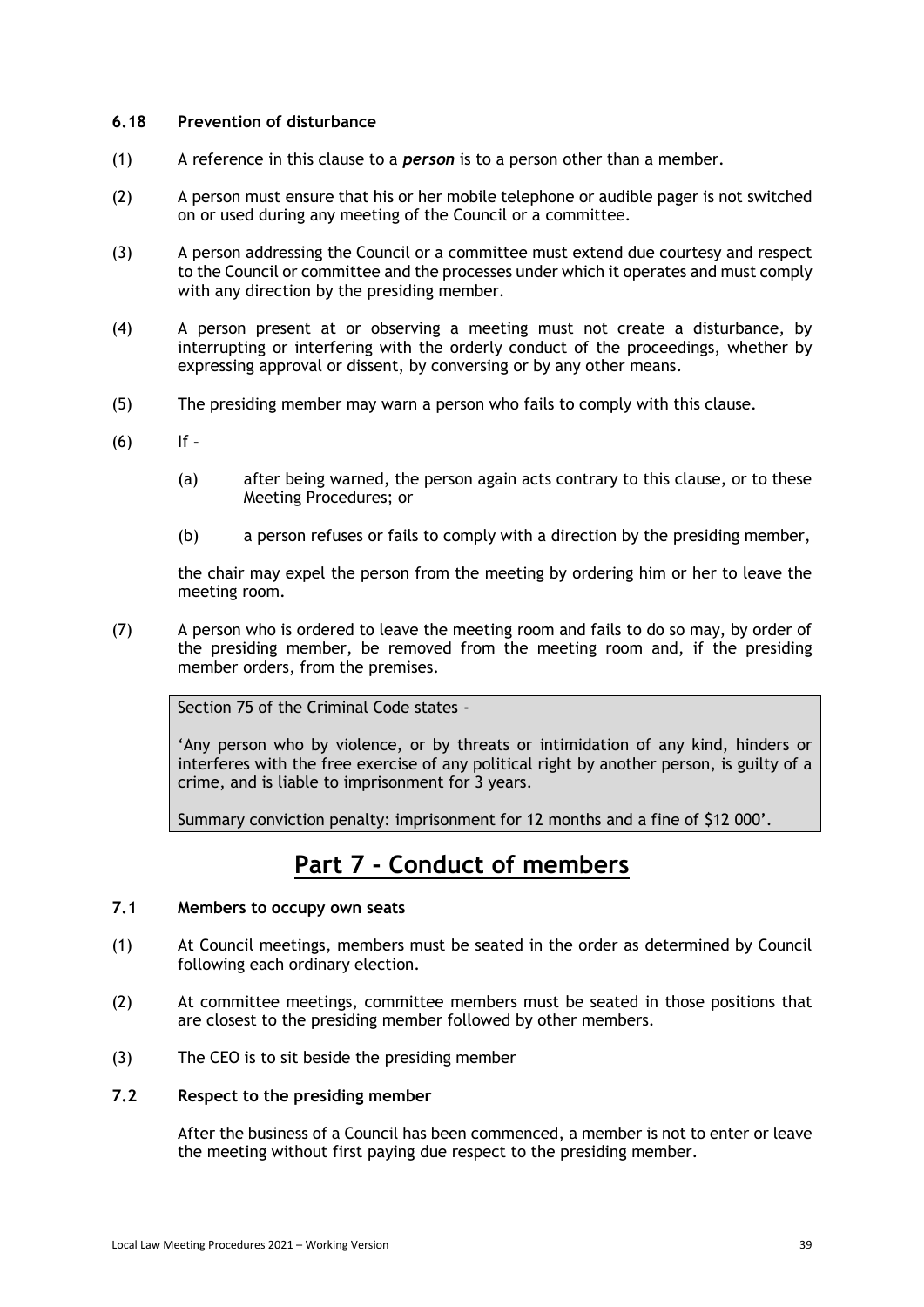### 6.18 Prevention of disturbance

(1) A reference in this clause to a ***person*** is to a person other than a member.

(2) A person must ensure that his or her mobile telephone or audible pager is not switched on or used during any meeting of the Council or a committee.

(3) A person addressing the Council or a committee must extend due courtesy and respect to the Council or committee and the processes under which it operates and must comply with any direction by the presiding member.

(4) A person present at or observing a meeting must not create a disturbance, by interrupting or interfering with the orderly conduct of the proceedings, whether by expressing approval or dissent, by conversing or by any other means.

(5) The presiding member may warn a person who fails to comply with this clause.

(6) If –

(a) after being warned, the person again acts contrary to this clause, or to these Meeting Procedures; or

(b) a person refuses or fails to comply with a direction by the presiding member,

the chair may expel the person from the meeting by ordering him or her to leave the meeting room.

(7) A person who is ordered to leave the meeting room and fails to do so may, by order of the presiding member, be removed from the meeting room and, if the presiding member orders, from the premises.

> Section 75 of the Criminal Code states -
>
> 'Any person who by violence, or by threats or intimidation of any kind, hinders or interferes with the free exercise of any political right by another person, is guilty of a crime, and is liable to imprisonment for 3 years.
>
> Summary conviction penalty: imprisonment for 12 months and a fine of $12 000'.

# Part 7 - Conduct of members

### 7.1 Members to occupy own seats

(1) At Council meetings, members must be seated in the order as determined by Council following each ordinary election.

(2) At committee meetings, committee members must be seated in those positions that are closest to the presiding member followed by other members.

(3) The CEO is to sit beside the presiding member

### 7.2 Respect to the presiding member

After the business of a Council has been commenced, a member is not to enter or leave the meeting without first paying due respect to the presiding member.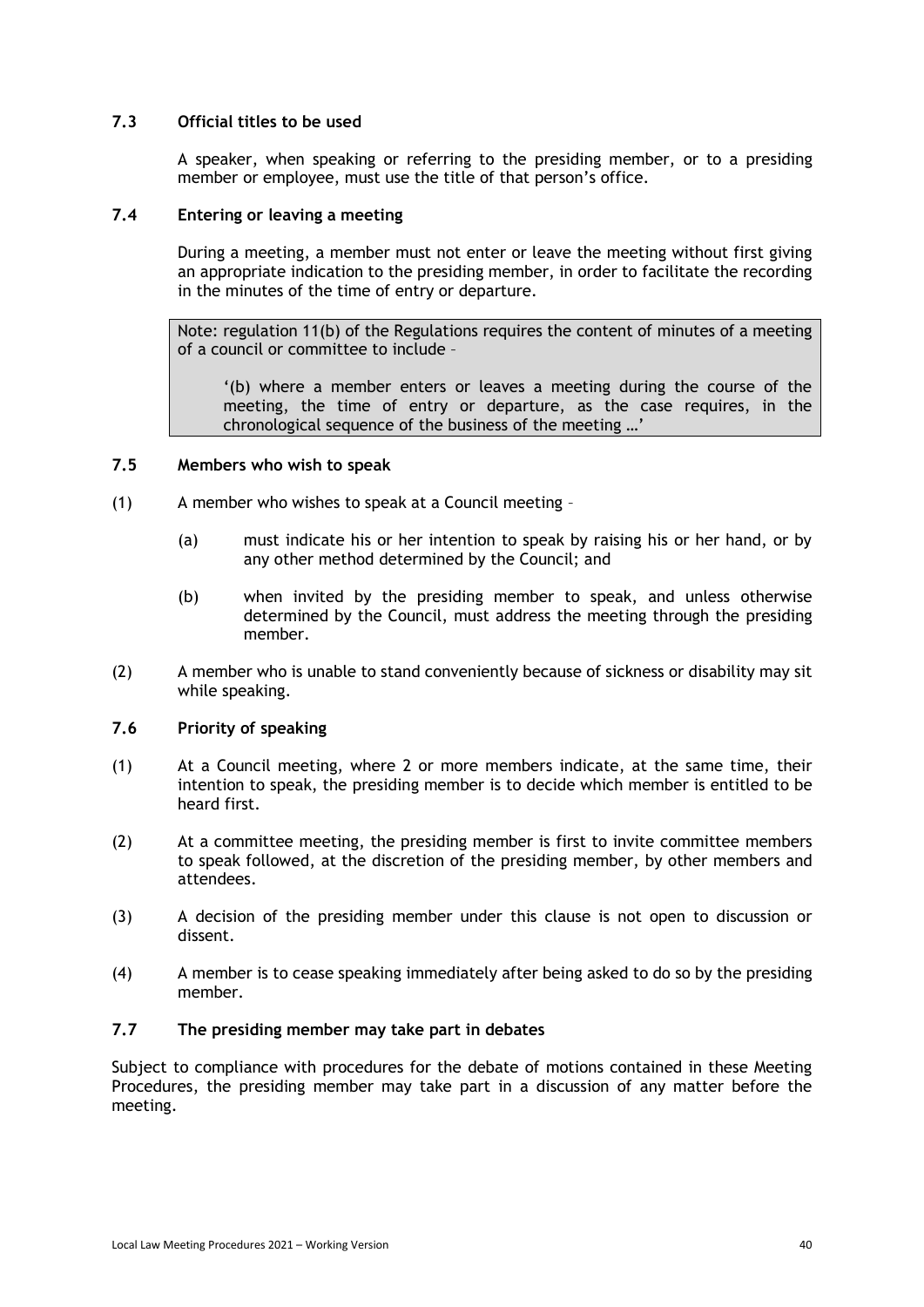### 7.3 Official titles to be used

A speaker, when speaking or referring to the presiding member, or to a presiding member or employee, must use the title of that person's office.

### 7.4 Entering or leaving a meeting

During a meeting, a member must not enter or leave the meeting without first giving an appropriate indication to the presiding member, in order to facilitate the recording in the minutes of the time of entry or departure.

> Note: regulation 11(b) of the Regulations requires the content of minutes of a meeting of a council or committee to include –
>
> '(b) where a member enters or leaves a meeting during the course of the meeting, the time of entry or departure, as the case requires, in the chronological sequence of the business of the meeting …'

### 7.5 Members who wish to speak

(1) A member who wishes to speak at a Council meeting –

(a) must indicate his or her intention to speak by raising his or her hand, or by any other method determined by the Council; and

(b) when invited by the presiding member to speak, and unless otherwise determined by the Council, must address the meeting through the presiding member.

(2) A member who is unable to stand conveniently because of sickness or disability may sit while speaking.

### 7.6 Priority of speaking

(1) At a Council meeting, where 2 or more members indicate, at the same time, their intention to speak, the presiding member is to decide which member is entitled to be heard first.

(2) At a committee meeting, the presiding member is first to invite committee members to speak followed, at the discretion of the presiding member, by other members and attendees.

(3) A decision of the presiding member under this clause is not open to discussion or dissent.

(4) A member is to cease speaking immediately after being asked to do so by the presiding member.

### 7.7 The presiding member may take part in debates

Subject to compliance with procedures for the debate of motions contained in these Meeting Procedures, the presiding member may take part in a discussion of any matter before the meeting.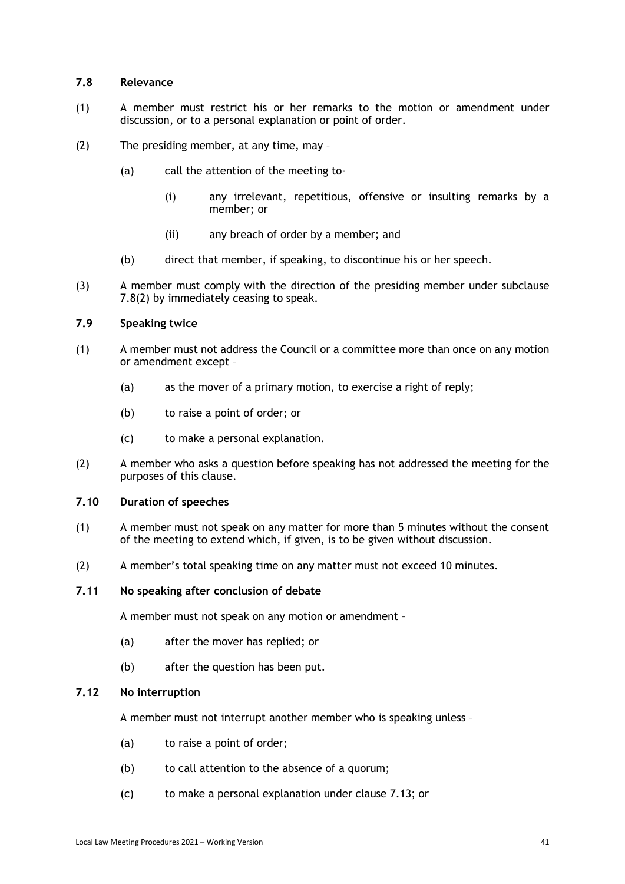### 7.8 Relevance

(1) A member must restrict his or her remarks to the motion or amendment under discussion, or to a personal explanation or point of order.

(2) The presiding member, at any time, may –

   (a) call the attention of the meeting to-

      (i) any irrelevant, repetitious, offensive or insulting remarks by a member; or

      (ii) any breach of order by a member; and

   (b) direct that member, if speaking, to discontinue his or her speech.

(3) A member must comply with the direction of the presiding member under subclause 7.8(2) by immediately ceasing to speak.

### 7.9 Speaking twice

(1) A member must not address the Council or a committee more than once on any motion or amendment except –

   (a) as the mover of a primary motion, to exercise a right of reply;

   (b) to raise a point of order; or

   (c) to make a personal explanation.

(2) A member who asks a question before speaking has not addressed the meeting for the purposes of this clause.

### 7.10 Duration of speeches

(1) A member must not speak on any matter for more than 5 minutes without the consent of the meeting to extend which, if given, is to be given without discussion.

(2) A member's total speaking time on any matter must not exceed 10 minutes.

### 7.11 No speaking after conclusion of debate

A member must not speak on any motion or amendment –

   (a) after the mover has replied; or

   (b) after the question has been put.

### 7.12 No interruption

A member must not interrupt another member who is speaking unless –

   (a) to raise a point of order;

   (b) to call attention to the absence of a quorum;

   (c) to make a personal explanation under clause 7.13; or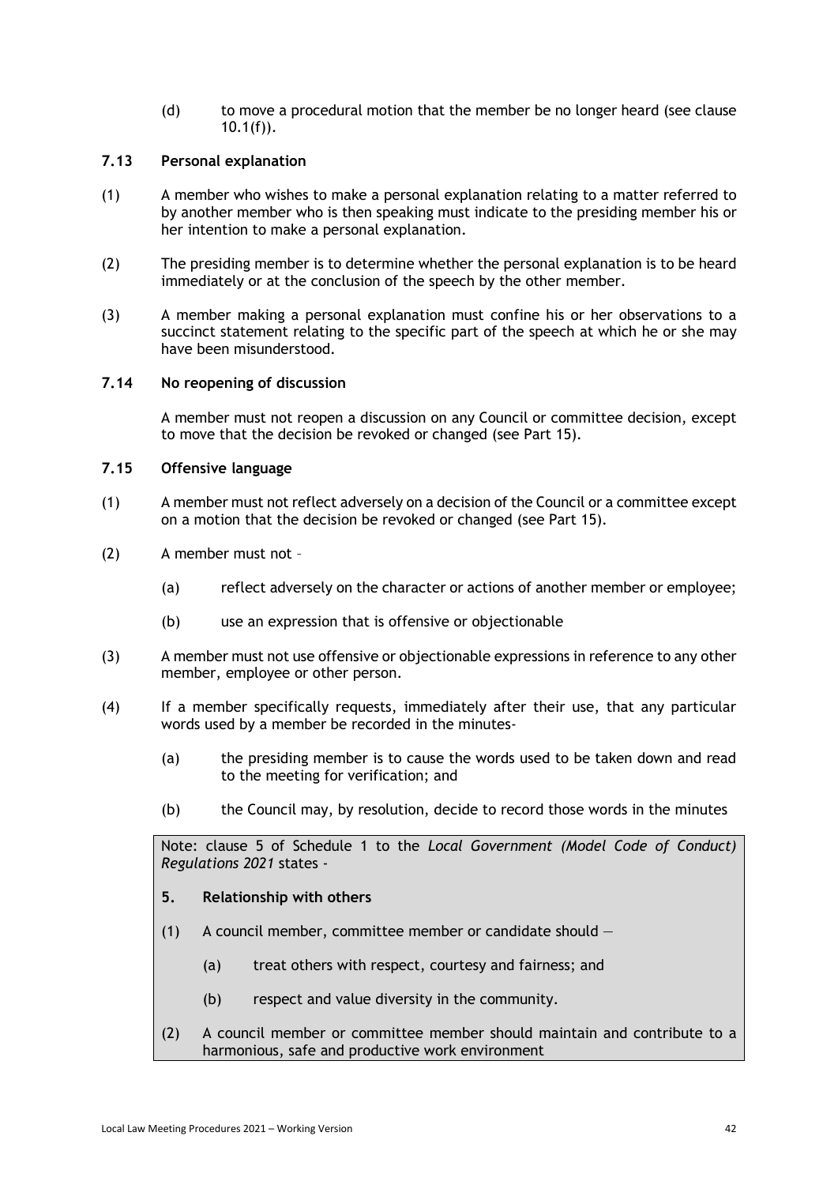(d) to move a procedural motion that the member be no longer heard (see clause 10.1(f)).

### 7.13 Personal explanation

(1) A member who wishes to make a personal explanation relating to a matter referred to by another member who is then speaking must indicate to the presiding member his or her intention to make a personal explanation.

(2) The presiding member is to determine whether the personal explanation is to be heard immediately or at the conclusion of the speech by the other member.

(3) A member making a personal explanation must confine his or her observations to a succinct statement relating to the specific part of the speech at which he or she may have been misunderstood.

### 7.14 No reopening of discussion

A member must not reopen a discussion on any Council or committee decision, except to move that the decision be revoked or changed (see Part 15).

### 7.15 Offensive language

(1) A member must not reflect adversely on a decision of the Council or a committee except on a motion that the decision be revoked or changed (see Part 15).

(2) A member must not –

(a) reflect adversely on the character or actions of another member or employee;

(b) use an expression that is offensive or objectionable

(3) A member must not use offensive or objectionable expressions in reference to any other member, employee or other person.

(4) If a member specifically requests, immediately after their use, that any particular words used by a member be recorded in the minutes-

(a) the presiding member is to cause the words used to be taken down and read to the meeting for verification; and

(b) the Council may, by resolution, decide to record those words in the minutes

> Note: clause 5 of Schedule 1 to the *Local Government (Model Code of Conduct) Regulations 2021* states -
>
> **5. Relationship with others**
>
> (1) A council member, committee member or candidate should —
>
> (a) treat others with respect, courtesy and fairness; and
>
> (b) respect and value diversity in the community.
>
> (2) A council member or committee member should maintain and contribute to a harmonious, safe and productive work environment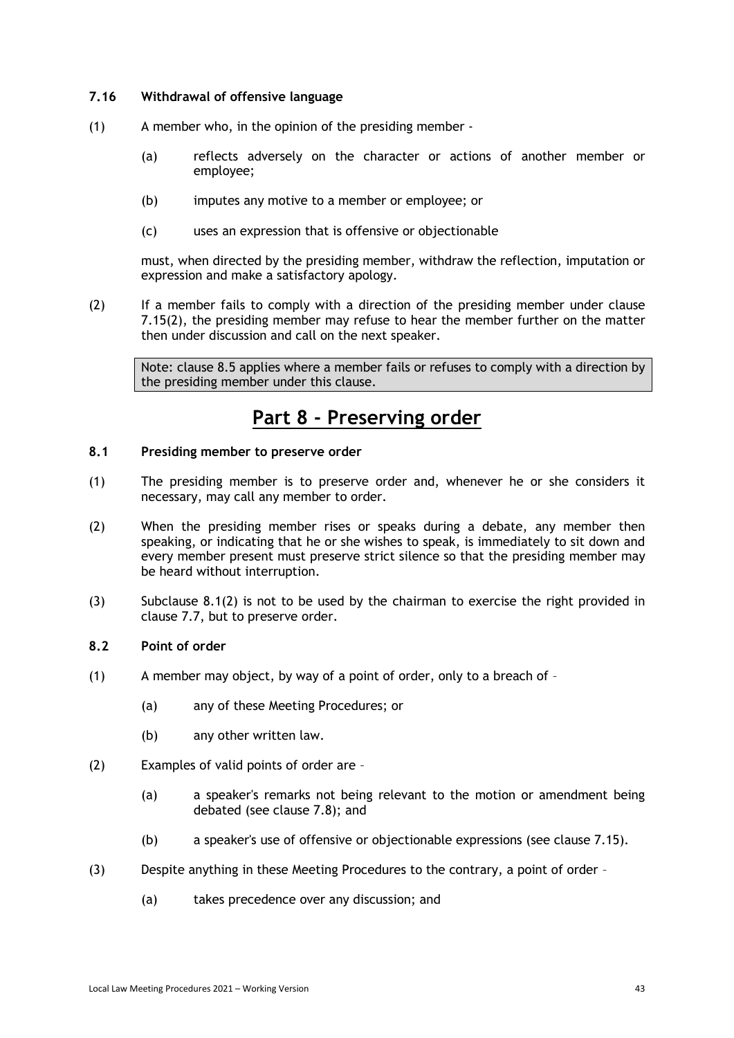#### 7.16 Withdrawal of offensive language

(1) A member who, in the opinion of the presiding member -

(a) reflects adversely on the character or actions of another member or employee;

(b) imputes any motive to a member or employee; or

(c) uses an expression that is offensive or objectionable

must, when directed by the presiding member, withdraw the reflection, imputation or expression and make a satisfactory apology.

(2) If a member fails to comply with a direction of the presiding member under clause 7.15(2), the presiding member may refuse to hear the member further on the matter then under discussion and call on the next speaker.

> Note: clause 8.5 applies where a member fails or refuses to comply with a direction by the presiding member under this clause.

# Part 8 - Preserving order

#### 8.1 Presiding member to preserve order

(1) The presiding member is to preserve order and, whenever he or she considers it necessary, may call any member to order.

(2) When the presiding member rises or speaks during a debate, any member then speaking, or indicating that he or she wishes to speak, is immediately to sit down and every member present must preserve strict silence so that the presiding member may be heard without interruption.

(3) Subclause 8.1(2) is not to be used by the chairman to exercise the right provided in clause 7.7, but to preserve order.

#### 8.2 Point of order

(1) A member may object, by way of a point of order, only to a breach of –

(a) any of these Meeting Procedures; or

(b) any other written law.

(2) Examples of valid points of order are –

(a) a speaker's remarks not being relevant to the motion or amendment being debated (see clause 7.8); and

(b) a speaker's use of offensive or objectionable expressions (see clause 7.15).

(3) Despite anything in these Meeting Procedures to the contrary, a point of order –

(a) takes precedence over any discussion; and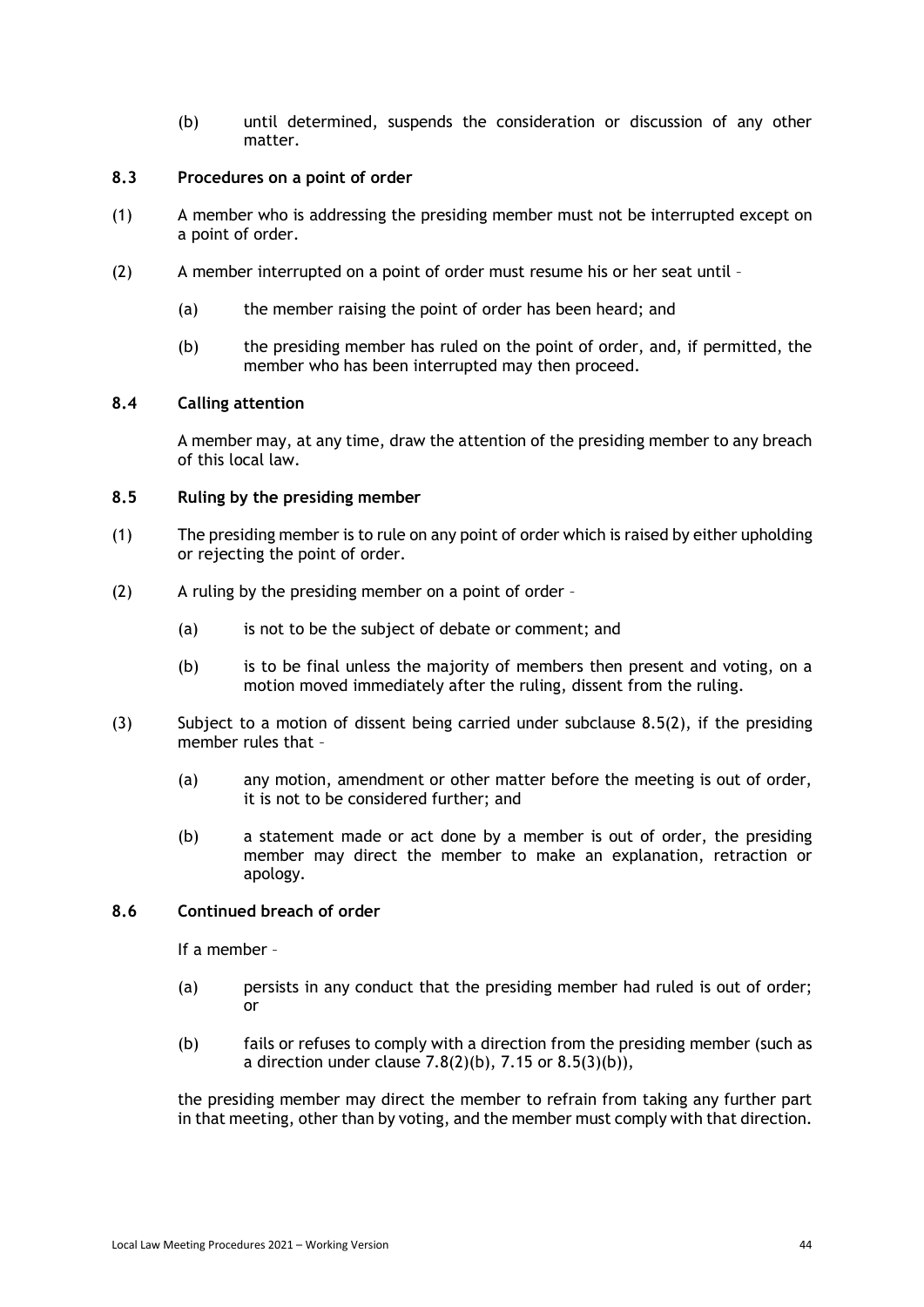(b) until determined, suspends the consideration or discussion of any other matter.

### 8.3 Procedures on a point of order

(1) A member who is addressing the presiding member must not be interrupted except on a point of order.

(2) A member interrupted on a point of order must resume his or her seat until –

- (a) the member raising the point of order has been heard; and
- (b) the presiding member has ruled on the point of order, and, if permitted, the member who has been interrupted may then proceed.

### 8.4 Calling attention

A member may, at any time, draw the attention of the presiding member to any breach of this local law.

### 8.5 Ruling by the presiding member

(1) The presiding member is to rule on any point of order which is raised by either upholding or rejecting the point of order.

(2) A ruling by the presiding member on a point of order –

- (a) is not to be the subject of debate or comment; and
- (b) is to be final unless the majority of members then present and voting, on a motion moved immediately after the ruling, dissent from the ruling.

(3) Subject to a motion of dissent being carried under subclause 8.5(2), if the presiding member rules that –

- (a) any motion, amendment or other matter before the meeting is out of order, it is not to be considered further; and
- (b) a statement made or act done by a member is out of order, the presiding member may direct the member to make an explanation, retraction or apology.

### 8.6 Continued breach of order

If a member –

- (a) persists in any conduct that the presiding member had ruled is out of order; or
- (b) fails or refuses to comply with a direction from the presiding member (such as a direction under clause 7.8(2)(b), 7.15 or 8.5(3)(b)),

the presiding member may direct the member to refrain from taking any further part in that meeting, other than by voting, and the member must comply with that direction.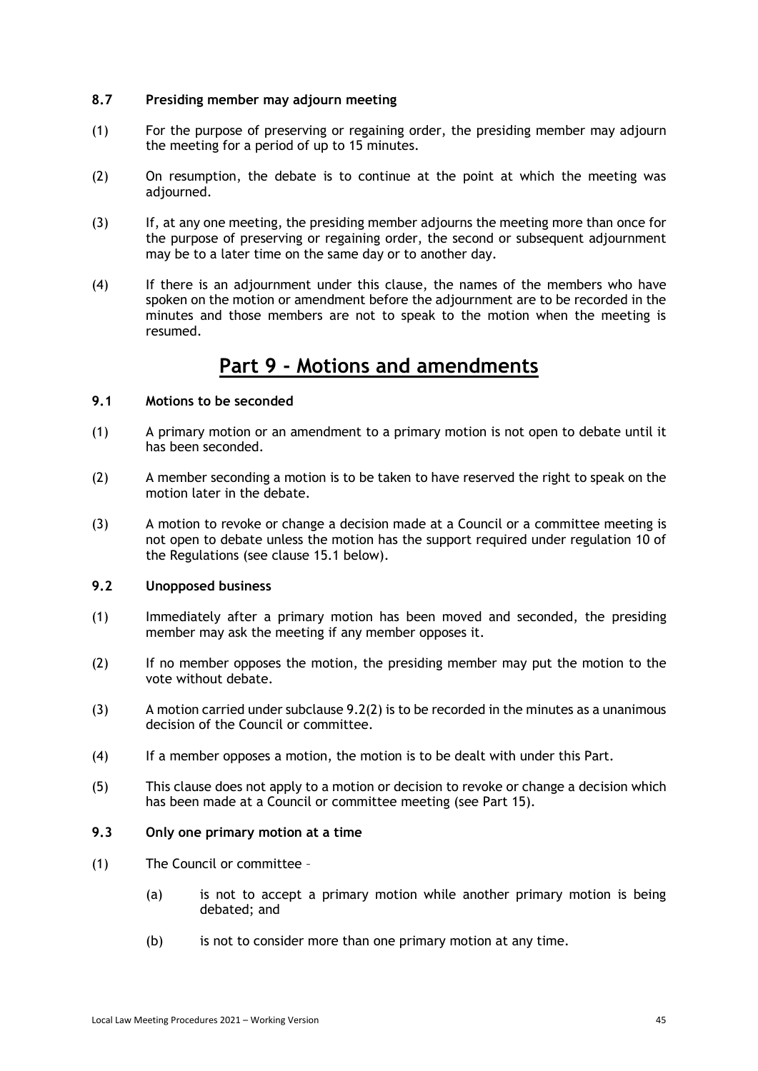**8.7 Presiding member may adjourn meeting**

(1) For the purpose of preserving or regaining order, the presiding member may adjourn the meeting for a period of up to 15 minutes.

(2) On resumption, the debate is to continue at the point at which the meeting was adjourned.

(3) If, at any one meeting, the presiding member adjourns the meeting more than once for the purpose of preserving or regaining order, the second or subsequent adjournment may be to a later time on the same day or to another day.

(4) If there is an adjournment under this clause, the names of the members who have spoken on the motion or amendment before the adjournment are to be recorded in the minutes and those members are not to speak to the motion when the meeting is resumed.

# Part 9 - Motions and amendments

**9.1 Motions to be seconded**

(1) A primary motion or an amendment to a primary motion is not open to debate until it has been seconded.

(2) A member seconding a motion is to be taken to have reserved the right to speak on the motion later in the debate.

(3) A motion to revoke or change a decision made at a Council or a committee meeting is not open to debate unless the motion has the support required under regulation 10 of the Regulations (see clause 15.1 below).

**9.2 Unopposed business**

(1) Immediately after a primary motion has been moved and seconded, the presiding member may ask the meeting if any member opposes it.

(2) If no member opposes the motion, the presiding member may put the motion to the vote without debate.

(3) A motion carried under subclause 9.2(2) is to be recorded in the minutes as a unanimous decision of the Council or committee.

(4) If a member opposes a motion, the motion is to be dealt with under this Part.

(5) This clause does not apply to a motion or decision to revoke or change a decision which has been made at a Council or committee meeting (see Part 15).

**9.3 Only one primary motion at a time**

(1) The Council or committee –

(a) is not to accept a primary motion while another primary motion is being debated; and

(b) is not to consider more than one primary motion at any time.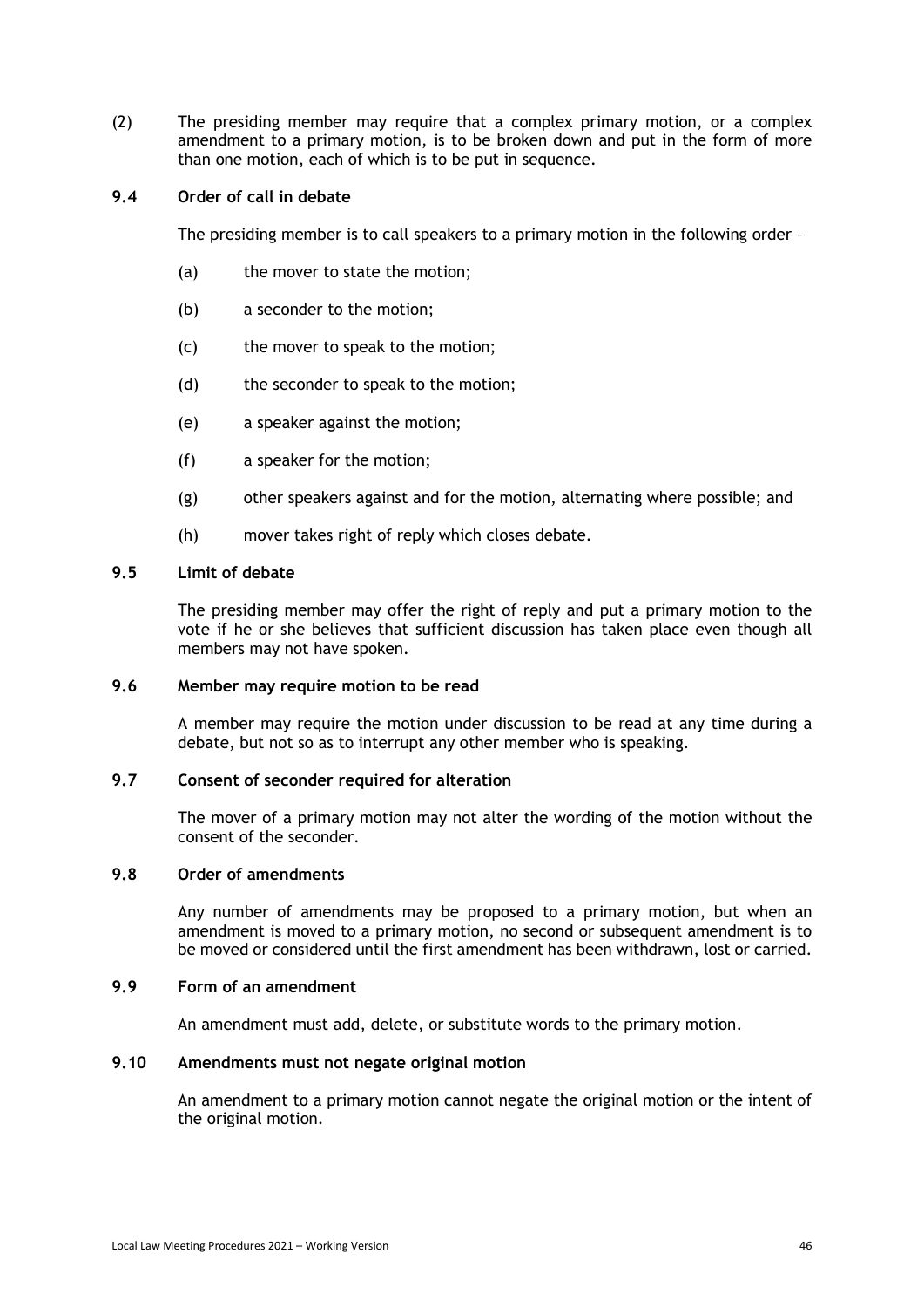(2) The presiding member may require that a complex primary motion, or a complex amendment to a primary motion, is to be broken down and put in the form of more than one motion, each of which is to be put in sequence.

### 9.4 Order of call in debate

The presiding member is to call speakers to a primary motion in the following order –

(a) the mover to state the motion;

(b) a seconder to the motion;

(c) the mover to speak to the motion;

(d) the seconder to speak to the motion;

(e) a speaker against the motion;

(f) a speaker for the motion;

(g) other speakers against and for the motion, alternating where possible; and

(h) mover takes right of reply which closes debate.

### 9.5 Limit of debate

The presiding member may offer the right of reply and put a primary motion to the vote if he or she believes that sufficient discussion has taken place even though all members may not have spoken.

### 9.6 Member may require motion to be read

A member may require the motion under discussion to be read at any time during a debate, but not so as to interrupt any other member who is speaking.

### 9.7 Consent of seconder required for alteration

The mover of a primary motion may not alter the wording of the motion without the consent of the seconder.

### 9.8 Order of amendments

Any number of amendments may be proposed to a primary motion, but when an amendment is moved to a primary motion, no second or subsequent amendment is to be moved or considered until the first amendment has been withdrawn, lost or carried.

### 9.9 Form of an amendment

An amendment must add, delete, or substitute words to the primary motion.

### 9.10 Amendments must not negate original motion

An amendment to a primary motion cannot negate the original motion or the intent of the original motion.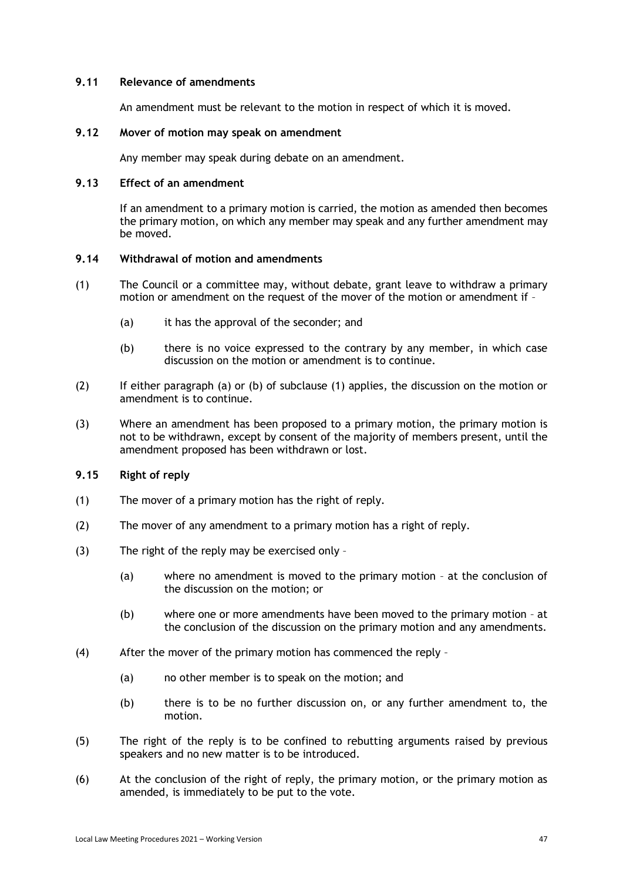### 9.11 Relevance of amendments

An amendment must be relevant to the motion in respect of which it is moved.

### 9.12 Mover of motion may speak on amendment

Any member may speak during debate on an amendment.

### 9.13 Effect of an amendment

If an amendment to a primary motion is carried, the motion as amended then becomes the primary motion, on which any member may speak and any further amendment may be moved.

### 9.14 Withdrawal of motion and amendments

(1) The Council or a committee may, without debate, grant leave to withdraw a primary motion or amendment on the request of the mover of the motion or amendment if –

  (a) it has the approval of the seconder; and

  (b) there is no voice expressed to the contrary by any member, in which case discussion on the motion or amendment is to continue.

(2) If either paragraph (a) or (b) of subclause (1) applies, the discussion on the motion or amendment is to continue.

(3) Where an amendment has been proposed to a primary motion, the primary motion is not to be withdrawn, except by consent of the majority of members present, until the amendment proposed has been withdrawn or lost.

### 9.15 Right of reply

(1) The mover of a primary motion has the right of reply.

(2) The mover of any amendment to a primary motion has a right of reply.

(3) The right of the reply may be exercised only –

  (a) where no amendment is moved to the primary motion – at the conclusion of the discussion on the motion; or

  (b) where one or more amendments have been moved to the primary motion – at the conclusion of the discussion on the primary motion and any amendments.

(4) After the mover of the primary motion has commenced the reply –

  (a) no other member is to speak on the motion; and

  (b) there is to be no further discussion on, or any further amendment to, the motion.

(5) The right of the reply is to be confined to rebutting arguments raised by previous speakers and no new matter is to be introduced.

(6) At the conclusion of the right of reply, the primary motion, or the primary motion as amended, is immediately to be put to the vote.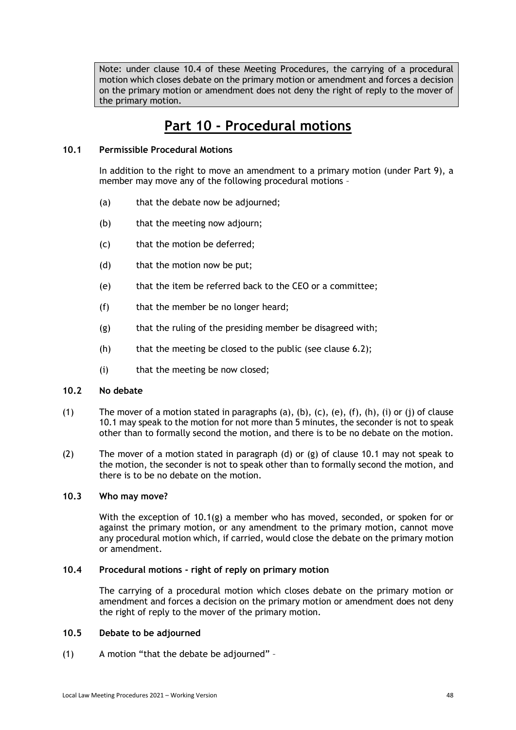> Note: under clause 10.4 of these Meeting Procedures, the carrying of a procedural motion which closes debate on the primary motion or amendment and forces a decision on the primary motion or amendment does not deny the right of reply to the mover of the primary motion.

# Part 10 - Procedural motions

### 10.1 Permissible Procedural Motions

In addition to the right to move an amendment to a primary motion (under Part 9), a member may move any of the following procedural motions –

(a) that the debate now be adjourned;

(b) that the meeting now adjourn;

(c) that the motion be deferred;

(d) that the motion now be put;

(e) that the item be referred back to the CEO or a committee;

(f) that the member be no longer heard;

(g) that the ruling of the presiding member be disagreed with;

(h) that the meeting be closed to the public (see clause 6.2);

(i) that the meeting be now closed;

### 10.2 No debate

(1) The mover of a motion stated in paragraphs (a), (b), (c), (e), (f), (h), (i) or (j) of clause 10.1 may speak to the motion for not more than 5 minutes, the seconder is not to speak other than to formally second the motion, and there is to be no debate on the motion.

(2) The mover of a motion stated in paragraph (d) or (g) of clause 10.1 may not speak to the motion, the seconder is not to speak other than to formally second the motion, and there is to be no debate on the motion.

### 10.3 Who may move?

With the exception of 10.1(g) a member who has moved, seconded, or spoken for or against the primary motion, or any amendment to the primary motion, cannot move any procedural motion which, if carried, would close the debate on the primary motion or amendment.

### 10.4 Procedural motions - right of reply on primary motion

The carrying of a procedural motion which closes debate on the primary motion or amendment and forces a decision on the primary motion or amendment does not deny the right of reply to the mover of the primary motion.

### 10.5 Debate to be adjourned

(1) A motion "that the debate be adjourned" –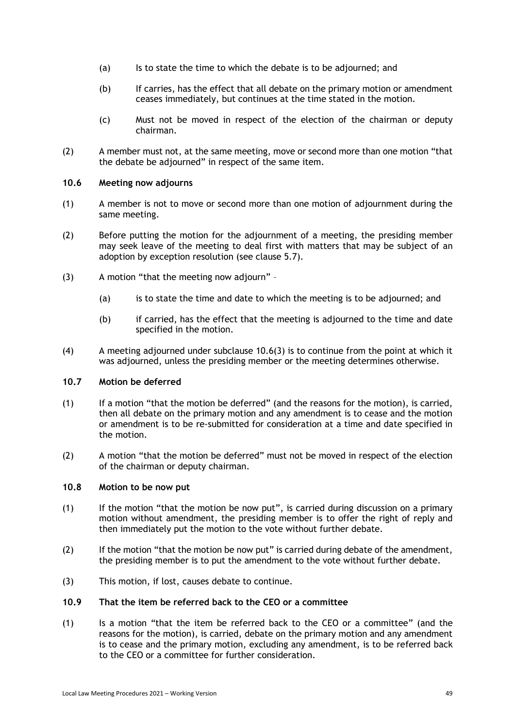(a) Is to state the time to which the debate is to be adjourned; and

(b) If carries, has the effect that all debate on the primary motion or amendment ceases immediately, but continues at the time stated in the motion.

(c) Must not be moved in respect of the election of the chairman or deputy chairman.

(2) A member must not, at the same meeting, move or second more than one motion "that the debate be adjourned" in respect of the same item.

### 10.6 Meeting now adjourns

(1) A member is not to move or second more than one motion of adjournment during the same meeting.

(2) Before putting the motion for the adjournment of a meeting, the presiding member may seek leave of the meeting to deal first with matters that may be subject of an adoption by exception resolution (see clause 5.7).

(3) A motion "that the meeting now adjourn" –

(a) is to state the time and date to which the meeting is to be adjourned; and

(b) if carried, has the effect that the meeting is adjourned to the time and date specified in the motion.

(4) A meeting adjourned under subclause 10.6(3) is to continue from the point at which it was adjourned, unless the presiding member or the meeting determines otherwise.

### 10.7 Motion be deferred

(1) If a motion "that the motion be deferred" (and the reasons for the motion), is carried, then all debate on the primary motion and any amendment is to cease and the motion or amendment is to be re-submitted for consideration at a time and date specified in the motion.

(2) A motion "that the motion be deferred" must not be moved in respect of the election of the chairman or deputy chairman.

### 10.8 Motion to be now put

(1) If the motion "that the motion be now put", is carried during discussion on a primary motion without amendment, the presiding member is to offer the right of reply and then immediately put the motion to the vote without further debate.

(2) If the motion "that the motion be now put" is carried during debate of the amendment, the presiding member is to put the amendment to the vote without further debate.

(3) This motion, if lost, causes debate to continue.

### 10.9 That the item be referred back to the CEO or a committee

(1) Is a motion "that the item be referred back to the CEO or a committee" (and the reasons for the motion), is carried, debate on the primary motion and any amendment is to cease and the primary motion, excluding any amendment, is to be referred back to the CEO or a committee for further consideration.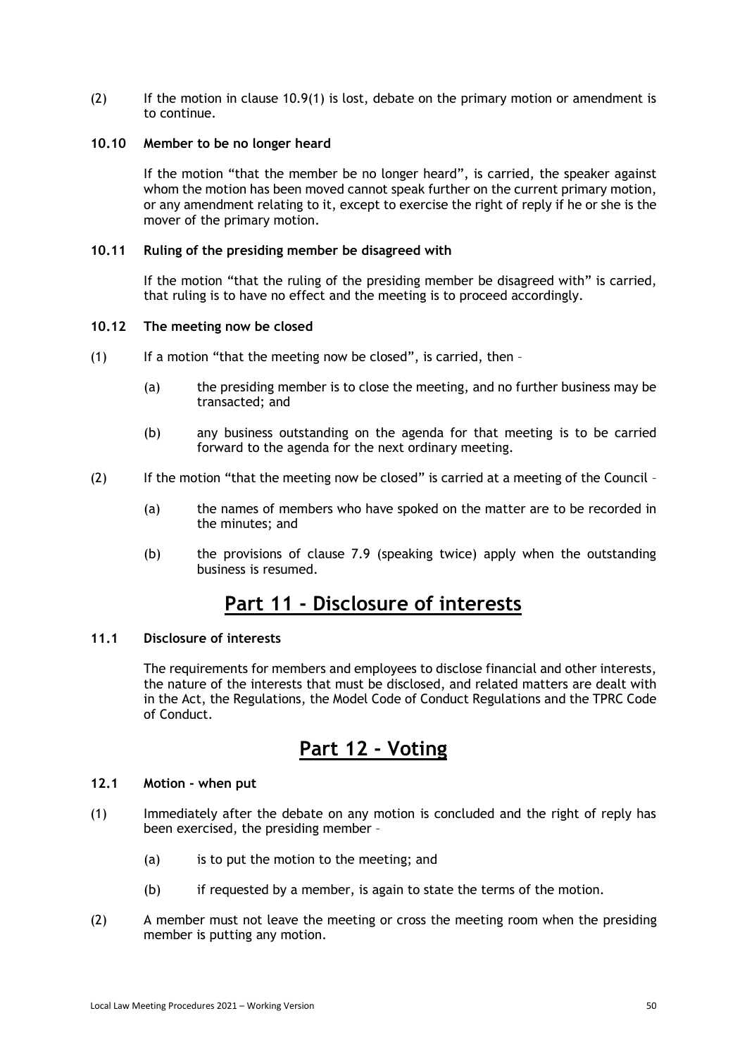(2) If the motion in clause 10.9(1) is lost, debate on the primary motion or amendment is to continue.

### 10.10 Member to be no longer heard

If the motion "that the member be no longer heard", is carried, the speaker against whom the motion has been moved cannot speak further on the current primary motion, or any amendment relating to it, except to exercise the right of reply if he or she is the mover of the primary motion.

### 10.11 Ruling of the presiding member be disagreed with

If the motion "that the ruling of the presiding member be disagreed with" is carried, that ruling is to have no effect and the meeting is to proceed accordingly.

### 10.12 The meeting now be closed

(1) If a motion "that the meeting now be closed", is carried, then –

(a) the presiding member is to close the meeting, and no further business may be transacted; and

(b) any business outstanding on the agenda for that meeting is to be carried forward to the agenda for the next ordinary meeting.

(2) If the motion "that the meeting now be closed" is carried at a meeting of the Council –

(a) the names of members who have spoked on the matter are to be recorded in the minutes; and

(b) the provisions of clause 7.9 (speaking twice) apply when the outstanding business is resumed.

# Part 11 - Disclosure of interests

### 11.1 Disclosure of interests

The requirements for members and employees to disclose financial and other interests, the nature of the interests that must be disclosed, and related matters are dealt with in the Act, the Regulations, the Model Code of Conduct Regulations and the TPRC Code of Conduct.

# Part 12 - Voting

### 12.1 Motion - when put

(1) Immediately after the debate on any motion is concluded and the right of reply has been exercised, the presiding member –

(a) is to put the motion to the meeting; and

(b) if requested by a member, is again to state the terms of the motion.

(2) A member must not leave the meeting or cross the meeting room when the presiding member is putting any motion.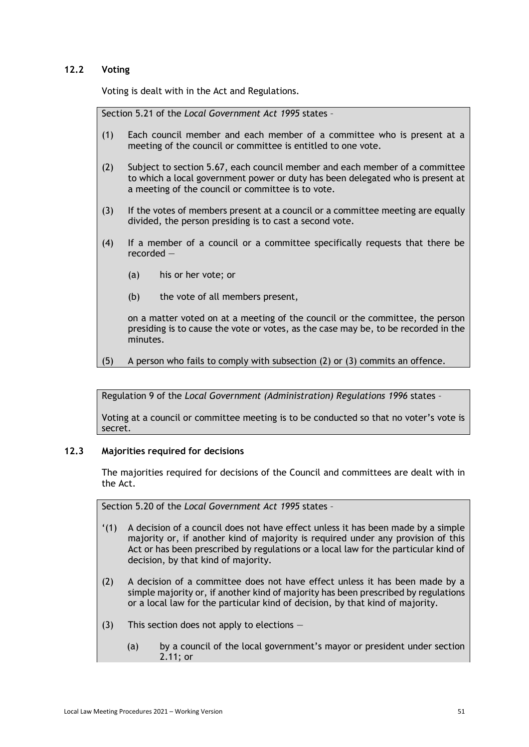### 12.2 Voting

Voting is dealt with in the Act and Regulations.

> Section 5.21 of the *Local Government Act 1995* states –
>
> (1) Each council member and each member of a committee who is present at a meeting of the council or committee is entitled to one vote.
>
> (2) Subject to section 5.67, each council member and each member of a committee to which a local government power or duty has been delegated who is present at a meeting of the council or committee is to vote.
>
> (3) If the votes of members present at a council or a committee meeting are equally divided, the person presiding is to cast a second vote.
>
> (4) If a member of a council or a committee specifically requests that there be recorded —
>
> (a) his or her vote; or
>
> (b) the vote of all members present,
>
> on a matter voted on at a meeting of the council or the committee, the person presiding is to cause the vote or votes, as the case may be, to be recorded in the minutes.
>
> (5) A person who fails to comply with subsection (2) or (3) commits an offence.

> Regulation 9 of the *Local Government (Administration) Regulations 1996* states –
>
> Voting at a council or committee meeting is to be conducted so that no voter's vote is secret.

### 12.3 Majorities required for decisions

The majorities required for decisions of the Council and committees are dealt with in the Act.

> Section 5.20 of the *Local Government Act 1995* states –
>
> '(1) A decision of a council does not have effect unless it has been made by a simple majority or, if another kind of majority is required under any provision of this Act or has been prescribed by regulations or a local law for the particular kind of decision, by that kind of majority.
>
> (2) A decision of a committee does not have effect unless it has been made by a simple majority or, if another kind of majority has been prescribed by regulations or a local law for the particular kind of decision, by that kind of majority.
>
> (3) This section does not apply to elections —
>
> (a) by a council of the local government's mayor or president under section 2.11; or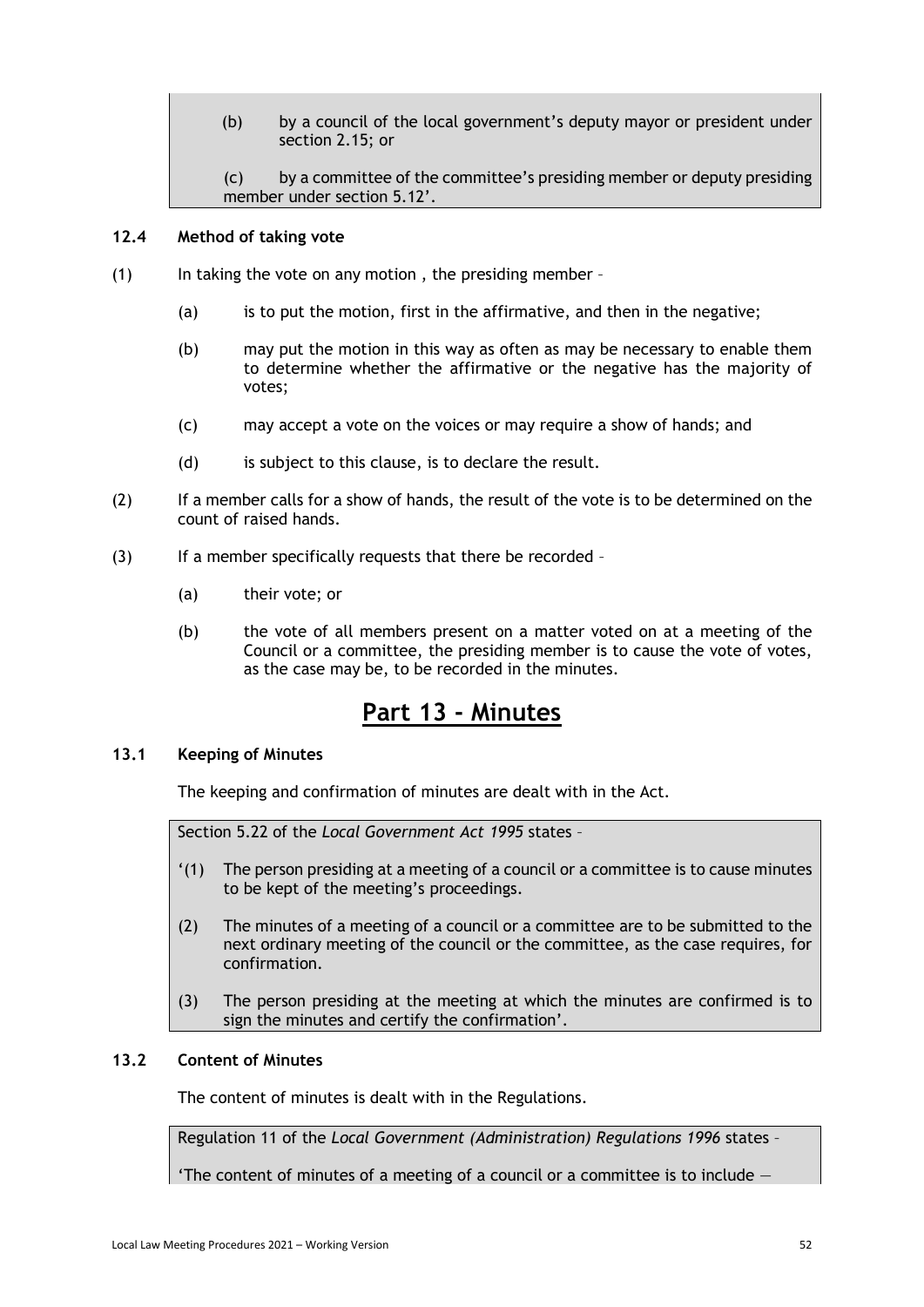> (b) by a council of the local government's deputy mayor or president under section 2.15; or
>
> (c) by a committee of the committee's presiding member or deputy presiding member under section 5.12'.

### 12.4 Method of taking vote

(1) In taking the vote on any motion , the presiding member –

- (a) is to put the motion, first in the affirmative, and then in the negative;
- (b) may put the motion in this way as often as may be necessary to enable them to determine whether the affirmative or the negative has the majority of votes;
- (c) may accept a vote on the voices or may require a show of hands; and
- (d) is subject to this clause, is to declare the result.

(2) If a member calls for a show of hands, the result of the vote is to be determined on the count of raised hands.

(3) If a member specifically requests that there be recorded –

- (a) their vote; or
- (b) the vote of all members present on a matter voted on at a meeting of the Council or a committee, the presiding member is to cause the vote of votes, as the case may be, to be recorded in the minutes.

# Part 13 - Minutes

### 13.1 Keeping of Minutes

The keeping and confirmation of minutes are dealt with in the Act.

> Section 5.22 of the *Local Government Act 1995* states –
>
> '(1) The person presiding at a meeting of a council or a committee is to cause minutes to be kept of the meeting's proceedings.
>
> (2) The minutes of a meeting of a council or a committee are to be submitted to the next ordinary meeting of the council or the committee, as the case requires, for confirmation.
>
> (3) The person presiding at the meeting at which the minutes are confirmed is to sign the minutes and certify the confirmation'.

### 13.2 Content of Minutes

The content of minutes is dealt with in the Regulations.

> Regulation 11 of the *Local Government (Administration) Regulations 1996* states –
>
> 'The content of minutes of a meeting of a council or a committee is to include —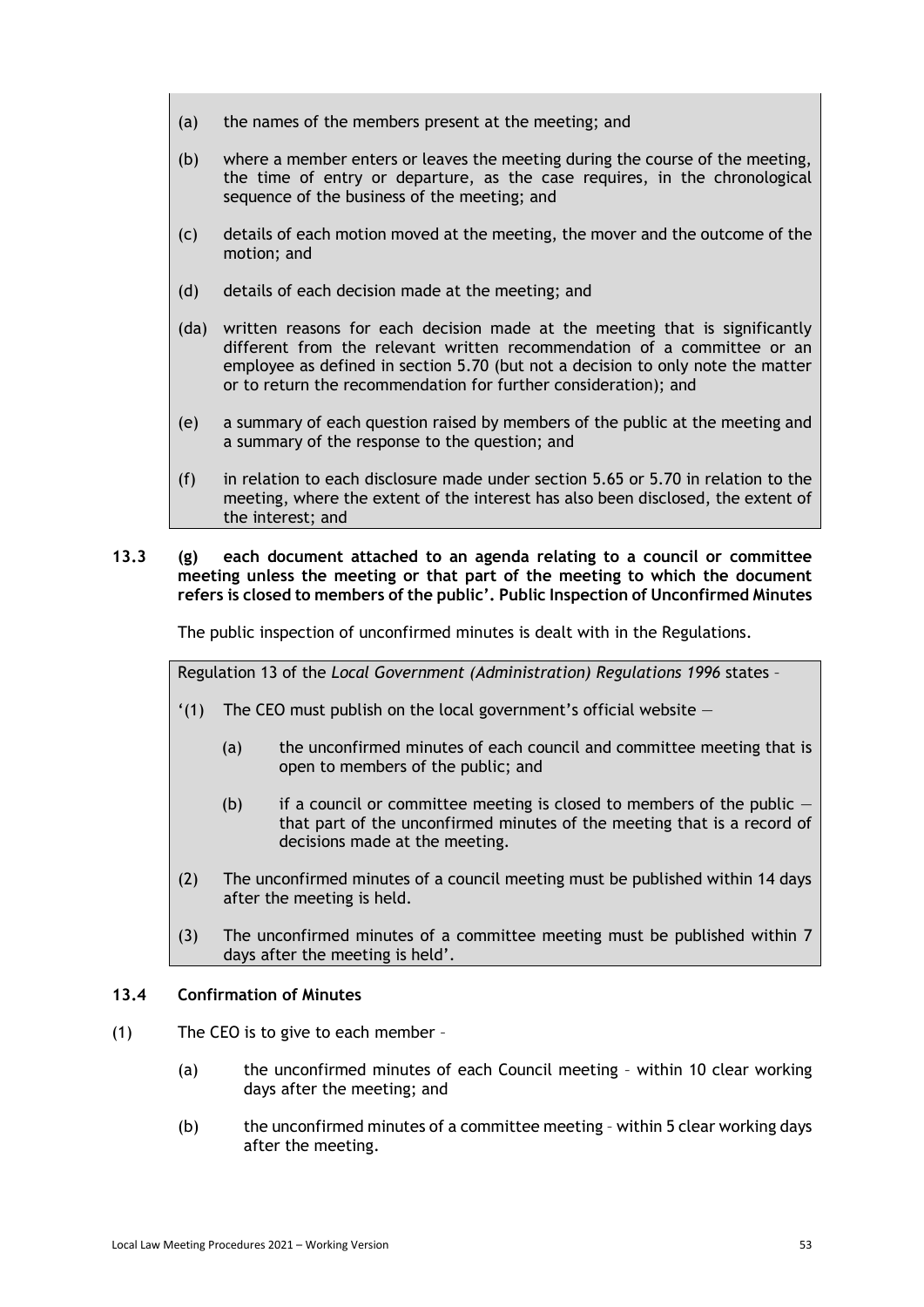(a) the names of the members present at the meeting; and

(b) where a member enters or leaves the meeting during the course of the meeting, the time of entry or departure, as the case requires, in the chronological sequence of the business of the meeting; and

(c) details of each motion moved at the meeting, the mover and the outcome of the motion; and

(d) details of each decision made at the meeting; and

(da) written reasons for each decision made at the meeting that is significantly different from the relevant written recommendation of a committee or an employee as defined in section 5.70 (but not a decision to only note the matter or to return the recommendation for further consideration); and

(e) a summary of each question raised by members of the public at the meeting and a summary of the response to the question; and

(f) in relation to each disclosure made under section 5.65 or 5.70 in relation to the meeting, where the extent of the interest has also been disclosed, the extent of the interest; and

**13.3 (g) each document attached to an agenda relating to a council or committee meeting unless the meeting or that part of the meeting to which the document refers is closed to members of the public'. Public Inspection of Unconfirmed Minutes**

The public inspection of unconfirmed minutes is dealt with in the Regulations.

Regulation 13 of the *Local Government (Administration) Regulations 1996* states –

'(1) The CEO must publish on the local government's official website —

(a) the unconfirmed minutes of each council and committee meeting that is open to members of the public; and

(b) if a council or committee meeting is closed to members of the public — that part of the unconfirmed minutes of the meeting that is a record of decisions made at the meeting.

(2) The unconfirmed minutes of a council meeting must be published within 14 days after the meeting is held.

(3) The unconfirmed minutes of a committee meeting must be published within 7 days after the meeting is held'.

### 13.4 Confirmation of Minutes

(1) The CEO is to give to each member –

(a) the unconfirmed minutes of each Council meeting – within 10 clear working days after the meeting; and

(b) the unconfirmed minutes of a committee meeting – within 5 clear working days after the meeting.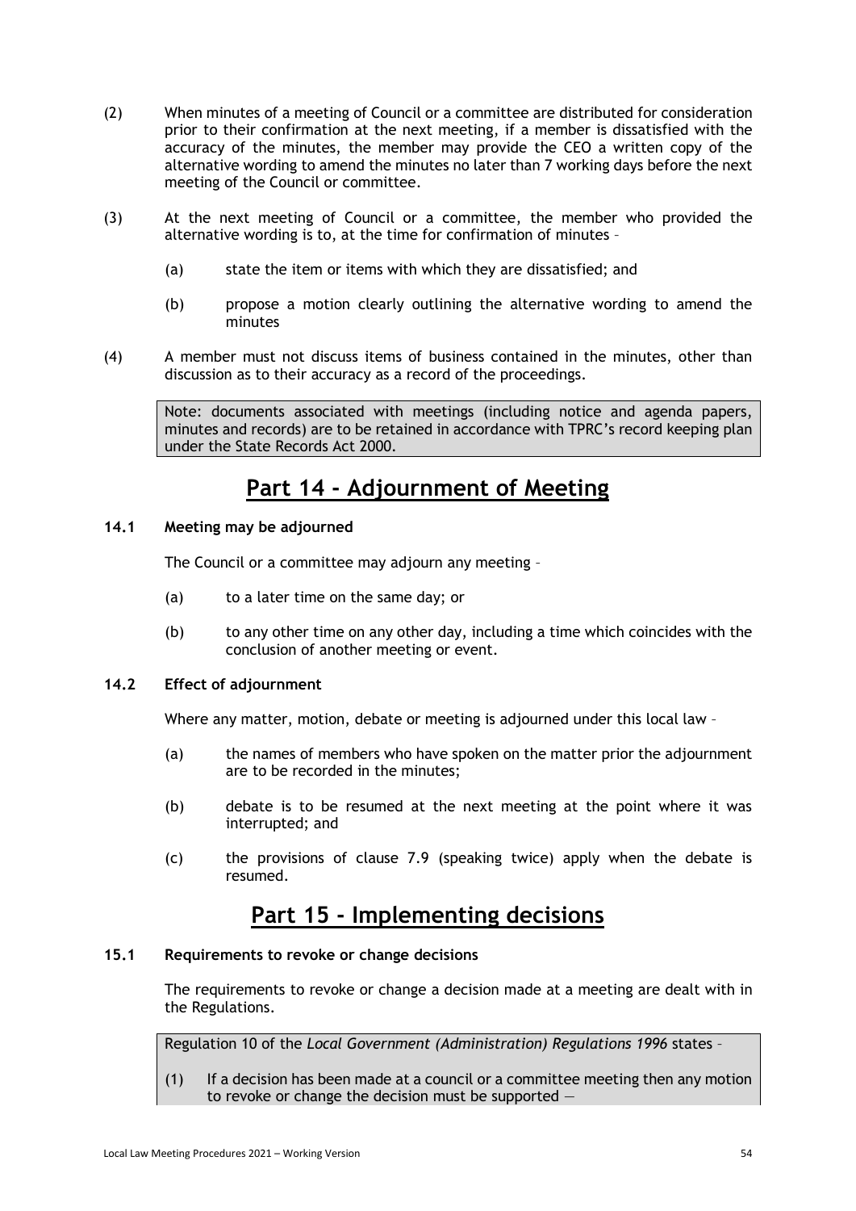(2) When minutes of a meeting of Council or a committee are distributed for consideration prior to their confirmation at the next meeting, if a member is dissatisfied with the accuracy of the minutes, the member may provide the CEO a written copy of the alternative wording to amend the minutes no later than 7 working days before the next meeting of the Council or committee.

(3) At the next meeting of Council or a committee, the member who provided the alternative wording is to, at the time for confirmation of minutes –

(a) state the item or items with which they are dissatisfied; and

(b) propose a motion clearly outlining the alternative wording to amend the minutes

(4) A member must not discuss items of business contained in the minutes, other than discussion as to their accuracy as a record of the proceedings.

> Note: documents associated with meetings (including notice and agenda papers, minutes and records) are to be retained in accordance with TPRC's record keeping plan under the State Records Act 2000.

# Part 14 - Adjournment of Meeting

### 14.1 Meeting may be adjourned

The Council or a committee may adjourn any meeting –

(a) to a later time on the same day; or

(b) to any other time on any other day, including a time which coincides with the conclusion of another meeting or event.

### 14.2 Effect of adjournment

Where any matter, motion, debate or meeting is adjourned under this local law –

(a) the names of members who have spoken on the matter prior the adjournment are to be recorded in the minutes;

(b) debate is to be resumed at the next meeting at the point where it was interrupted; and

(c) the provisions of clause 7.9 (speaking twice) apply when the debate is resumed.

# Part 15 - Implementing decisions

### 15.1 Requirements to revoke or change decisions

The requirements to revoke or change a decision made at a meeting are dealt with in the Regulations.

> Regulation 10 of the *Local Government (Administration) Regulations 1996* states –
>
> (1) If a decision has been made at a council or a committee meeting then any motion to revoke or change the decision must be supported —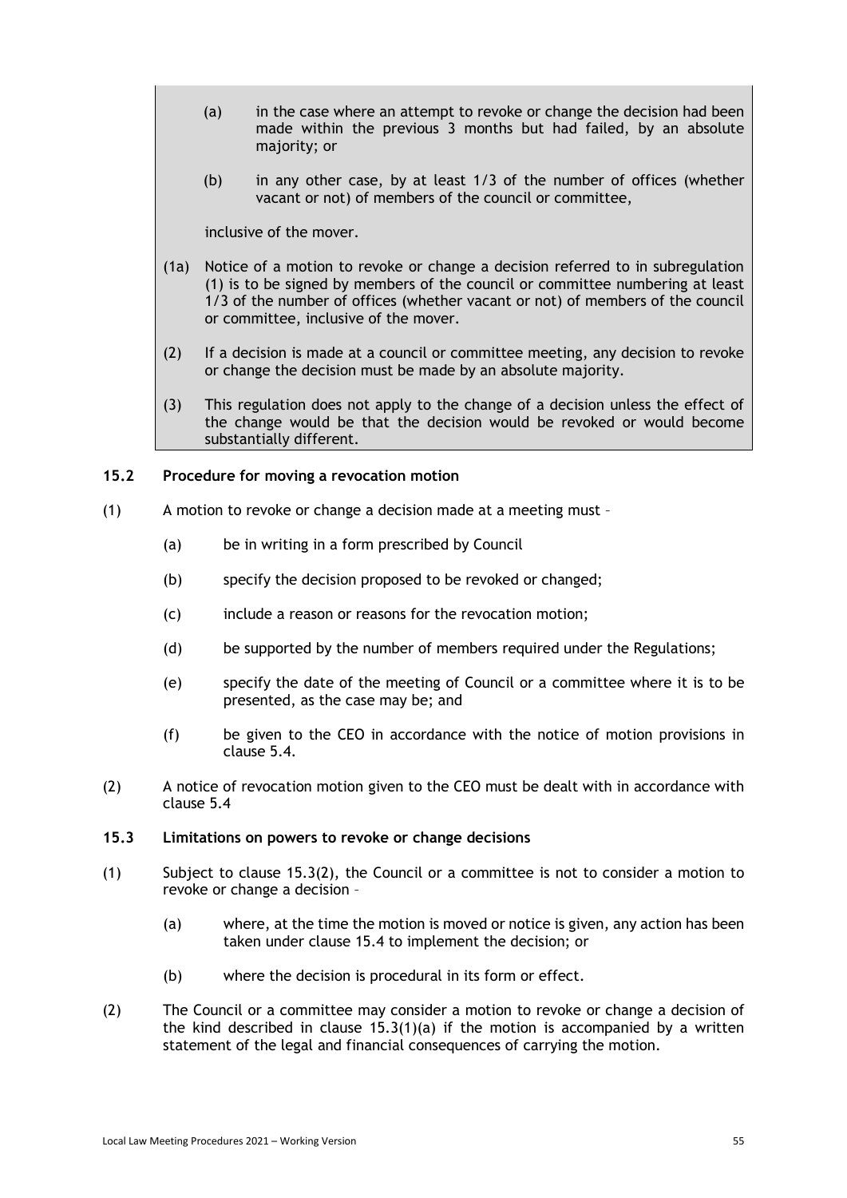(a) in the case where an attempt to revoke or change the decision had been made within the previous 3 months but had failed, by an absolute majority; or

(b) in any other case, by at least 1/3 of the number of offices (whether vacant or not) of members of the council or committee,

inclusive of the mover.

(1a) Notice of a motion to revoke or change a decision referred to in subregulation (1) is to be signed by members of the council or committee numbering at least 1/3 of the number of offices (whether vacant or not) of members of the council or committee, inclusive of the mover.

(2) If a decision is made at a council or committee meeting, any decision to revoke or change the decision must be made by an absolute majority.

(3) This regulation does not apply to the change of a decision unless the effect of the change would be that the decision would be revoked or would become substantially different.

### 15.2 Procedure for moving a revocation motion

(1) A motion to revoke or change a decision made at a meeting must –

(a) be in writing in a form prescribed by Council

(b) specify the decision proposed to be revoked or changed;

(c) include a reason or reasons for the revocation motion;

(d) be supported by the number of members required under the Regulations;

(e) specify the date of the meeting of Council or a committee where it is to be presented, as the case may be; and

(f) be given to the CEO in accordance with the notice of motion provisions in clause 5.4.

(2) A notice of revocation motion given to the CEO must be dealt with in accordance with clause 5.4

### 15.3 Limitations on powers to revoke or change decisions

(1) Subject to clause 15.3(2), the Council or a committee is not to consider a motion to revoke or change a decision –

(a) where, at the time the motion is moved or notice is given, any action has been taken under clause 15.4 to implement the decision; or

(b) where the decision is procedural in its form or effect.

(2) The Council or a committee may consider a motion to revoke or change a decision of the kind described in clause 15.3(1)(a) if the motion is accompanied by a written statement of the legal and financial consequences of carrying the motion.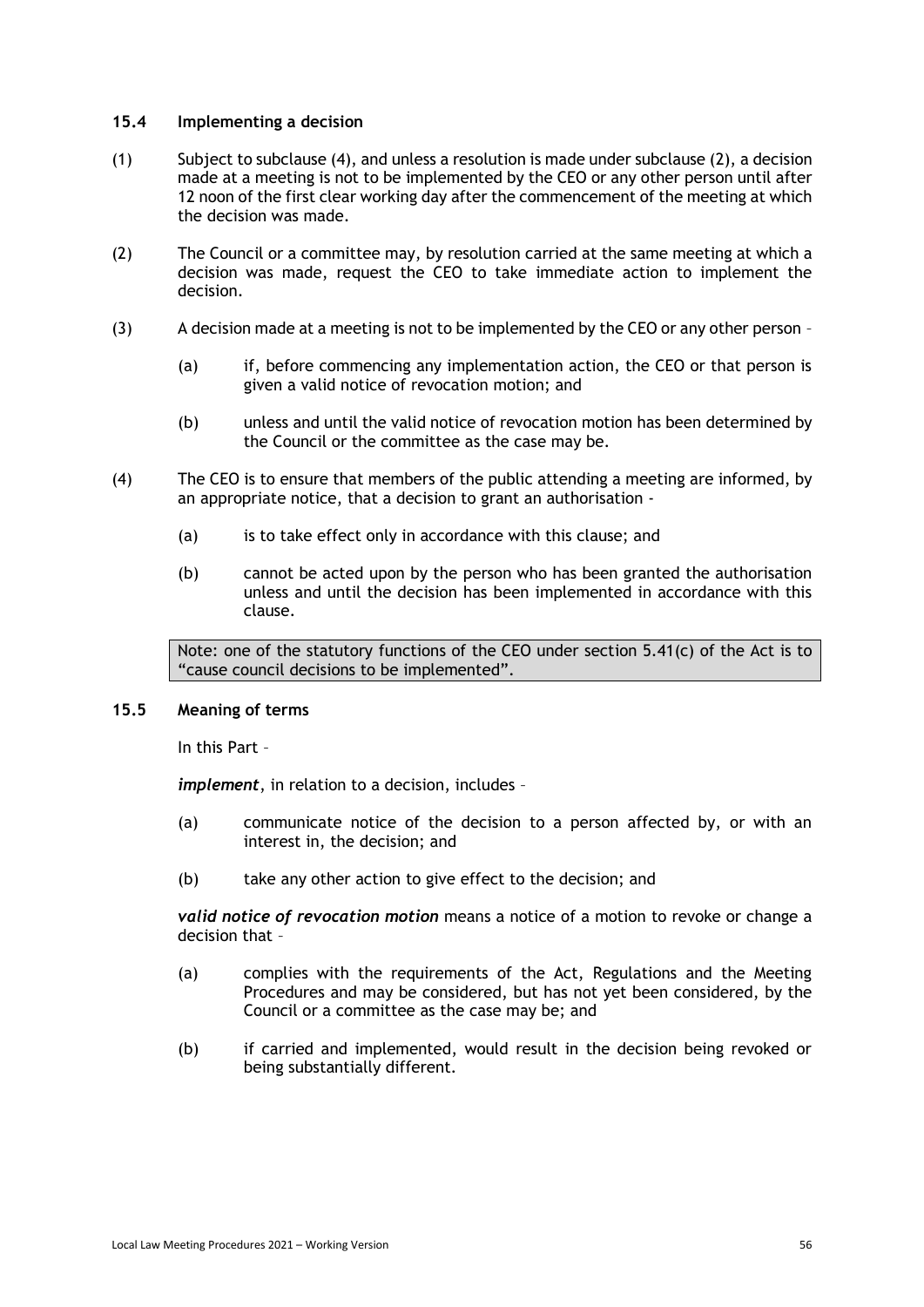### 15.4 Implementing a decision

(1) Subject to subclause (4), and unless a resolution is made under subclause (2), a decision made at a meeting is not to be implemented by the CEO or any other person until after 12 noon of the first clear working day after the commencement of the meeting at which the decision was made.

(2) The Council or a committee may, by resolution carried at the same meeting at which a decision was made, request the CEO to take immediate action to implement the decision.

(3) A decision made at a meeting is not to be implemented by the CEO or any other person –

  (a) if, before commencing any implementation action, the CEO or that person is given a valid notice of revocation motion; and

  (b) unless and until the valid notice of revocation motion has been determined by the Council or the committee as the case may be.

(4) The CEO is to ensure that members of the public attending a meeting are informed, by an appropriate notice, that a decision to grant an authorisation -

  (a) is to take effect only in accordance with this clause; and

  (b) cannot be acted upon by the person who has been granted the authorisation unless and until the decision has been implemented in accordance with this clause.

> Note: one of the statutory functions of the CEO under section 5.41(c) of the Act is to "cause council decisions to be implemented".

### 15.5 Meaning of terms

In this Part –

***implement***, in relation to a decision, includes –

  (a) communicate notice of the decision to a person affected by, or with an interest in, the decision; and

  (b) take any other action to give effect to the decision; and

***valid notice of revocation motion*** means a notice of a motion to revoke or change a decision that –

  (a) complies with the requirements of the Act, Regulations and the Meeting Procedures and may be considered, but has not yet been considered, by the Council or a committee as the case may be; and

  (b) if carried and implemented, would result in the decision being revoked or being substantially different.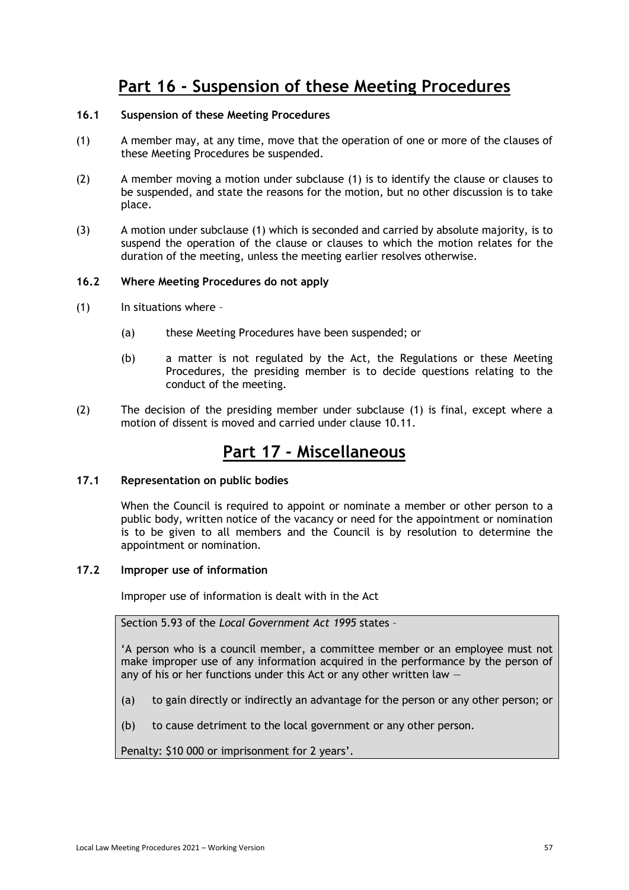# Part 16 - Suspension of these Meeting Procedures

### 16.1 Suspension of these Meeting Procedures

(1) A member may, at any time, move that the operation of one or more of the clauses of these Meeting Procedures be suspended.

(2) A member moving a motion under subclause (1) is to identify the clause or clauses to be suspended, and state the reasons for the motion, but no other discussion is to take place.

(3) A motion under subclause (1) which is seconded and carried by absolute majority, is to suspend the operation of the clause or clauses to which the motion relates for the duration of the meeting, unless the meeting earlier resolves otherwise.

### 16.2 Where Meeting Procedures do not apply

(1) In situations where –

(a) these Meeting Procedures have been suspended; or

(b) a matter is not regulated by the Act, the Regulations or these Meeting Procedures, the presiding member is to decide questions relating to the conduct of the meeting.

(2) The decision of the presiding member under subclause (1) is final, except where a motion of dissent is moved and carried under clause 10.11.

# Part 17 – Miscellaneous

### 17.1 Representation on public bodies

When the Council is required to appoint or nominate a member or other person to a public body, written notice of the vacancy or need for the appointment or nomination is to be given to all members and the Council is by resolution to determine the appointment or nomination.

### 17.2 Improper use of information

Improper use of information is dealt with in the Act

> Section 5.93 of the *Local Government Act 1995* states –
>
> 'A person who is a council member, a committee member or an employee must not make improper use of any information acquired in the performance by the person of any of his or her functions under this Act or any other written law —
>
> (a) to gain directly or indirectly an advantage for the person or any other person; or
>
> (b) to cause detriment to the local government or any other person.
>
> Penalty: $10 000 or imprisonment for 2 years'.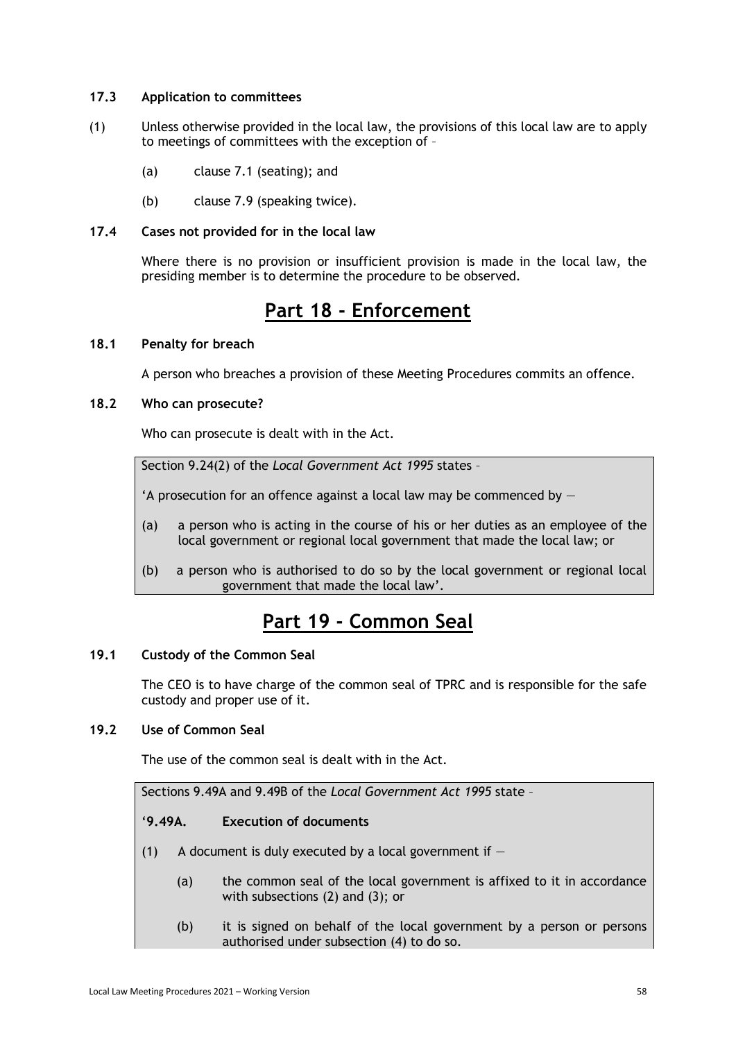### 17.3 Application to committees

(1) Unless otherwise provided in the local law, the provisions of this local law are to apply to meetings of committees with the exception of –

   (a) clause 7.1 (seating); and

   (b) clause 7.9 (speaking twice).

### 17.4 Cases not provided for in the local law

Where there is no provision or insufficient provision is made in the local law, the presiding member is to determine the procedure to be observed.

# Part 18 - Enforcement

### 18.1 Penalty for breach

A person who breaches a provision of these Meeting Procedures commits an offence.

### 18.2 Who can prosecute?

Who can prosecute is dealt with in the Act.

> Section 9.24(2) of the *Local Government Act 1995* states –
>
> 'A prosecution for an offence against a local law may be commenced by —
>
> (a) a person who is acting in the course of his or her duties as an employee of the local government or regional local government that made the local law; or
>
> (b) a person who is authorised to do so by the local government or regional local government that made the local law'.

# Part 19 - Common Seal

### 19.1 Custody of the Common Seal

The CEO is to have charge of the common seal of TPRC and is responsible for the safe custody and proper use of it.

### 19.2 Use of Common Seal

The use of the common seal is dealt with in the Act.

> Sections 9.49A and 9.49B of the *Local Government Act 1995* state –
>
> **'9.49A. Execution of documents**
>
> (1) A document is duly executed by a local government if —
>
> (a) the common seal of the local government is affixed to it in accordance with subsections (2) and (3); or
>
> (b) it is signed on behalf of the local government by a person or persons authorised under subsection (4) to do so.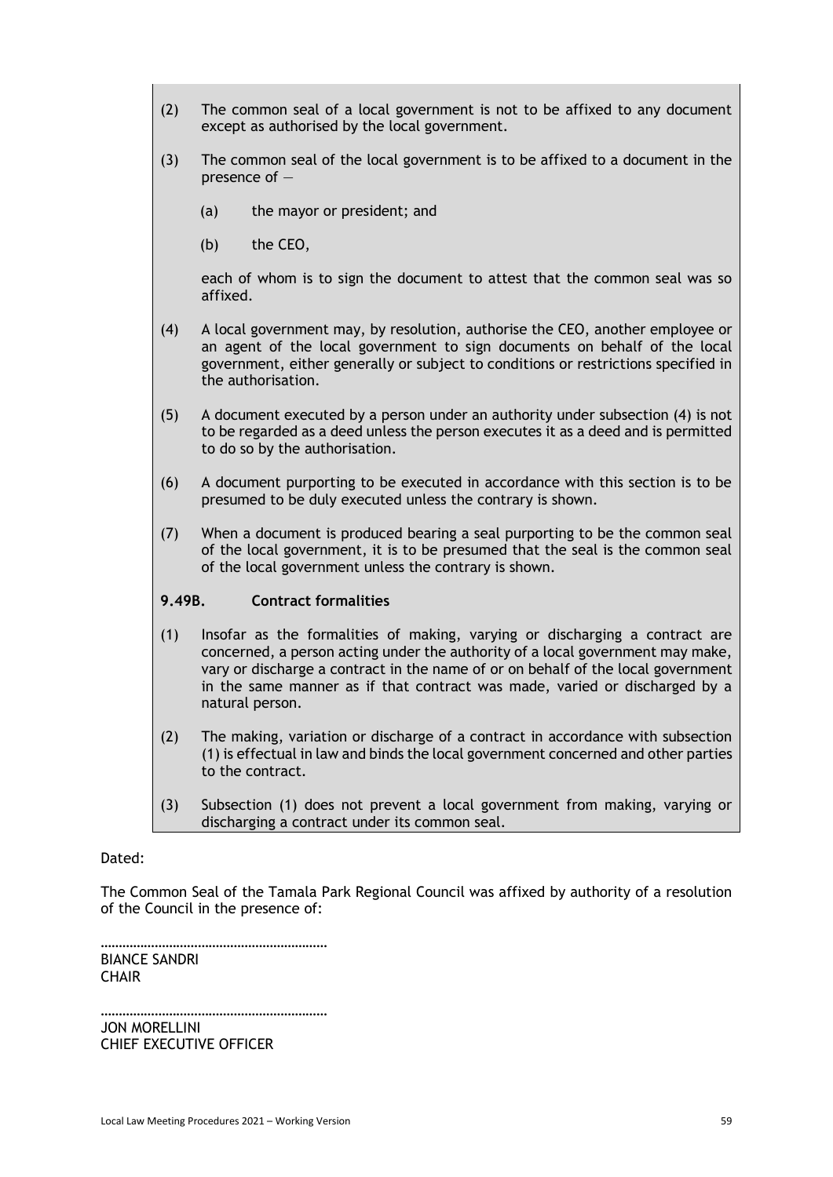(2) The common seal of a local government is not to be affixed to any document except as authorised by the local government.

(3) The common seal of the local government is to be affixed to a document in the presence of —

(a) the mayor or president; and

(b) the CEO,

each of whom is to sign the document to attest that the common seal was so affixed.

(4) A local government may, by resolution, authorise the CEO, another employee or an agent of the local government to sign documents on behalf of the local government, either generally or subject to conditions or restrictions specified in the authorisation.

(5) A document executed by a person under an authority under subsection (4) is not to be regarded as a deed unless the person executes it as a deed and is permitted to do so by the authorisation.

(6) A document purporting to be executed in accordance with this section is to be presumed to be duly executed unless the contrary is shown.

(7) When a document is produced bearing a seal purporting to be the common seal of the local government, it is to be presumed that the seal is the common seal of the local government unless the contrary is shown.

**9.49B. Contract formalities**

(1) Insofar as the formalities of making, varying or discharging a contract are concerned, a person acting under the authority of a local government may make, vary or discharge a contract in the name of or on behalf of the local government in the same manner as if that contract was made, varied or discharged by a natural person.

(2) The making, variation or discharge of a contract in accordance with subsection (1) is effectual in law and binds the local government concerned and other parties to the contract.

(3) Subsection (1) does not prevent a local government from making, varying or discharging a contract under its common seal.

Dated:

The Common Seal of the Tamala Park Regional Council was affixed by authority of a resolution of the Council in the presence of:

………………………………………………………
BIANCE SANDRI
CHAIR

………………………………………………………
JON MORELLINI
CHIEF EXECUTIVE OFFICER